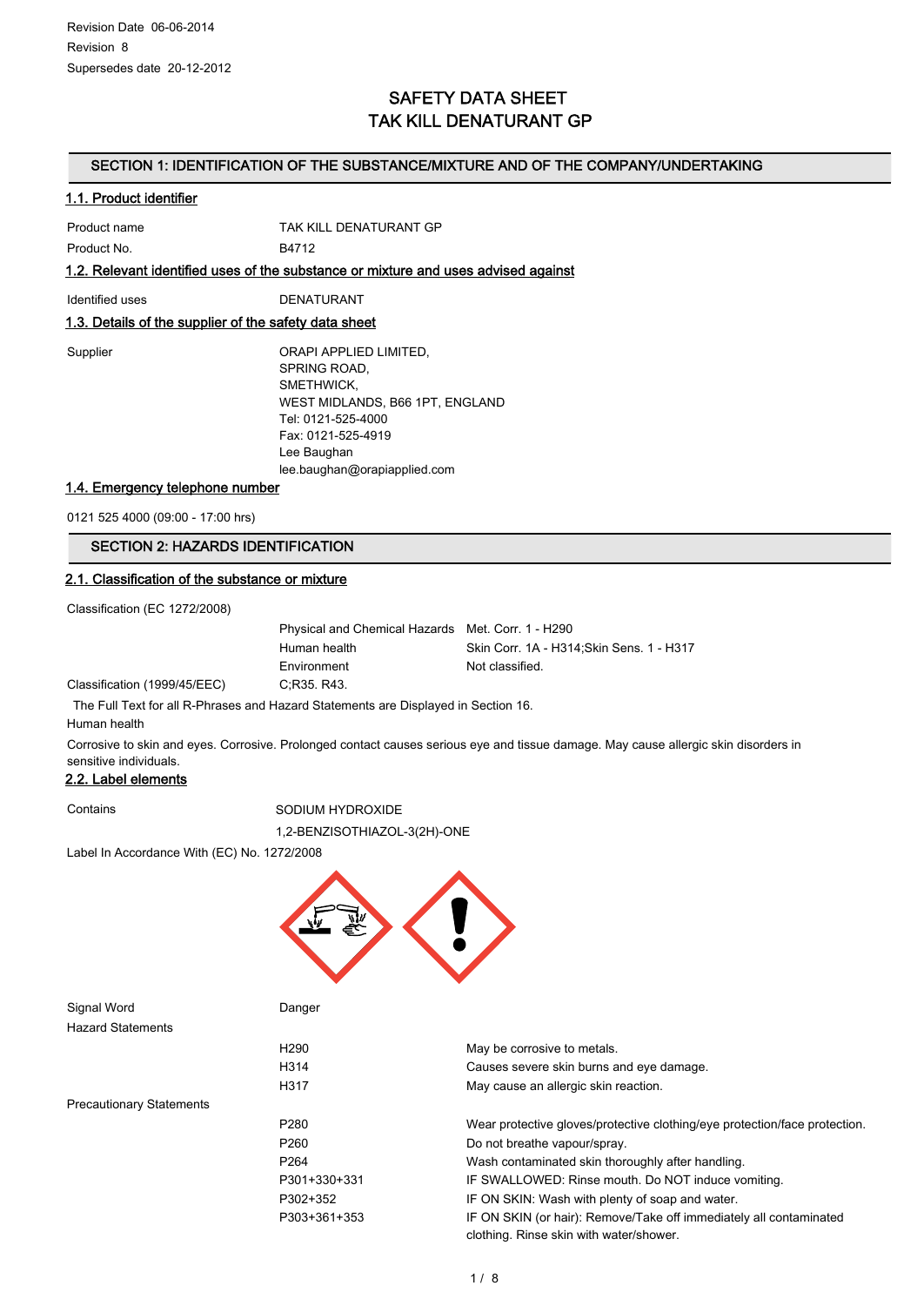Revision Date 06-06-2014
Revision 8
Supersedes date 20-12-2012

# SAFETY DATA SHEET
# TAK KILL DENATURANT GP

## SECTION 1: IDENTIFICATION OF THE SUBSTANCE/MIXTURE AND OF THE COMPANY/UNDERTAKING

### 1.1. Product identifier

| | |
|---|---|
| Product name | TAK KILL DENATURANT GP |
| Product No. | B4712 |

### 1.2. Relevant identified uses of the substance or mixture and uses advised against

| | |
|---|---|
| Identified uses | DENATURANT |

### 1.3. Details of the supplier of the safety data sheet

Supplier
ORAPI APPLIED LIMITED,
SPRING ROAD,
SMETHWICK,
WEST MIDLANDS, B66 1PT, ENGLAND
Tel: 0121-525-4000
Fax: 0121-525-4919
Lee Baughan
lee.baughan@orapiapplied.com

### 1.4. Emergency telephone number

0121 525 4000 (09:00 - 17:00 hrs)

## SECTION 2: HAZARDS IDENTIFICATION

### 2.1. Classification of the substance or mixture

Classification (EC 1272/2008)

| | | |
|---|---|---|
| | Physical and Chemical Hazards | Met. Corr. 1 - H290 |
| | Human health | Skin Corr. 1A - H314;Skin Sens. 1 - H317 |
| | Environment | Not classified. |

Classification (1999/45/EEC) C;R35. R43.

The Full Text for all R-Phrases and Hazard Statements are Displayed in Section 16.

Human health

Corrosive to skin and eyes. Corrosive. Prolonged contact causes serious eye and tissue damage. May cause allergic skin disorders in sensitive individuals.

### 2.2. Label elements

Contains
SODIUM HYDROXIDE
1,2-BENZISOTHIAZOL-3(2H)-ONE

Label In Accordance With (EC) No. 1272/2008

Signal Word: Danger

Hazard Statements

| | |
|---|---|
| H290 | May be corrosive to metals. |
| H314 | Causes severe skin burns and eye damage. |
| H317 | May cause an allergic skin reaction. |

Precautionary Statements

| | |
|---|---|
| P280 | Wear protective gloves/protective clothing/eye protection/face protection. |
| P260 | Do not breathe vapour/spray. |
| P264 | Wash contaminated skin thoroughly after handling. |
| P301+330+331 | IF SWALLOWED: Rinse mouth. Do NOT induce vomiting. |
| P302+352 | IF ON SKIN: Wash with plenty of soap and water. |
| P303+361+353 | IF ON SKIN (or hair): Remove/Take off immediately all contaminated clothing. Rinse skin with water/shower. |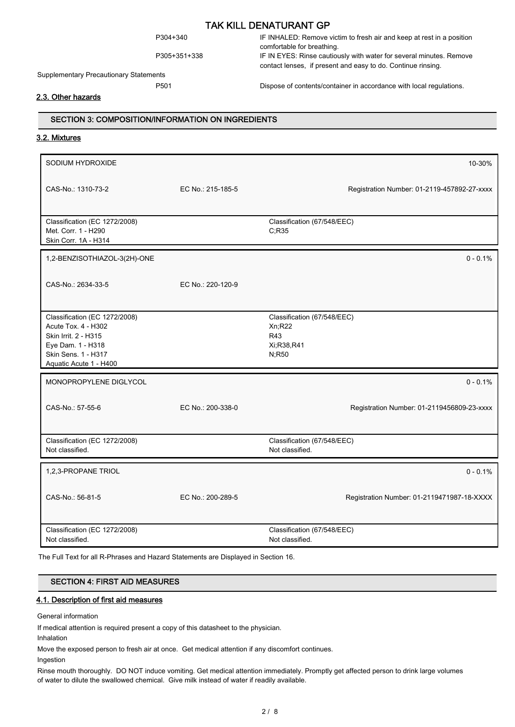| | |
|---|---|
| P304+340 | IF INHALED: Remove victim to fresh air and keep at rest in a position comfortable for breathing. |
| P305+351+338 | IF IN EYES: Rinse cautiously with water for several minutes. Remove contact lenses, if present and easy to do. Continue rinsing. |

Supplementary Precautionary Statements

| | |
|---|---|
| P501 | Dispose of contents/container in accordance with local regulations. |

### 2.3. Other hazards

## SECTION 3: COMPOSITION/INFORMATION ON INGREDIENTS

### 3.2. Mixtures

| SODIUM HYDROXIDE | | | 10-30% |
|---|---|---|---|
| CAS-No.: 1310-73-2 | EC No.: 215-185-5 | | Registration Number: 01-2119-457892-27-xxxx |
| Classification (EC 1272/2008)<br>Met. Corr. 1 - H290<br>Skin Corr. 1A - H314 | | Classification (67/548/EEC)<br>C;R35 | |

| 1,2-BENZISOTHIAZOL-3(2H)-ONE | | | 0 - 0.1% |
|---|---|---|---|
| CAS-No.: 2634-33-5 | EC No.: 220-120-9 | | |
| Classification (EC 1272/2008)<br>Acute Tox. 4 - H302<br>Skin Irrit. 2 - H315<br>Eye Dam. 1 - H318<br>Skin Sens. 1 - H317<br>Aquatic Acute 1 - H400 | | Classification (67/548/EEC)<br>Xn;R22<br>R43<br>Xi;R38,R41<br>N;R50 | |

| MONOPROPYLENE DIGLYCOL | | | 0 - 0.1% |
|---|---|---|---|
| CAS-No.: 57-55-6 | EC No.: 200-338-0 | | Registration Number: 01-2119456809-23-xxxx |
| Classification (EC 1272/2008)<br>Not classified. | | Classification (67/548/EEC)<br>Not classified. | |

| 1,2,3-PROPANE TRIOL | | | 0 - 0.1% |
|---|---|---|---|
| CAS-No.: 56-81-5 | EC No.: 200-289-5 | | Registration Number: 01-2119471987-18-XXXX |
| Classification (EC 1272/2008)<br>Not classified. | | Classification (67/548/EEC)<br>Not classified. | |

The Full Text for all R-Phrases and Hazard Statements are Displayed in Section 16.

## SECTION 4: FIRST AID MEASURES

### 4.1. Description of first aid measures

General information

If medical attention is required present a copy of this datasheet to the physician.

Inhalation

Move the exposed person to fresh air at once. Get medical attention if any discomfort continues.

Ingestion

Rinse mouth thoroughly. DO NOT induce vomiting. Get medical attention immediately. Promptly get affected person to drink large volumes of water to dilute the swallowed chemical. Give milk instead of water if readily available.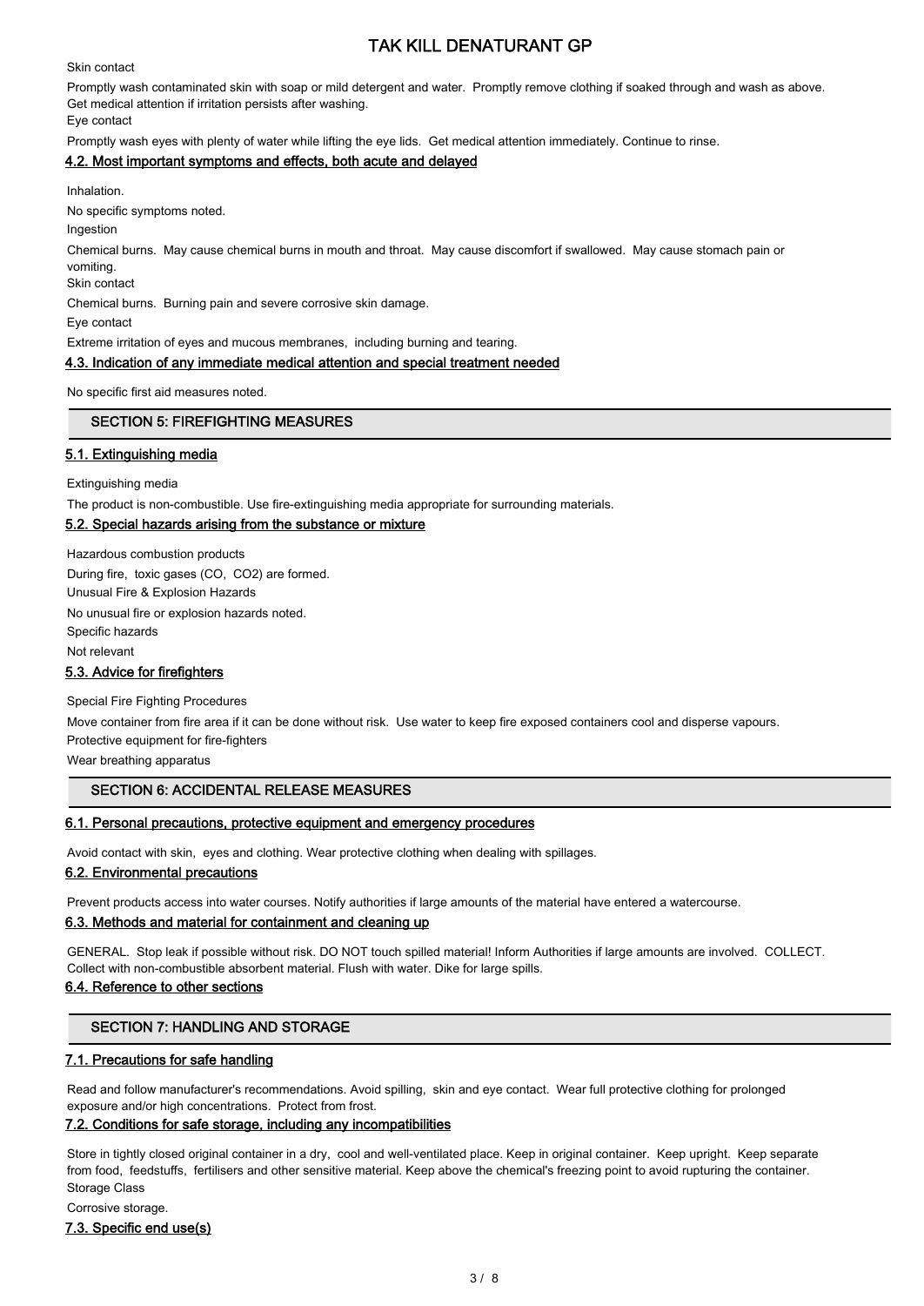Skin contact

Promptly wash contaminated skin with soap or mild detergent and water. Promptly remove clothing if soaked through and wash as above. Get medical attention if irritation persists after washing.

Eye contact

Promptly wash eyes with plenty of water while lifting the eye lids. Get medical attention immediately. Continue to rinse.

### 4.2. Most important symptoms and effects, both acute and delayed

Inhalation.

No specific symptoms noted.

Ingestion

Chemical burns. May cause chemical burns in mouth and throat. May cause discomfort if swallowed. May cause stomach pain or vomiting.

Skin contact

Chemical burns. Burning pain and severe corrosive skin damage.

Eye contact

Extreme irritation of eyes and mucous membranes, including burning and tearing.

### 4.3. Indication of any immediate medical attention and special treatment needed

No specific first aid measures noted.

## SECTION 5: FIREFIGHTING MEASURES

### 5.1. Extinguishing media

Extinguishing media

The product is non-combustible. Use fire-extinguishing media appropriate for surrounding materials.

### 5.2. Special hazards arising from the substance or mixture

Hazardous combustion products

During fire, toxic gases (CO, $CO_2$) are formed.

Unusual Fire & Explosion Hazards

No unusual fire or explosion hazards noted.

Specific hazards

Not relevant

### 5.3. Advice for firefighters

Special Fire Fighting Procedures

Move container from fire area if it can be done without risk. Use water to keep fire exposed containers cool and disperse vapours.

Protective equipment for fire-fighters

Wear breathing apparatus

## SECTION 6: ACCIDENTAL RELEASE MEASURES

### 6.1. Personal precautions, protective equipment and emergency procedures

Avoid contact with skin, eyes and clothing. Wear protective clothing when dealing with spillages.

### 6.2. Environmental precautions

Prevent products access into water courses. Notify authorities if large amounts of the material have entered a watercourse.

### 6.3. Methods and material for containment and cleaning up

GENERAL. Stop leak if possible without risk. DO NOT touch spilled material! Inform Authorities if large amounts are involved. COLLECT. Collect with non-combustible absorbent material. Flush with water. Dike for large spills.

### 6.4. Reference to other sections

## SECTION 7: HANDLING AND STORAGE

### 7.1. Precautions for safe handling

Read and follow manufacturer's recommendations. Avoid spilling, skin and eye contact. Wear full protective clothing for prolonged exposure and/or high concentrations. Protect from frost.

### 7.2. Conditions for safe storage, including any incompatibilities

Store in tightly closed original container in a dry, cool and well-ventilated place. Keep in original container. Keep upright. Keep separate from food, feedstuffs, fertilisers and other sensitive material. Keep above the chemical's freezing point to avoid rupturing the container.

Storage Class

Corrosive storage.

### 7.3. Specific end use(s)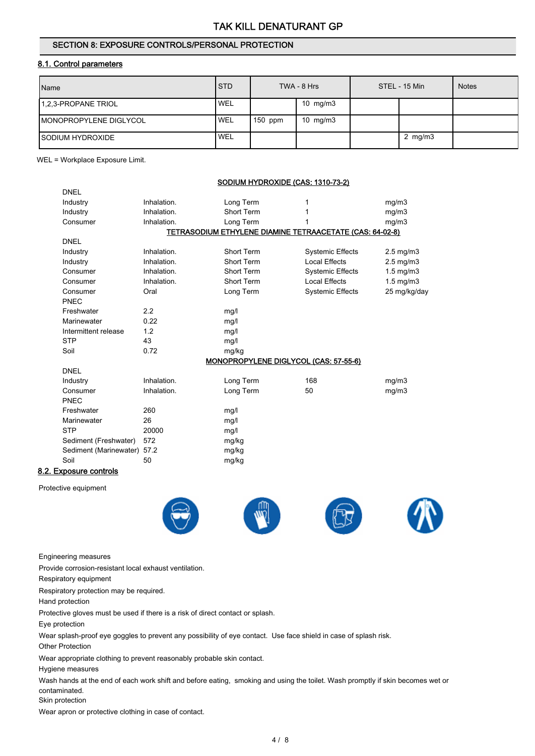## SECTION 8: EXPOSURE CONTROLS/PERSONAL PROTECTION

### 8.1. Control parameters

| Name | STD | TWA - 8 Hrs | | STEL - 15 Min | | Notes |
|---|---|---|---|---|---|---|
| 1,2,3-PROPANE TRIOL | WEL | | 10 mg/m3 | | | |
| MONOPROPYLENE DIGLYCOL | WEL | 150 ppm | 10 mg/m3 | | | |
| SODIUM HYDROXIDE | WEL | | | | 2 mg/m3 | |

WEL = Workplace Exposure Limit.

**SODIUM HYDROXIDE (CAS: 1310-73-2)**

DNEL

| | | | | |
|---|---|---|---|---|
| Industry | Inhalation. | Long Term | 1 | mg/m3 |
| Industry | Inhalation. | Short Term | 1 | mg/m3 |
| Consumer | Inhalation. | Long Term | 1 | mg/m3 |

**TETRASODIUM ETHYLENE DIAMINE TETRAACETATE (CAS: 64-02-8)**

DNEL

| | | | | |
|---|---|---|---|---|
| Industry | Inhalation. | Short Term | Systemic Effects | 2.5 mg/m3 |
| Industry | Inhalation. | Short Term | Local Effects | 2.5 mg/m3 |
| Consumer | Inhalation. | Short Term | Systemic Effects | 1.5 mg/m3 |
| Consumer | Inhalation. | Short Term | Local Effects | 1.5 mg/m3 |
| Consumer | Oral | Long Term | Systemic Effects | 25 mg/kg/day |

PNEC

| | | |
|---|---|---|
| Freshwater | 2.2 | mg/l |
| Marinewater | 0.22 | mg/l |
| Intermittent release | 1.2 | mg/l |
| STP | 43 | mg/l |
| Soil | 0.72 | mg/kg |

**MONOPROPYLENE DIGLYCOL (CAS: 57-55-6)**

DNEL

| | | | | |
|---|---|---|---|---|
| Industry | Inhalation. | Long Term | 168 | mg/m3 |
| Consumer | Inhalation. | Long Term | 50 | mg/m3 |

PNEC

| | | |
|---|---|---|
| Freshwater | 260 | mg/l |
| Marinewater | 26 | mg/l |
| STP | 20000 | mg/l |
| Sediment (Freshwater) | 572 | mg/kg |
| Sediment (Marinewater) | 57.2 | mg/kg |
| Soil | 50 | mg/kg |

### 8.2. Exposure controls

Protective equipment

Engineering measures

Provide corrosion-resistant local exhaust ventilation.

Respiratory equipment

Respiratory protection may be required.

Hand protection

Protective gloves must be used if there is a risk of direct contact or splash.

Eye protection

Wear splash-proof eye goggles to prevent any possibility of eye contact. Use face shield in case of splash risk.

Other Protection

Wear appropriate clothing to prevent reasonably probable skin contact.

Hygiene measures

Wash hands at the end of each work shift and before eating, smoking and using the toilet. Wash promptly if skin becomes wet or contaminated.

Skin protection

Wear apron or protective clothing in case of contact.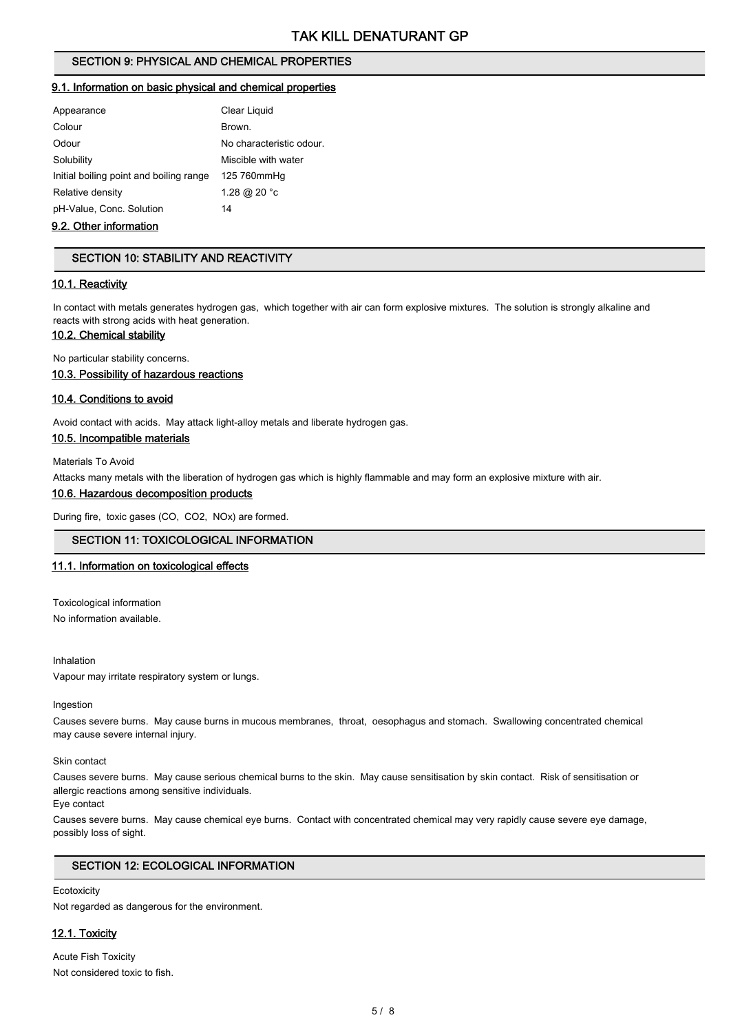## SECTION 9: PHYSICAL AND CHEMICAL PROPERTIES

### 9.1. Information on basic physical and chemical properties

| | |
|---|---|
| Appearance | Clear Liquid |
| Colour | Brown. |
| Odour | No characteristic odour. |
| Solubility | Miscible with water |
| Initial boiling point and boiling range | 125 760mmHg |
| Relative density | 1.28 @ 20 °c |
| pH-Value, Conc. Solution | 14 |

### 9.2. Other information

## SECTION 10: STABILITY AND REACTIVITY

### 10.1. Reactivity

In contact with metals generates hydrogen gas, which together with air can form explosive mixtures. The solution is strongly alkaline and reacts with strong acids with heat generation.

### 10.2. Chemical stability

No particular stability concerns.

### 10.3. Possibility of hazardous reactions

### 10.4. Conditions to avoid

Avoid contact with acids. May attack light-alloy metals and liberate hydrogen gas.

### 10.5. Incompatible materials

Materials To Avoid

Attacks many metals with the liberation of hydrogen gas which is highly flammable and may form an explosive mixture with air.

### 10.6. Hazardous decomposition products

During fire, toxic gases (CO, CO2, NOx) are formed.

## SECTION 11: TOXICOLOGICAL INFORMATION

### 11.1. Information on toxicological effects

Toxicological information

No information available.

Inhalation

Vapour may irritate respiratory system or lungs.

Ingestion

Causes severe burns. May cause burns in mucous membranes, throat, oesophagus and stomach. Swallowing concentrated chemical may cause severe internal injury.

Skin contact

Causes severe burns. May cause serious chemical burns to the skin. May cause sensitisation by skin contact. Risk of sensitisation or allergic reactions among sensitive individuals.

Eye contact

Causes severe burns. May cause chemical eye burns. Contact with concentrated chemical may very rapidly cause severe eye damage, possibly loss of sight.

## SECTION 12: ECOLOGICAL INFORMATION

Ecotoxicity

Not regarded as dangerous for the environment.

### 12.1. Toxicity

Acute Fish Toxicity

Not considered toxic to fish.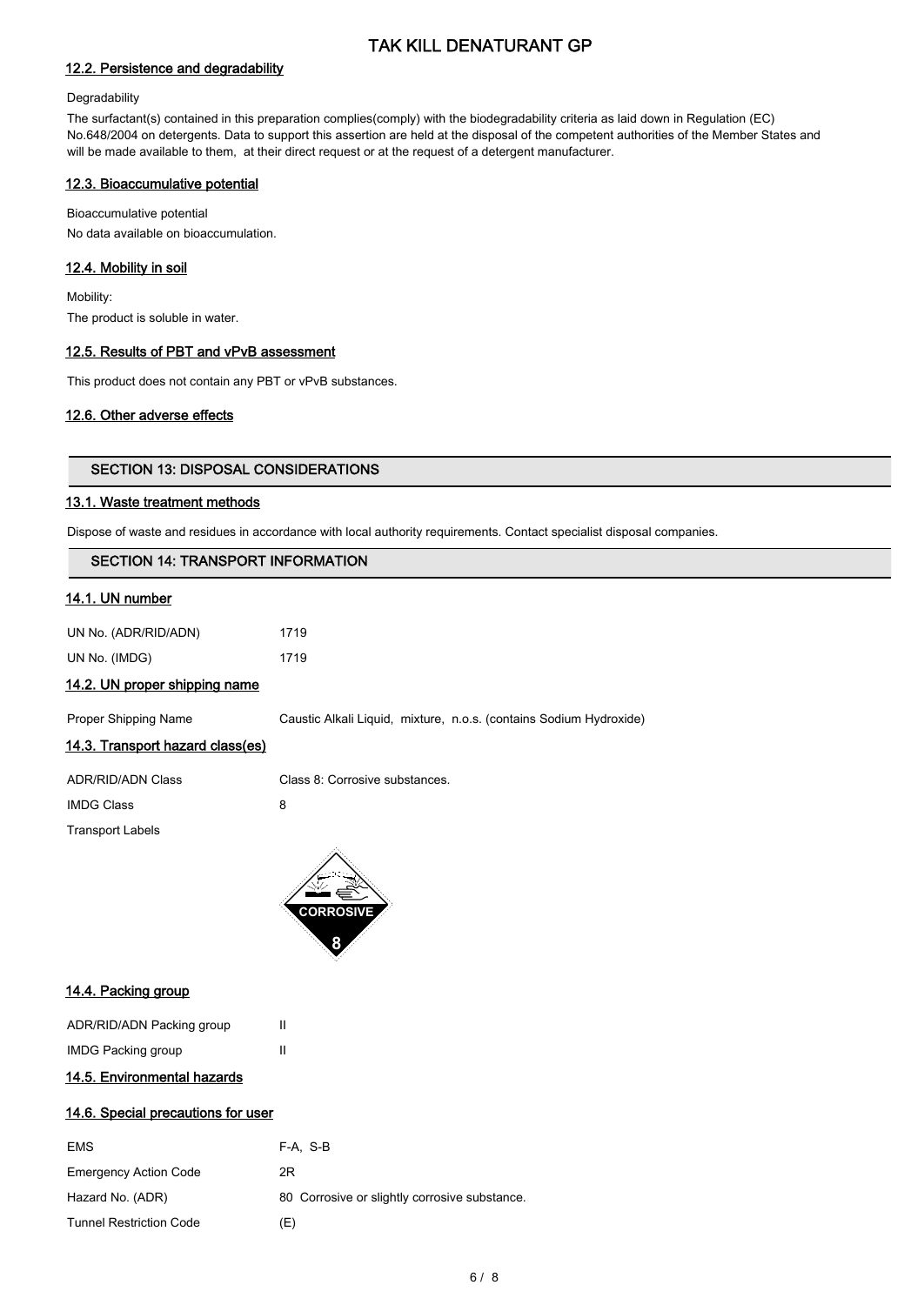### 12.2. Persistence and degradability

Degradability

The surfactant(s) contained in this preparation complies(comply) with the biodegradability criteria as laid down in Regulation (EC) No.648/2004 on detergents. Data to support this assertion are held at the disposal of the competent authorities of the Member States and will be made available to them, at their direct request or at the request of a detergent manufacturer.

### 12.3. Bioaccumulative potential

Bioaccumulative potential

No data available on bioaccumulation.

### 12.4. Mobility in soil

Mobility:

The product is soluble in water.

### 12.5. Results of PBT and vPvB assessment

This product does not contain any PBT or vPvB substances.

### 12.6. Other adverse effects

## SECTION 13: DISPOSAL CONSIDERATIONS

### 13.1. Waste treatment methods

Dispose of waste and residues in accordance with local authority requirements. Contact specialist disposal companies.

## SECTION 14: TRANSPORT INFORMATION

### 14.1. UN number

| | |
|---|---|
| UN No. (ADR/RID/ADN) | 1719 |
| UN No. (IMDG) | 1719 |

### 14.2. UN proper shipping name

| | |
|---|---|
| Proper Shipping Name | Caustic Alkali Liquid, mixture, n.o.s. (contains Sodium Hydroxide) |

### 14.3. Transport hazard class(es)

| | |
|---|---|
| ADR/RID/ADN Class | Class 8: Corrosive substances. |
| IMDG Class | 8 |

Transport Labels

### 14.4. Packing group

| | |
|---|---|
| ADR/RID/ADN Packing group | II |
| IMDG Packing group | II |

### 14.5. Environmental hazards

### 14.6. Special precautions for user

| | |
|---|---|
| EMS | F-A, S-B |
| Emergency Action Code | 2R |
| Hazard No. (ADR) | 80 Corrosive or slightly corrosive substance. |
| Tunnel Restriction Code | (E) |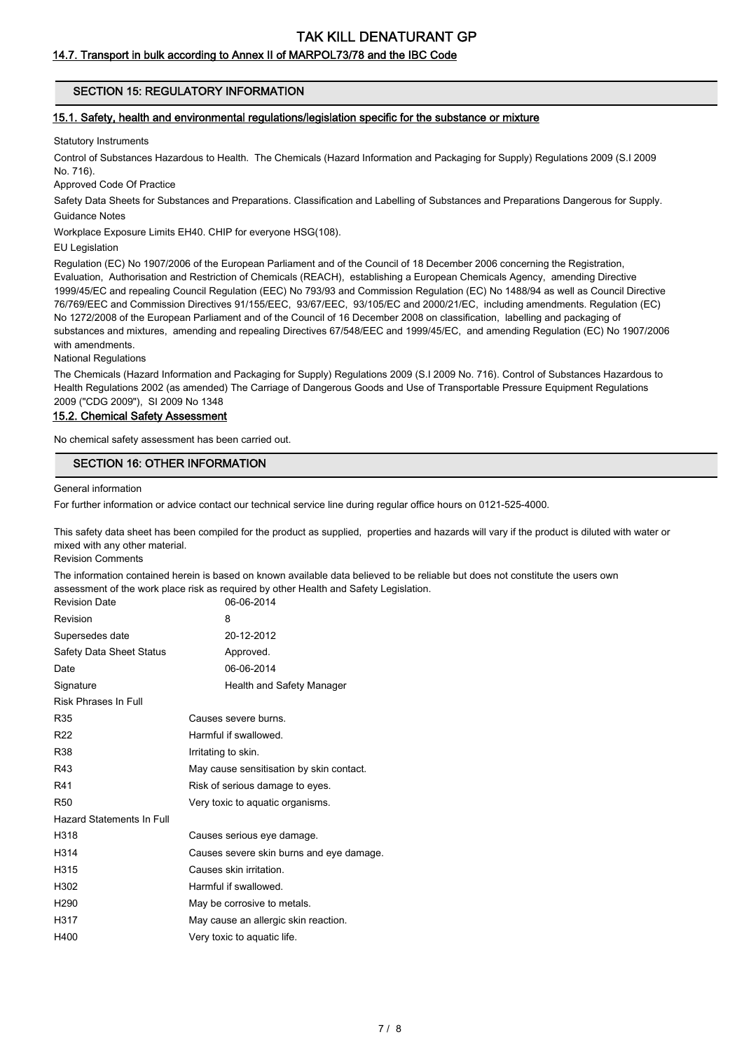### 14.7. Transport in bulk according to Annex II of MARPOL73/78 and the IBC Code

## SECTION 15: REGULATORY INFORMATION

### 15.1. Safety, health and environmental regulations/legislation specific for the substance or mixture

Statutory Instruments

Control of Substances Hazardous to Health. The Chemicals (Hazard Information and Packaging for Supply) Regulations 2009 (S.I 2009 No. 716).

Approved Code Of Practice

Safety Data Sheets for Substances and Preparations. Classification and Labelling of Substances and Preparations Dangerous for Supply.

Guidance Notes

Workplace Exposure Limits EH40. CHIP for everyone HSG(108).

EU Legislation

Regulation (EC) No 1907/2006 of the European Parliament and of the Council of 18 December 2006 concerning the Registration, Evaluation, Authorisation and Restriction of Chemicals (REACH), establishing a European Chemicals Agency, amending Directive 1999/45/EC and repealing Council Regulation (EEC) No 793/93 and Commission Regulation (EC) No 1488/94 as well as Council Directive 76/769/EEC and Commission Directives 91/155/EEC, 93/67/EEC, 93/105/EC and 2000/21/EC, including amendments. Regulation (EC) No 1272/2008 of the European Parliament and of the Council of 16 December 2008 on classification, labelling and packaging of substances and mixtures, amending and repealing Directives 67/548/EEC and 1999/45/EC, and amending Regulation (EC) No 1907/2006 with amendments.

National Regulations

The Chemicals (Hazard Information and Packaging for Supply) Regulations 2009 (S.I 2009 No. 716). Control of Substances Hazardous to Health Regulations 2002 (as amended) The Carriage of Dangerous Goods and Use of Transportable Pressure Equipment Regulations 2009 ("CDG 2009"), SI 2009 No 1348

### 15.2. Chemical Safety Assessment

No chemical safety assessment has been carried out.

## SECTION 16: OTHER INFORMATION

General information

For further information or advice contact our technical service line during regular office hours on 0121-525-4000.

This safety data sheet has been compiled for the product as supplied, properties and hazards will vary if the product is diluted with water or mixed with any other material.

Revision Comments

The information contained herein is based on known available data believed to be reliable but does not constitute the users own assessment of the work place risk as required by other Health and Safety Legislation.

| | |
|---|---|
| Revision Date | 06-06-2014 |
| Revision | 8 |
| Supersedes date | 20-12-2012 |
| Safety Data Sheet Status | Approved. |
| Date | 06-06-2014 |
| Signature | Health and Safety Manager |

Risk Phrases In Full

| | |
|---|---|
| R35 | Causes severe burns. |
| R22 | Harmful if swallowed. |
| R38 | Irritating to skin. |
| R43 | May cause sensitisation by skin contact. |
| R41 | Risk of serious damage to eyes. |
| R50 | Very toxic to aquatic organisms. |

Hazard Statements In Full

| | |
|---|---|
| H318 | Causes serious eye damage. |
| H314 | Causes severe skin burns and eye damage. |
| H315 | Causes skin irritation. |
| H302 | Harmful if swallowed. |
| H290 | May be corrosive to metals. |
| H317 | May cause an allergic skin reaction. |
| H400 | Very toxic to aquatic life. |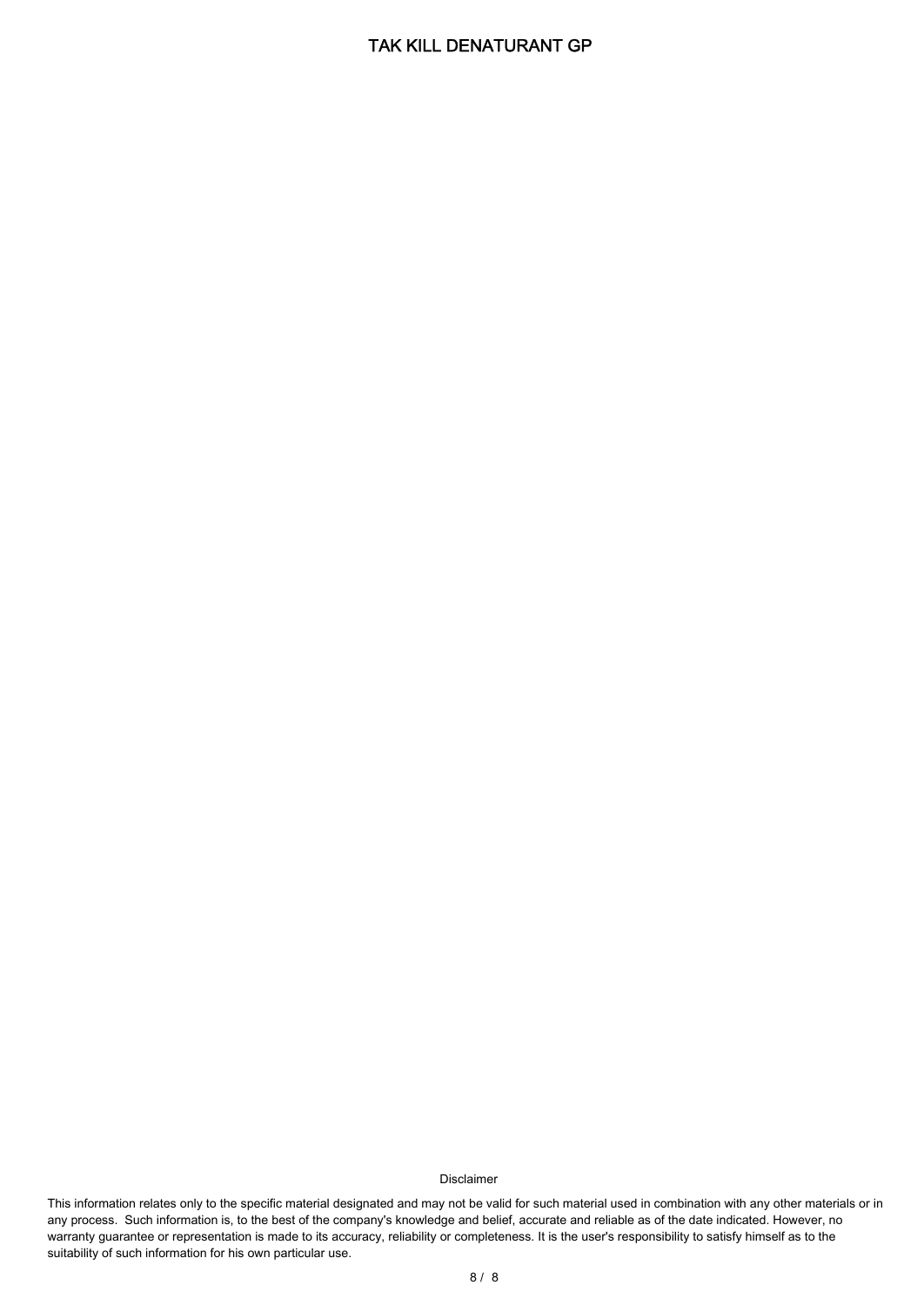Disclaimer

This information relates only to the specific material designated and may not be valid for such material used in combination with any other materials or in any process. Such information is, to the best of the company's knowledge and belief, accurate and reliable as of the date indicated. However, no warranty guarantee or representation is made to its accuracy, reliability or completeness. It is the user's responsibility to satisfy himself as to the suitability of such information for his own particular use.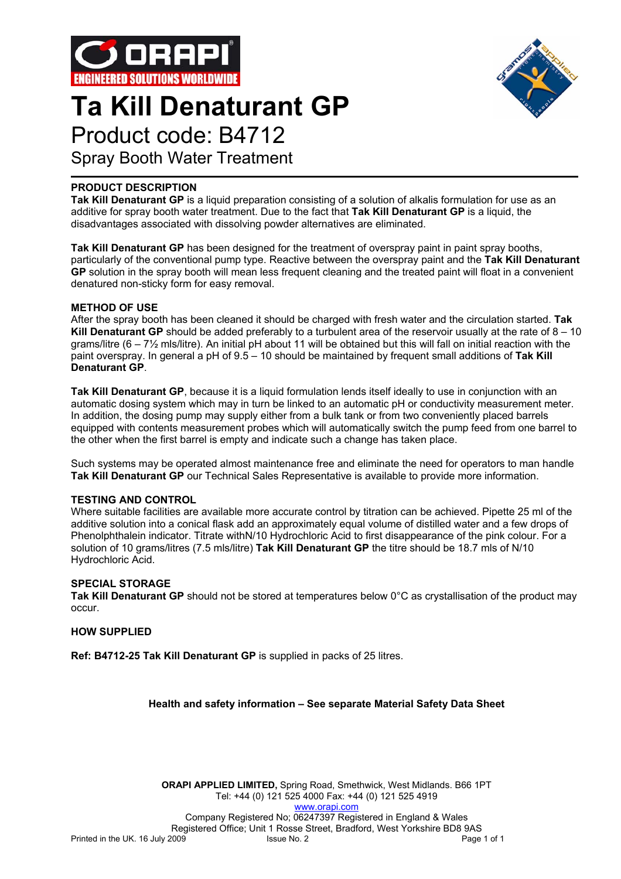ORAPI
ENGINEERED SOLUTIONS WORLDWIDE

# Ta Kill Denaturant GP

## Product code: B4712

### Spray Booth Water Treatment

**PRODUCT DESCRIPTION**

**Tak Kill Denaturant GP** is a liquid preparation consisting of a solution of alkalis formulation for use as an additive for spray booth water treatment. Due to the fact that **Tak Kill Denaturant GP** is a liquid, the disadvantages associated with dissolving powder alternatives are eliminated.

**Tak Kill Denaturant GP** has been designed for the treatment of overspray paint in paint spray booths, particularly of the conventional pump type. Reactive between the overspray paint and the **Tak Kill Denaturant GP** solution in the spray booth will mean less frequent cleaning and the treated paint will float in a convenient denatured non-sticky form for easy removal.

**METHOD OF USE**

After the spray booth has been cleaned it should be charged with fresh water and the circulation started. **Tak Kill Denaturant GP** should be added preferably to a turbulent area of the reservoir usually at the rate of 8 – 10 grams/litre (6 – 7½ mls/litre). An initial pH about 11 will be obtained but this will fall on initial reaction with the paint overspray. In general a pH of 9.5 – 10 should be maintained by frequent small additions of **Tak Kill Denaturant GP**.

**Tak Kill Denaturant GP**, because it is a liquid formulation lends itself ideally to use in conjunction with an automatic dosing system which may in turn be linked to an automatic pH or conductivity measurement meter. In addition, the dosing pump may supply either from a bulk tank or from two conveniently placed barrels equipped with contents measurement probes which will automatically switch the pump feed from one barrel to the other when the first barrel is empty and indicate such a change has taken place.

Such systems may be operated almost maintenance free and eliminate the need for operators to man handle **Tak Kill Denaturant GP** our Technical Sales Representative is available to provide more information.

**TESTING AND CONTROL**

Where suitable facilities are available more accurate control by titration can be achieved. Pipette 25 ml of the additive solution into a conical flask add an approximately equal volume of distilled water and a few drops of Phenolphthalein indicator. Titrate withN/10 Hydrochloric Acid to first disappearance of the pink colour. For a solution of 10 grams/litres (7.5 mls/litre) **Tak Kill Denaturant GP** the titre should be 18.7 mls of N/10 Hydrochloric Acid.

**SPECIAL STORAGE**

**Tak Kill Denaturant GP** should not be stored at temperatures below 0°C as crystallisation of the product may occur.

**HOW SUPPLIED**

**Ref: B4712-25 Tak Kill Denaturant GP** is supplied in packs of 25 litres.

**Health and safety information – See separate Material Safety Data Sheet**

**ORAPI APPLIED LIMITED,** Spring Road, Smethwick, West Midlands. B66 1PT
Tel: +44 (0) 121 525 4000 Fax: +44 (0) 121 525 4919
www.orapi.com
Company Registered No; 06247397 Registered in England & Wales
Registered Office; Unit 1 Rosse Street, Bradford, West Yorkshire BD8 9AS

Printed in the UK. 16 July 2009 | Issue No. 2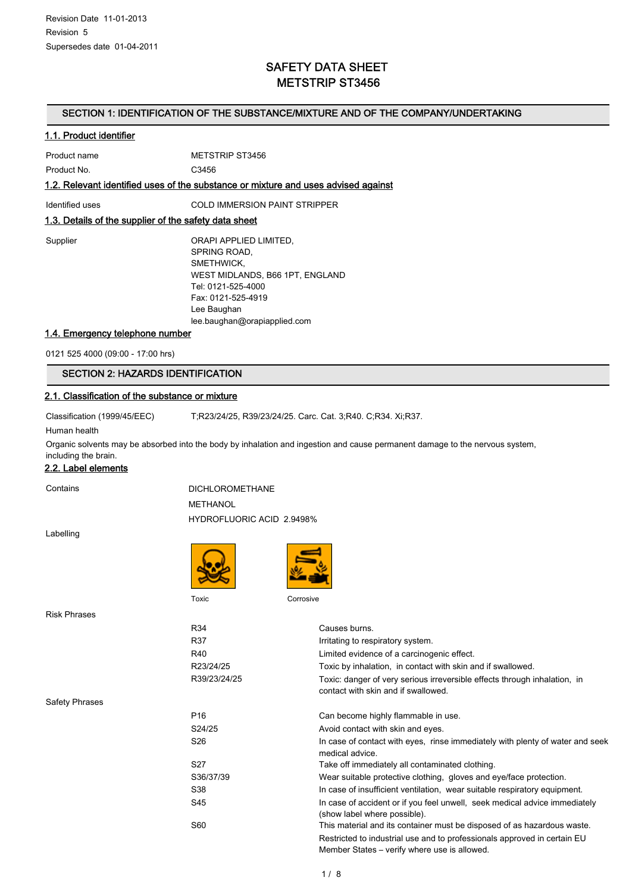Revision Date 11-01-2013

Revision 5

Supersedes date 01-04-2011

# SAFETY DATA SHEET
# METSTRIP ST3456

## SECTION 1: IDENTIFICATION OF THE SUBSTANCE/MIXTURE AND OF THE COMPANY/UNDERTAKING

### 1.1. Product identifier

| | |
|---|---|
| Product name | METSTRIP ST3456 |
| Product No. | C3456 |

### 1.2. Relevant identified uses of the substance or mixture and uses advised against

| | |
|---|---|
| Identified uses | COLD IMMERSION PAINT STRIPPER |

### 1.3. Details of the supplier of the safety data sheet

Supplier

ORAPI APPLIED LIMITED,
SPRING ROAD,
SMETHWICK,
WEST MIDLANDS, B66 1PT, ENGLAND
Tel: 0121-525-4000
Fax: 0121-525-4919
Lee Baughan
lee.baughan@orapiapplied.com

### 1.4. Emergency telephone number

0121 525 4000 (09:00 - 17:00 hrs)

## SECTION 2: HAZARDS IDENTIFICATION

### 2.1. Classification of the substance or mixture

| | |
|---|---|
| Classification (1999/45/EEC) | T;R23/24/25, R39/23/24/25. Carc. Cat. 3;R40. C;R34. Xi;R37. |

Human health

Organic solvents may be absorbed into the body by inhalation and ingestion and cause permanent damage to the nervous system, including the brain.

### 2.2. Label elements

Contains

DICHLOROMETHANE

METHANOL

HYDROFLUORIC ACID 2.9498%

Labelling

Toxic

Corrosive

Risk Phrases

| | |
|---|---|
| R34 | Causes burns. |
| R37 | Irritating to respiratory system. |
| R40 | Limited evidence of a carcinogenic effect. |
| R23/24/25 | Toxic by inhalation, in contact with skin and if swallowed. |
| R39/23/24/25 | Toxic: danger of very serious irreversible effects through inhalation, in contact with skin and if swallowed. |

Safety Phrases

| | |
|---|---|
| P16 | Can become highly flammable in use. |
| S24/25 | Avoid contact with skin and eyes. |
| S26 | In case of contact with eyes, rinse immediately with plenty of water and seek medical advice. |
| S27 | Take off immediately all contaminated clothing. |
| S36/37/39 | Wear suitable protective clothing, gloves and eye/face protection. |
| S38 | In case of insufficient ventilation, wear suitable respiratory equipment. |
| S45 | In case of accident or if you feel unwell, seek medical advice immediately (show label where possible). |
| S60 | This material and its container must be disposed of as hazardous waste. |
| | Restricted to industrial use and to professionals approved in certain EU Member States – verify where use is allowed. |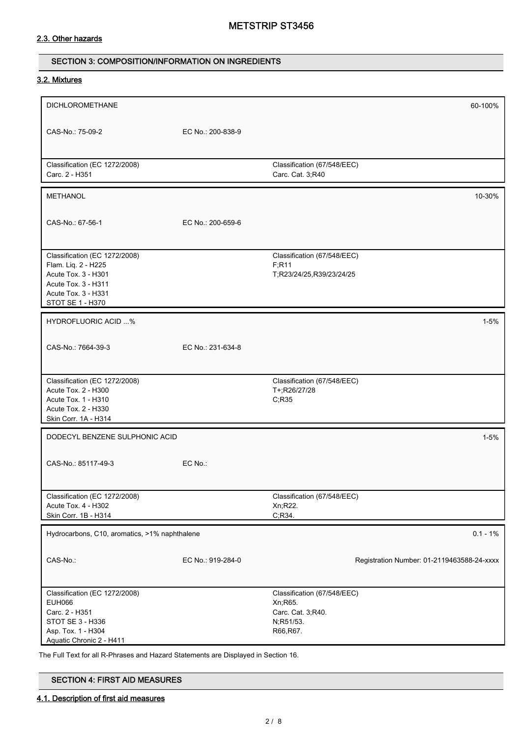#### 2.3. Other hazards

## SECTION 3: COMPOSITION/INFORMATION ON INGREDIENTS

### 3.2. Mixtures

| DICHLOROMETHANE | | 60-100% |
|---|---|---|
| CAS-No.: 75-09-2 | EC No.: 200-838-9 | |
| Classification (EC 1272/2008)<br>Carc. 2 - H351 | Classification (67/548/EEC)<br>Carc. Cat. 3;R40 | |

| METHANOL | | 10-30% |
|---|---|---|
| CAS-No.: 67-56-1 | EC No.: 200-659-6 | |
| Classification (EC 1272/2008)<br>Flam. Liq. 2 - H225<br>Acute Tox. 3 - H301<br>Acute Tox. 3 - H311<br>Acute Tox. 3 - H331<br>STOT SE 1 - H370 | Classification (67/548/EEC)<br>F;R11<br>T;R23/24/25,R39/23/24/25 | |

| HYDROFLUORIC ACID ...% | | 1-5% |
|---|---|---|
| CAS-No.: 7664-39-3 | EC No.: 231-634-8 | |
| Classification (EC 1272/2008)<br>Acute Tox. 2 - H300<br>Acute Tox. 1 - H310<br>Acute Tox. 2 - H330<br>Skin Corr. 1A - H314 | Classification (67/548/EEC)<br>T+;R26/27/28<br>C;R35 | |

| DODECYL BENZENE SULPHONIC ACID | | 1-5% |
|---|---|---|
| CAS-No.: 85117-49-3 | EC No.: | |
| Classification (EC 1272/2008)<br>Acute Tox. 4 - H302<br>Skin Corr. 1B - H314 | Classification (67/548/EEC)<br>Xn;R22.<br>C;R34. | |

| Hydrocarbons, C10, aromatics, >1% naphthalene | | 0.1 - 1% |
|---|---|---|
| CAS-No.: | EC No.: 919-284-0 | Registration Number: 01-2119463588-24-xxxx |
| Classification (EC 1272/2008)<br>EUH066<br>Carc. 2 - H351<br>STOT SE 3 - H336<br>Asp. Tox. 1 - H304<br>Aquatic Chronic 2 - H411 | Classification (67/548/EEC)<br>Xn;R65.<br>Carc. Cat. 3;R40.<br>N;R51/53.<br>R66,R67. | |

The Full Text for all R-Phrases and Hazard Statements are Displayed in Section 16.

## SECTION 4: FIRST AID MEASURES

#### 4.1. Description of first aid measures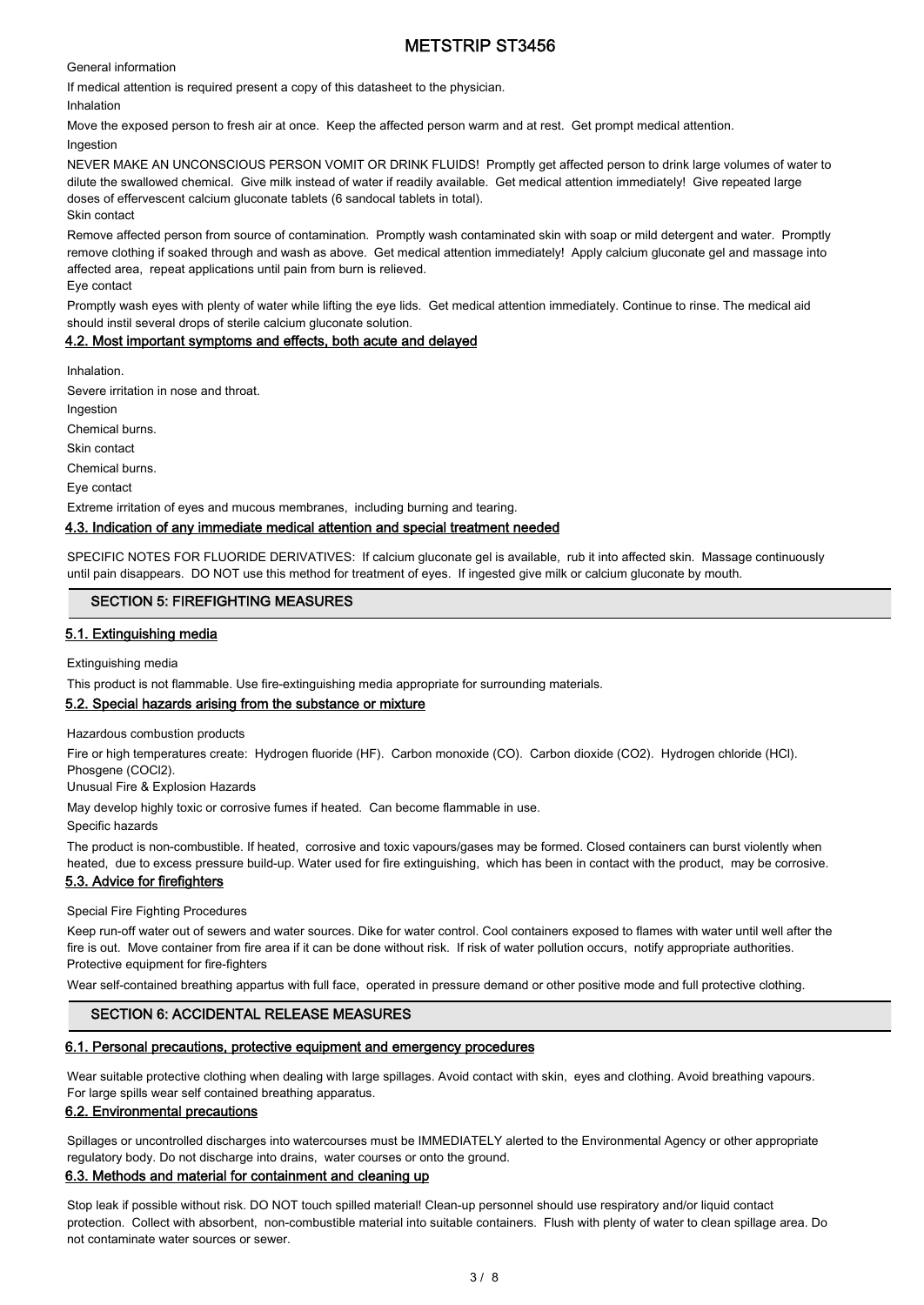General information

If medical attention is required present a copy of this datasheet to the physician.

Inhalation

Move the exposed person to fresh air at once. Keep the affected person warm and at rest. Get prompt medical attention.

Ingestion

NEVER MAKE AN UNCONSCIOUS PERSON VOMIT OR DRINK FLUIDS! Promptly get affected person to drink large volumes of water to dilute the swallowed chemical. Give milk instead of water if readily available. Get medical attention immediately! Give repeated large doses of effervescent calcium gluconate tablets (6 sandocal tablets in total).

Skin contact

Remove affected person from source of contamination. Promptly wash contaminated skin with soap or mild detergent and water. Promptly remove clothing if soaked through and wash as above. Get medical attention immediately! Apply calcium gluconate gel and massage into affected area, repeat applications until pain from burn is relieved.

Eye contact

Promptly wash eyes with plenty of water while lifting the eye lids. Get medical attention immediately. Continue to rinse. The medical aid should instil several drops of sterile calcium gluconate solution.

### 4.2. Most important symptoms and effects, both acute and delayed

Inhalation.

Severe irritation in nose and throat.

Ingestion

Chemical burns.

Skin contact

Chemical burns.

Eye contact

Extreme irritation of eyes and mucous membranes, including burning and tearing.

### 4.3. Indication of any immediate medical attention and special treatment needed

SPECIFIC NOTES FOR FLUORIDE DERIVATIVES: If calcium gluconate gel is available, rub it into affected skin. Massage continuously until pain disappears. DO NOT use this method for treatment of eyes. If ingested give milk or calcium gluconate by mouth.

## SECTION 5: FIREFIGHTING MEASURES

### 5.1. Extinguishing media

Extinguishing media

This product is not flammable. Use fire-extinguishing media appropriate for surrounding materials.

### 5.2. Special hazards arising from the substance or mixture

Hazardous combustion products

Fire or high temperatures create: Hydrogen fluoride (HF). Carbon monoxide (CO). Carbon dioxide ($CO_2$). Hydrogen chloride (HCl). Phosgene ($COCl_2$).

Unusual Fire & Explosion Hazards

May develop highly toxic or corrosive fumes if heated. Can become flammable in use.

Specific hazards

The product is non-combustible. If heated, corrosive and toxic vapours/gases may be formed. Closed containers can burst violently when heated, due to excess pressure build-up. Water used for fire extinguishing, which has been in contact with the product, may be corrosive.

### 5.3. Advice for firefighters

Special Fire Fighting Procedures

Keep run-off water out of sewers and water sources. Dike for water control. Cool containers exposed to flames with water until well after the fire is out. Move container from fire area if it can be done without risk. If risk of water pollution occurs, notify appropriate authorities.

Protective equipment for fire-fighters

Wear self-contained breathing appartus with full face, operated in pressure demand or other positive mode and full protective clothing.

## SECTION 6: ACCIDENTAL RELEASE MEASURES

### 6.1. Personal precautions, protective equipment and emergency procedures

Wear suitable protective clothing when dealing with large spillages. Avoid contact with skin, eyes and clothing. Avoid breathing vapours. For large spills wear self contained breathing apparatus.

### 6.2. Environmental precautions

Spillages or uncontrolled discharges into watercourses must be IMMEDIATELY alerted to the Environmental Agency or other appropriate regulatory body. Do not discharge into drains, water courses or onto the ground.

### 6.3. Methods and material for containment and cleaning up

Stop leak if possible without risk. DO NOT touch spilled material! Clean-up personnel should use respiratory and/or liquid contact protection. Collect with absorbent, non-combustible material into suitable containers. Flush with plenty of water to clean spillage area. Do not contaminate water sources or sewer.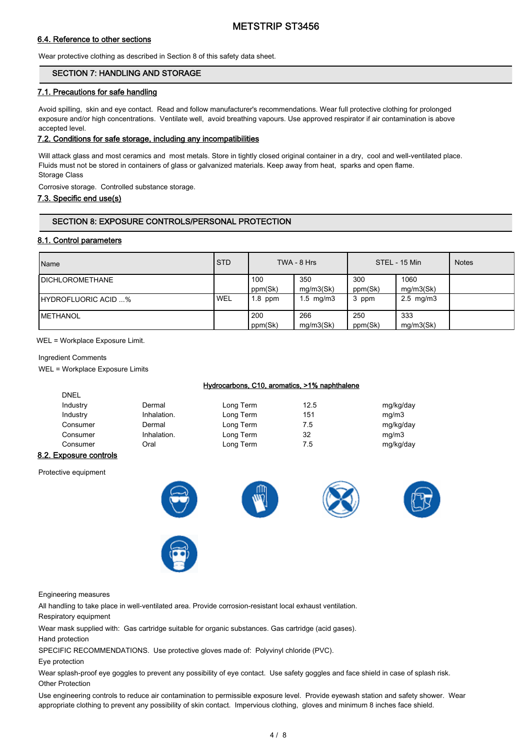### 6.4. Reference to other sections

Wear protective clothing as described in Section 8 of this safety data sheet.

## SECTION 7: HANDLING AND STORAGE

### 7.1. Precautions for safe handling

Avoid spilling, skin and eye contact. Read and follow manufacturer's recommendations. Wear full protective clothing for prolonged exposure and/or high concentrations. Ventilate well, avoid breathing vapours. Use approved respirator if air contamination is above accepted level.

### 7.2. Conditions for safe storage, including any incompatibilities

Will attack glass and most ceramics and most metals. Store in tightly closed original container in a dry, cool and well-ventilated place. Fluids must not be stored in containers of glass or galvanized materials. Keep away from heat, sparks and open flame.

Storage Class

Corrosive storage. Controlled substance storage.

### 7.3. Specific end use(s)

## SECTION 8: EXPOSURE CONTROLS/PERSONAL PROTECTION

### 8.1. Control parameters

| Name | STD | TWA - 8 Hrs | | STEL - 15 Min | | Notes |
|---|---|---|---|---|---|---|
| DICHLOROMETHANE | | 100 ppm(Sk) | 350 mg/m3(Sk) | 300 ppm(Sk) | 1060 mg/m3(Sk) | |
| HYDROFLUORIC ACID ...% | WEL | 1.8 ppm | 1.5 mg/m3 | 3 ppm | 2.5 mg/m3 | |
| METHANOL | | 200 ppm(Sk) | 266 mg/m3(Sk) | 250 ppm(Sk) | 333 mg/m3(Sk) | |

WEL = Workplace Exposure Limit.

Ingredient Comments

WEL = Workplace Exposure Limits

**Hydrocarbons, C10, aromatics, >1% naphthalene**

DNEL

| | | | | |
|---|---|---|---|---|
| Industry | Dermal | Long Term | 12.5 | mg/kg/day |
| Industry | Inhalation. | Long Term | 151 | mg/m3 |
| Consumer | Dermal | Long Term | 7.5 | mg/kg/day |
| Consumer | Inhalation. | Long Term | 32 | mg/m3 |
| Consumer | Oral | Long Term | 7.5 | mg/kg/day |

### 8.2. Exposure controls

Protective equipment

Engineering measures

All handling to take place in well-ventilated area. Provide corrosion-resistant local exhaust ventilation.

Respiratory equipment

Wear mask supplied with: Gas cartridge suitable for organic substances. Gas cartridge (acid gases).

Hand protection

SPECIFIC RECOMMENDATIONS. Use protective gloves made of: Polyvinyl chloride (PVC).

Eye protection

Wear splash-proof eye goggles to prevent any possibility of eye contact. Use safety goggles and face shield in case of splash risk.

Other Protection

Use engineering controls to reduce air contamination to permissible exposure level. Provide eyewash station and safety shower. Wear appropriate clothing to prevent any possibility of skin contact. Impervious clothing, gloves and minimum 8 inches face shield.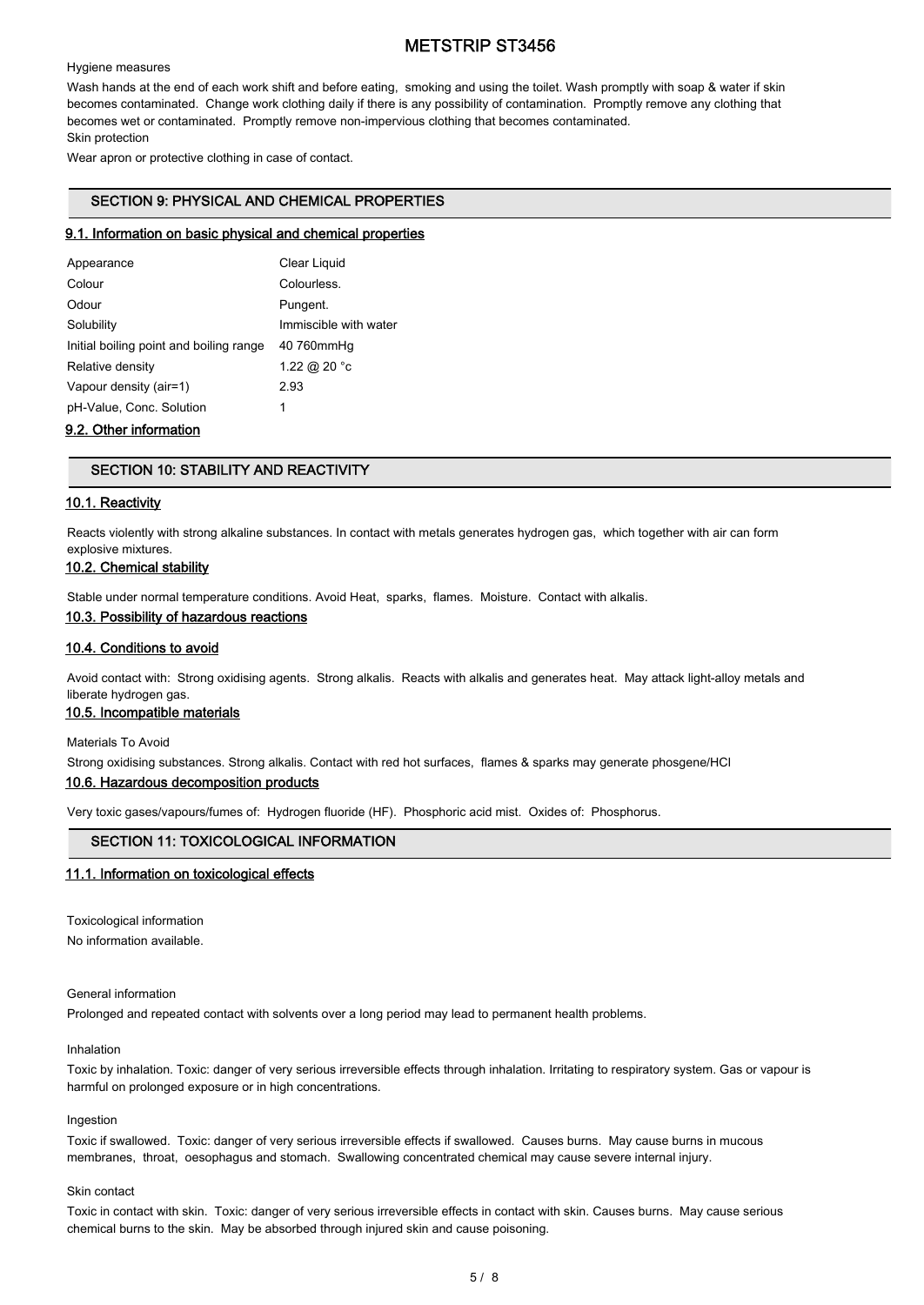Hygiene measures

Wash hands at the end of each work shift and before eating, smoking and using the toilet. Wash promptly with soap & water if skin becomes contaminated. Change work clothing daily if there is any possibility of contamination. Promptly remove any clothing that becomes wet or contaminated. Promptly remove non-impervious clothing that becomes contaminated.

Skin protection

Wear apron or protective clothing in case of contact.

## SECTION 9: PHYSICAL AND CHEMICAL PROPERTIES

### 9.1. Information on basic physical and chemical properties

| | |
|---|---|
| Appearance | Clear Liquid |
| Colour | Colourless. |
| Odour | Pungent. |
| Solubility | Immiscible with water |
| Initial boiling point and boiling range | 40 760mmHg |
| Relative density | 1.22 @ 20 °c |
| Vapour density (air=1) | 2.93 |
| pH-Value, Conc. Solution | 1 |

### 9.2. Other information

## SECTION 10: STABILITY AND REACTIVITY

### 10.1. Reactivity

Reacts violently with strong alkaline substances. In contact with metals generates hydrogen gas, which together with air can form explosive mixtures.

### 10.2. Chemical stability

Stable under normal temperature conditions. Avoid Heat, sparks, flames. Moisture. Contact with alkalis.

### 10.3. Possibility of hazardous reactions

### 10.4. Conditions to avoid

Avoid contact with: Strong oxidising agents. Strong alkalis. Reacts with alkalis and generates heat. May attack light-alloy metals and liberate hydrogen gas.

### 10.5. Incompatible materials

Materials To Avoid

Strong oxidising substances. Strong alkalis. Contact with red hot surfaces, flames & sparks may generate phosgene/HCl

### 10.6. Hazardous decomposition products

Very toxic gases/vapours/fumes of: Hydrogen fluoride (HF). Phosphoric acid mist. Oxides of: Phosphorus.

## SECTION 11: TOXICOLOGICAL INFORMATION

### 11.1. Information on toxicological effects

Toxicological information

No information available.

General information

Prolonged and repeated contact with solvents over a long period may lead to permanent health problems.

Inhalation

Toxic by inhalation. Toxic: danger of very serious irreversible effects through inhalation. Irritating to respiratory system. Gas or vapour is harmful on prolonged exposure or in high concentrations.

Ingestion

Toxic if swallowed. Toxic: danger of very serious irreversible effects if swallowed. Causes burns. May cause burns in mucous membranes, throat, oesophagus and stomach. Swallowing concentrated chemical may cause severe internal injury.

Skin contact

Toxic in contact with skin. Toxic: danger of very serious irreversible effects in contact with skin. Causes burns. May cause serious chemical burns to the skin. May be absorbed through injured skin and cause poisoning.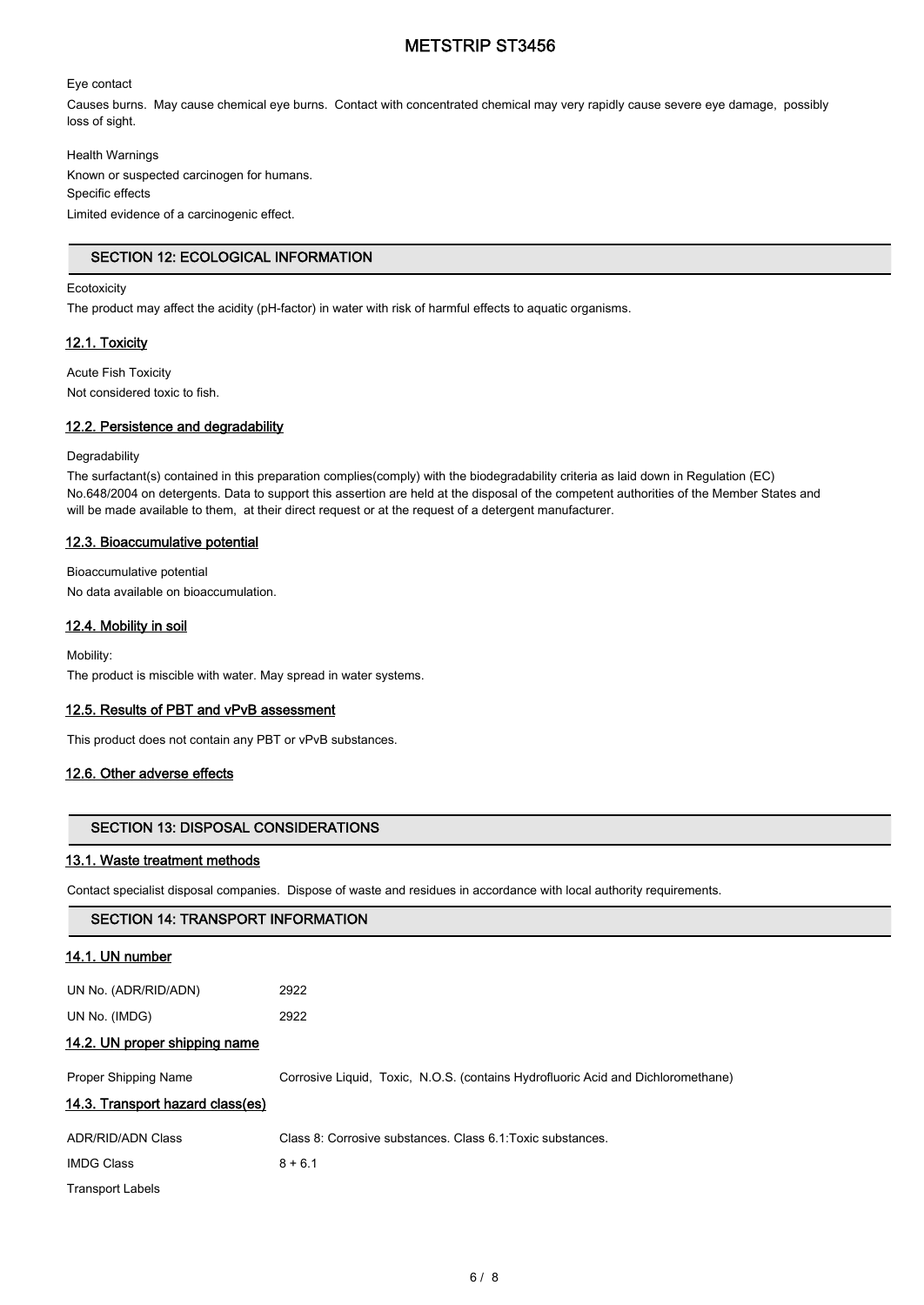Eye contact

Causes burns. May cause chemical eye burns. Contact with concentrated chemical may very rapidly cause severe eye damage, possibly loss of sight.

Health Warnings

Known or suspected carcinogen for humans.

Specific effects

Limited evidence of a carcinogenic effect.

## SECTION 12: ECOLOGICAL INFORMATION

Ecotoxicity

The product may affect the acidity (pH-factor) in water with risk of harmful effects to aquatic organisms.

### 12.1. Toxicity

Acute Fish Toxicity

Not considered toxic to fish.

### 12.2. Persistence and degradability

Degradability

The surfactant(s) contained in this preparation complies(comply) with the biodegradability criteria as laid down in Regulation (EC) No.648/2004 on detergents. Data to support this assertion are held at the disposal of the competent authorities of the Member States and will be made available to them, at their direct request or at the request of a detergent manufacturer.

### 12.3. Bioaccumulative potential

Bioaccumulative potential

No data available on bioaccumulation.

### 12.4. Mobility in soil

Mobility:

The product is miscible with water. May spread in water systems.

### 12.5. Results of PBT and vPvB assessment

This product does not contain any PBT or vPvB substances.

### 12.6. Other adverse effects

## SECTION 13: DISPOSAL CONSIDERATIONS

### 13.1. Waste treatment methods

Contact specialist disposal companies. Dispose of waste and residues in accordance with local authority requirements.

## SECTION 14: TRANSPORT INFORMATION

### 14.1. UN number

| | |
|---|---|
| UN No. (ADR/RID/ADN) | 2922 |
| UN No. (IMDG) | 2922 |

### 14.2. UN proper shipping name

| | |
|---|---|
| Proper Shipping Name | Corrosive Liquid, Toxic, N.O.S. (contains Hydrofluoric Acid and Dichloromethane) |

### 14.3. Transport hazard class(es)

| | |
|---|---|
| ADR/RID/ADN Class | Class 8: Corrosive substances. Class 6.1:Toxic substances. |
| IMDG Class | 8 + 6.1 |

Transport Labels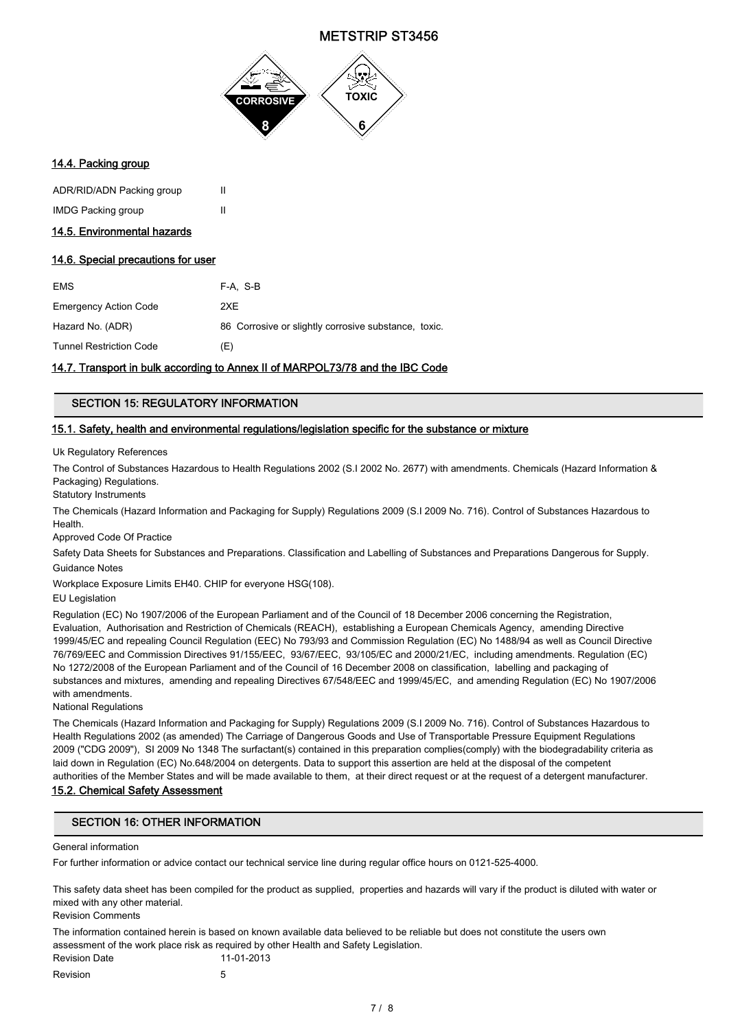14.4. Packing group

| | |
|---|---|
| ADR/RID/ADN Packing group | II |
| IMDG Packing group | II |

14.5. Environmental hazards

14.6. Special precautions for user

| | |
|---|---|
| EMS | F-A, S-B |
| Emergency Action Code | 2XE |
| Hazard No. (ADR) | 86 Corrosive or slightly corrosive substance, toxic. |
| Tunnel Restriction Code | (E) |

14.7. Transport in bulk according to Annex II of MARPOL73/78 and the IBC Code

## SECTION 15: REGULATORY INFORMATION

15.1. Safety, health and environmental regulations/legislation specific for the substance or mixture

Uk Regulatory References

The Control of Substances Hazardous to Health Regulations 2002 (S.I 2002 No. 2677) with amendments. Chemicals (Hazard Information & Packaging) Regulations.

Statutory Instruments

The Chemicals (Hazard Information and Packaging for Supply) Regulations 2009 (S.I 2009 No. 716). Control of Substances Hazardous to Health.

Approved Code Of Practice

Safety Data Sheets for Substances and Preparations. Classification and Labelling of Substances and Preparations Dangerous for Supply.

Guidance Notes

Workplace Exposure Limits EH40. CHIP for everyone HSG(108).

EU Legislation

Regulation (EC) No 1907/2006 of the European Parliament and of the Council of 18 December 2006 concerning the Registration, Evaluation, Authorisation and Restriction of Chemicals (REACH), establishing a European Chemicals Agency, amending Directive 1999/45/EC and repealing Council Regulation (EEC) No 793/93 and Commission Regulation (EC) No 1488/94 as well as Council Directive 76/769/EEC and Commission Directives 91/155/EEC, 93/67/EEC, 93/105/EC and 2000/21/EC, including amendments. Regulation (EC) No 1272/2008 of the European Parliament and of the Council of 16 December 2008 on classification, labelling and packaging of substances and mixtures, amending and repealing Directives 67/548/EEC and 1999/45/EC, and amending Regulation (EC) No 1907/2006 with amendments.

National Regulations

The Chemicals (Hazard Information and Packaging for Supply) Regulations 2009 (S.I 2009 No. 716). Control of Substances Hazardous to Health Regulations 2002 (as amended) The Carriage of Dangerous Goods and Use of Transportable Pressure Equipment Regulations 2009 ("CDG 2009"), SI 2009 No 1348 The surfactant(s) contained in this preparation complies(comply) with the biodegradability criteria as laid down in Regulation (EC) No.648/2004 on detergents. Data to support this assertion are held at the disposal of the competent authorities of the Member States and will be made available to them, at their direct request or at the request of a detergent manufacturer.

15.2. Chemical Safety Assessment

## SECTION 16: OTHER INFORMATION

General information

For further information or advice contact our technical service line during regular office hours on 0121-525-4000.

This safety data sheet has been compiled for the product as supplied, properties and hazards will vary if the product is diluted with water or mixed with any other material.

Revision Comments

The information contained herein is based on known available data believed to be reliable but does not constitute the users own assessment of the work place risk as required by other Health and Safety Legislation.

| | |
|---|---|
| Revision Date | 11-01-2013 |
| Revision | 5 |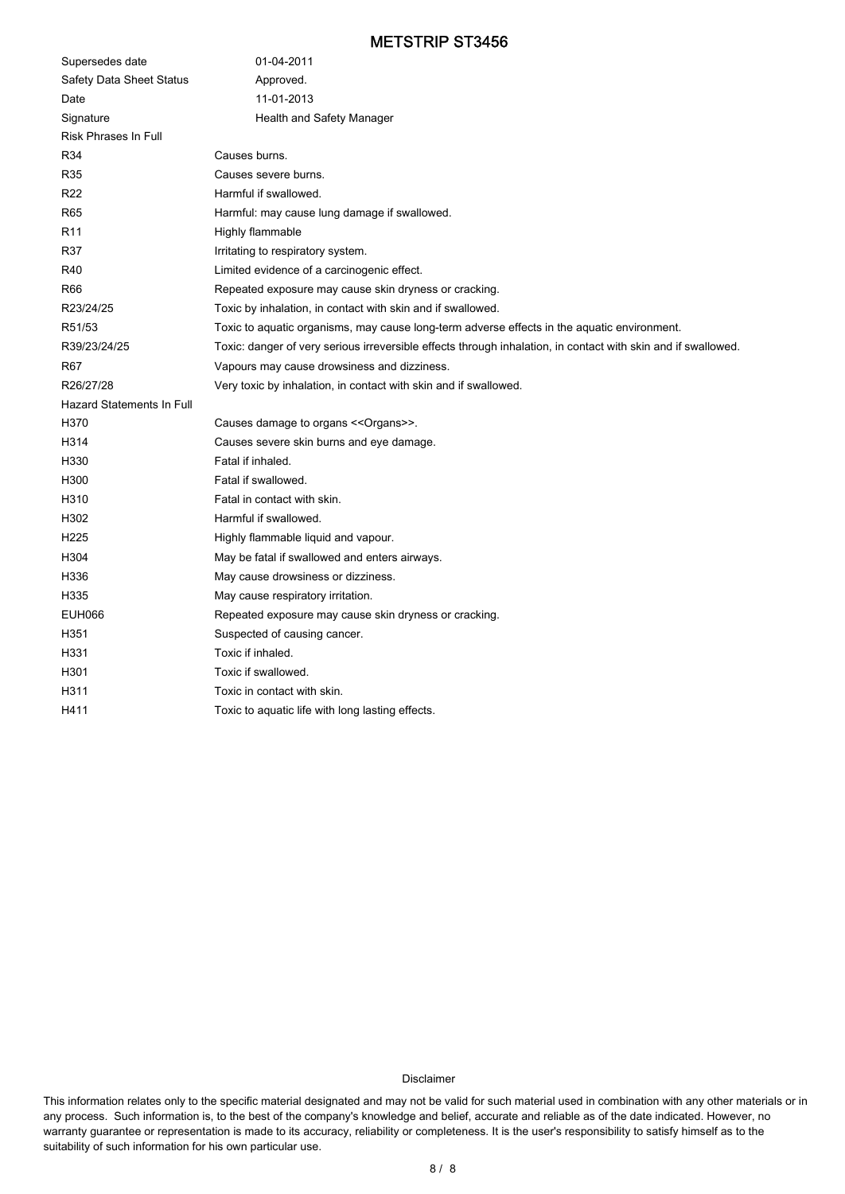| | |
|---|---|
| Supersedes date | 01-04-2011 |
| Safety Data Sheet Status | Approved. |
| Date | 11-01-2013 |
| Signature | Health and Safety Manager |

**Risk Phrases In Full**

| | |
|---|---|
| R34 | Causes burns. |
| R35 | Causes severe burns. |
| R22 | Harmful if swallowed. |
| R65 | Harmful: may cause lung damage if swallowed. |
| R11 | Highly flammable |
| R37 | Irritating to respiratory system. |
| R40 | Limited evidence of a carcinogenic effect. |
| R66 | Repeated exposure may cause skin dryness or cracking. |
| R23/24/25 | Toxic by inhalation, in contact with skin and if swallowed. |
| R51/53 | Toxic to aquatic organisms, may cause long-term adverse effects in the aquatic environment. |
| R39/23/24/25 | Toxic: danger of very serious irreversible effects through inhalation, in contact with skin and if swallowed. |
| R67 | Vapours may cause drowsiness and dizziness. |
| R26/27/28 | Very toxic by inhalation, in contact with skin and if swallowed. |

**Hazard Statements In Full**

| | |
|---|---|
| H370 | Causes damage to organs <<Organs>>. |
| H314 | Causes severe skin burns and eye damage. |
| H330 | Fatal if inhaled. |
| H300 | Fatal if swallowed. |
| H310 | Fatal in contact with skin. |
| H302 | Harmful if swallowed. |
| H225 | Highly flammable liquid and vapour. |
| H304 | May be fatal if swallowed and enters airways. |
| H336 | May cause drowsiness or dizziness. |
| H335 | May cause respiratory irritation. |
| EUH066 | Repeated exposure may cause skin dryness or cracking. |
| H351 | Suspected of causing cancer. |
| H331 | Toxic if inhaled. |
| H301 | Toxic if swallowed. |
| H311 | Toxic in contact with skin. |
| H411 | Toxic to aquatic life with long lasting effects. |

Disclaimer

This information relates only to the specific material designated and may not be valid for such material used in combination with any other materials or in any process. Such information is, to the best of the company's knowledge and belief, accurate and reliable as of the date indicated. However, no warranty guarantee or representation is made to its accuracy, reliability or completeness. It is the user's responsibility to satisfy himself as to the suitability of such information for his own particular use.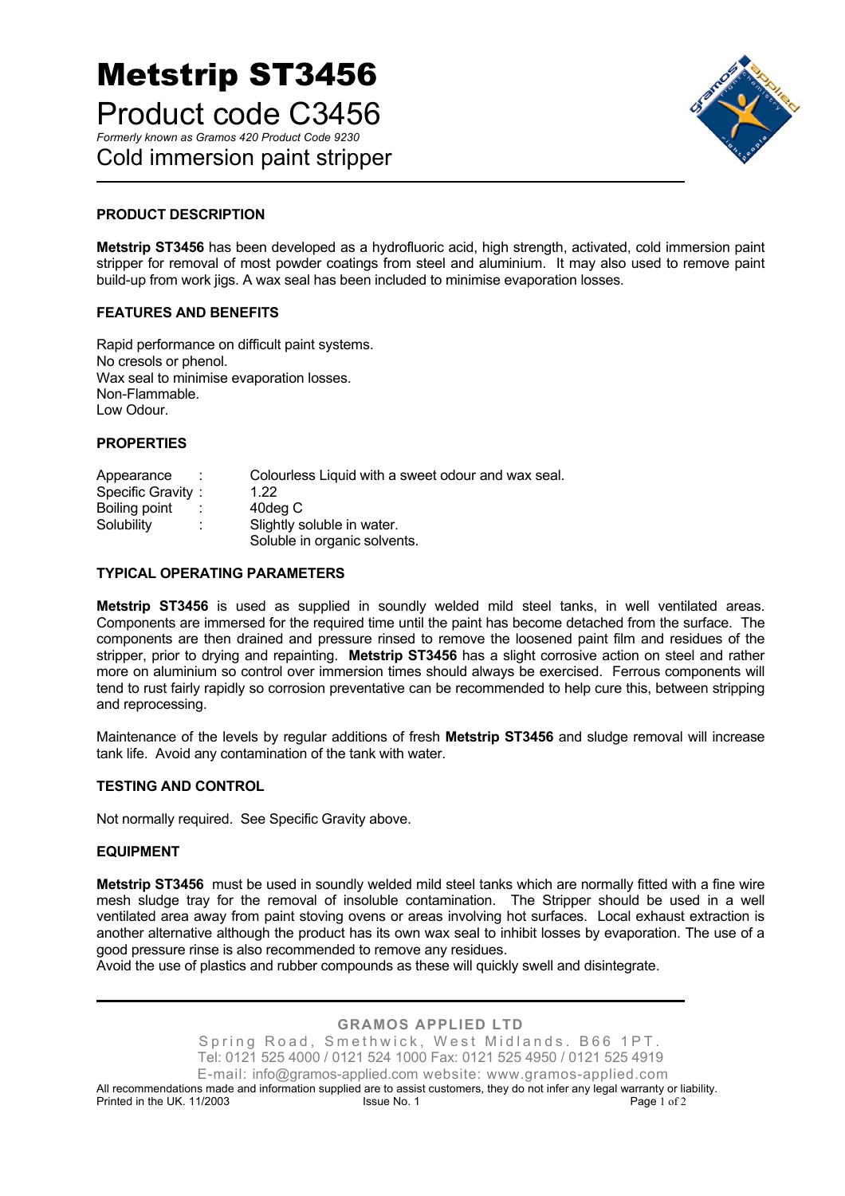# Metstrip ST3456

## Product code C3456

*Formerly known as Gramos 420 Product Code 9230*

## Cold immersion paint stripper

### PRODUCT DESCRIPTION

**Metstrip ST3456** has been developed as a hydrofluoric acid, high strength, activated, cold immersion paint stripper for removal of most powder coatings from steel and aluminium. It may also used to remove paint build-up from work jigs. A wax seal has been included to minimise evaporation losses.

### FEATURES AND BENEFITS

Rapid performance on difficult paint systems.
No cresols or phenol.
Wax seal to minimise evaporation losses.
Non-Flammable.
Low Odour.

### PROPERTIES

| | | |
|---|---|---|
| Appearance | : | Colourless Liquid with a sweet odour and wax seal. |
| Specific Gravity | : | 1.22 |
| Boiling point | : | 40deg C |
| Solubility | : | Slightly soluble in water.<br>Soluble in organic solvents. |

### TYPICAL OPERATING PARAMETERS

**Metstrip ST3456** is used as supplied in soundly welded mild steel tanks, in well ventilated areas. Components are immersed for the required time until the paint has become detached from the surface. The components are then drained and pressure rinsed to remove the loosened paint film and residues of the stripper, prior to drying and repainting. **Metstrip ST3456** has a slight corrosive action on steel and rather more on aluminium so control over immersion times should always be exercised. Ferrous components will tend to rust fairly rapidly so corrosion preventative can be recommended to help cure this, between stripping and reprocessing.

Maintenance of the levels by regular additions of fresh **Metstrip ST3456** and sludge removal will increase tank life. Avoid any contamination of the tank with water.

### TESTING AND CONTROL

Not normally required. See Specific Gravity above.

### EQUIPMENT

**Metstrip ST3456** must be used in soundly welded mild steel tanks which are normally fitted with a fine wire mesh sludge tray for the removal of insoluble contamination. The Stripper should be used in a well ventilated area away from paint stoving ovens or areas involving hot surfaces. Local exhaust extraction is another alternative although the product has its own wax seal to inhibit losses by evaporation. The use of a good pressure rinse is also recommended to remove any residues.
Avoid the use of plastics and rubber compounds as these will quickly swell and disintegrate.

**GRAMOS APPLIED LTD**
Spring Road, Smethwick, West Midlands. B66 1PT.
Tel: 0121 525 4000 / 0121 524 1000 Fax: 0121 525 4950 / 0121 525 4919
E-mail: info@gramos-applied.com website: www.gramos-applied.com
All recommendations made and information supplied are to assist customers, they do not infer any legal warranty or liability.
Printed in the UK. 11/2003 Issue No. 1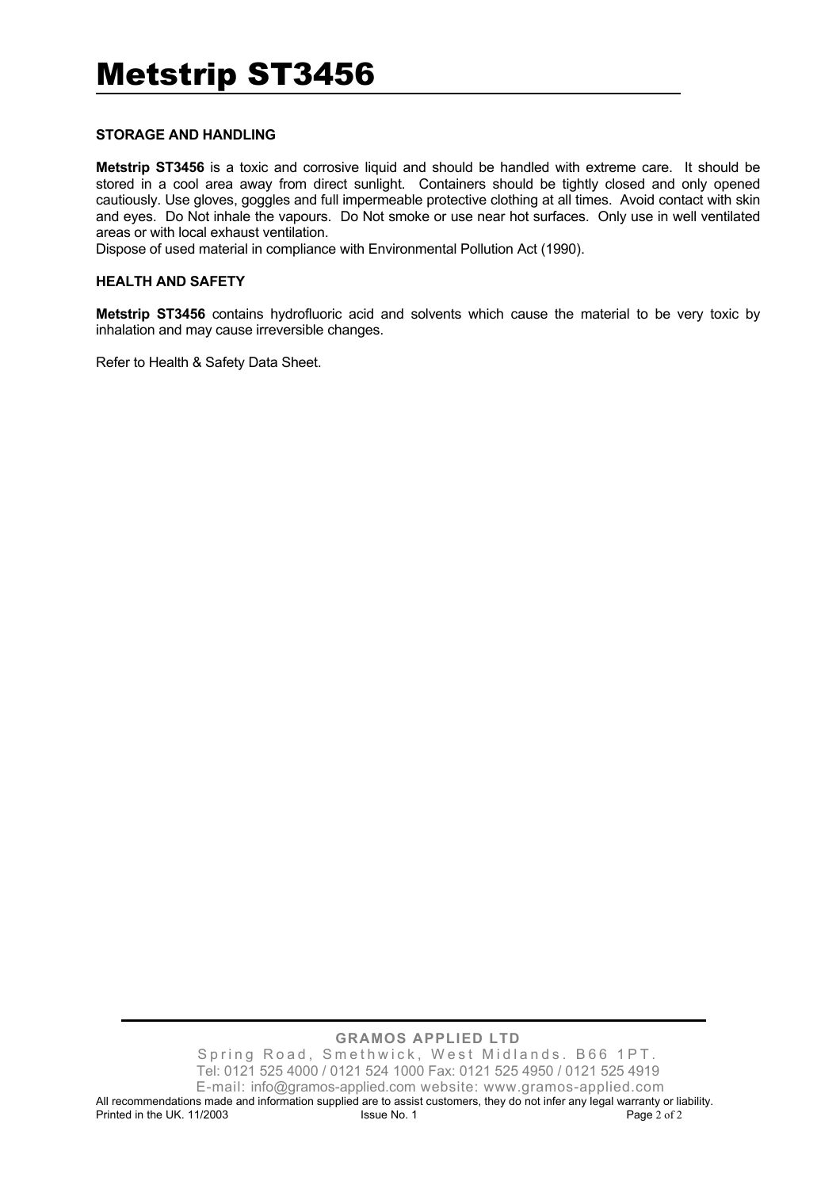# Metstrip ST3456

**STORAGE AND HANDLING**

**Metstrip ST3456** is a toxic and corrosive liquid and should be handled with extreme care. It should be stored in a cool area away from direct sunlight. Containers should be tightly closed and only opened cautiously. Use gloves, goggles and full impermeable protective clothing at all times. Avoid contact with skin and eyes. Do Not inhale the vapours. Do Not smoke or use near hot surfaces. Only use in well ventilated areas or with local exhaust ventilation.
Dispose of used material in compliance with Environmental Pollution Act (1990).

**HEALTH AND SAFETY**

**Metstrip ST3456** contains hydrofluoric acid and solvents which cause the material to be very toxic by inhalation and may cause irreversible changes.

Refer to Health & Safety Data Sheet.

**GRAMOS APPLIED LTD**
Spring Road, Smethwick, West Midlands. B66 1PT.
Tel: 0121 525 4000 / 0121 524 1000 Fax: 0121 525 4950 / 0121 525 4919
E-mail: info@gramos-applied.com website: www.gramos-applied.com
All recommendations made and information supplied are to assist customers, they do not infer any legal warranty or liability.
Printed in the UK. 11/2003 Issue No. 1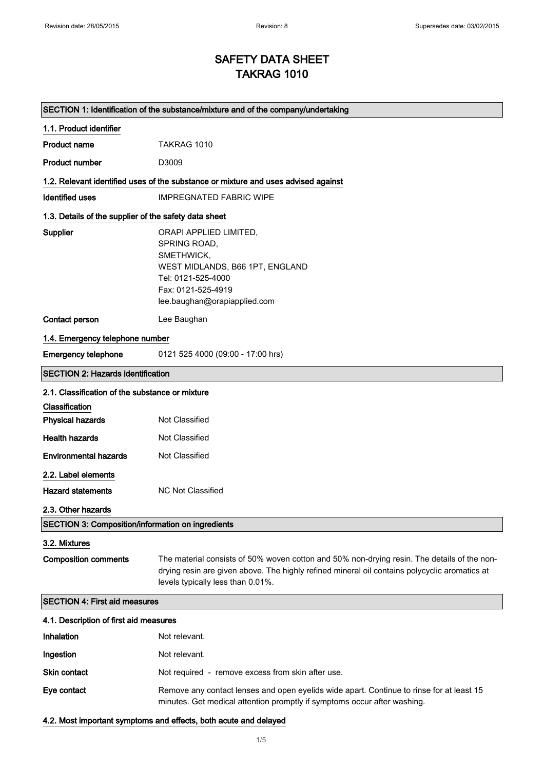# SAFETY DATA SHEET
# TAKRAG 1010

## SECTION 1: Identification of the substance/mixture and of the company/undertaking

### 1.1. Product identifier

**Product name** TAKRAG 1010

**Product number** D3009

### 1.2. Relevant identified uses of the substance or mixture and uses advised against

**Identified uses** IMPREGNATED FABRIC WIPE

### 1.3. Details of the supplier of the safety data sheet

**Supplier**
ORAPI APPLIED LIMITED,
SPRING ROAD,
SMETHWICK,
WEST MIDLANDS, B66 1PT, ENGLAND
Tel: 0121-525-4000
Fax: 0121-525-4919
lee.baughan@orapiapplied.com

**Contact person** Lee Baughan

### 1.4. Emergency telephone number

**Emergency telephone** 0121 525 4000 (09:00 - 17:00 hrs)

## SECTION 2: Hazards identification

### 2.1. Classification of the substance or mixture

**Classification**

**Physical hazards** Not Classified

**Health hazards** Not Classified

**Environmental hazards** Not Classified

### 2.2. Label elements

**Hazard statements** NC Not Classified

### 2.3. Other hazards

## SECTION 3: Composition/information on ingredients

### 3.2. Mixtures

**Composition comments** The material consists of 50% woven cotton and 50% non-drying resin. The details of the non-drying resin are given above. The highly refined mineral oil contains polycyclic aromatics at levels typically less than 0.01%.

## SECTION 4: First aid measures

### 4.1. Description of first aid measures

**Inhalation** Not relevant.

**Ingestion** Not relevant.

**Skin contact** Not required - remove excess from skin after use.

**Eye contact** Remove any contact lenses and open eyelids wide apart. Continue to rinse for at least 15 minutes. Get medical attention promptly if symptoms occur after washing.

### 4.2. Most important symptoms and effects, both acute and delayed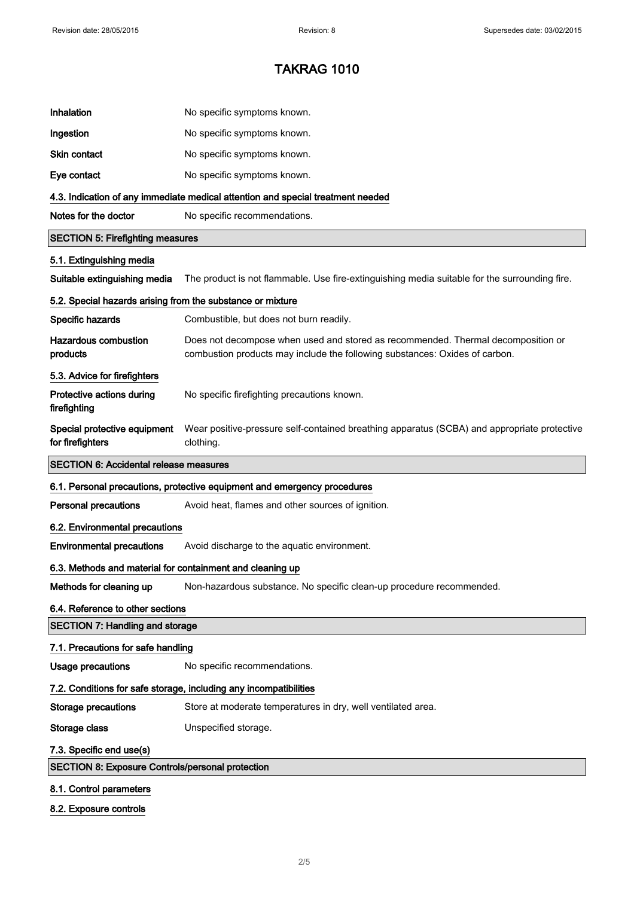# TAKRAG 1010

| | |
|---|---|
| **Inhalation** | No specific symptoms known. |
| **Ingestion** | No specific symptoms known. |
| **Skin contact** | No specific symptoms known. |
| **Eye contact** | No specific symptoms known. |

### 4.3. Indication of any immediate medical attention and special treatment needed

| | |
|---|---|
| **Notes for the doctor** | No specific recommendations. |

## SECTION 5: Firefighting measures

### 5.1. Extinguishing media

| | |
|---|---|
| **Suitable extinguishing media** | The product is not flammable. Use fire-extinguishing media suitable for the surrounding fire. |

### 5.2. Special hazards arising from the substance or mixture

| | |
|---|---|
| **Specific hazards** | Combustible, but does not burn readily. |
| **Hazardous combustion products** | Does not decompose when used and stored as recommended. Thermal decomposition or combustion products may include the following substances: Oxides of carbon. |

### 5.3. Advice for firefighters

| | |
|---|---|
| **Protective actions during firefighting** | No specific firefighting precautions known. |
| **Special protective equipment for firefighters** | Wear positive-pressure self-contained breathing apparatus (SCBA) and appropriate protective clothing. |

## SECTION 6: Accidental release measures

### 6.1. Personal precautions, protective equipment and emergency procedures

| | |
|---|---|
| **Personal precautions** | Avoid heat, flames and other sources of ignition. |

### 6.2. Environmental precautions

| | |
|---|---|
| **Environmental precautions** | Avoid discharge to the aquatic environment. |

### 6.3. Methods and material for containment and cleaning up

| | |
|---|---|
| **Methods for cleaning up** | Non-hazardous substance. No specific clean-up procedure recommended. |

### 6.4. Reference to other sections

## SECTION 7: Handling and storage

### 7.1. Precautions for safe handling

| | |
|---|---|
| **Usage precautions** | No specific recommendations. |

### 7.2. Conditions for safe storage, including any incompatibilities

| | |
|---|---|
| **Storage precautions** | Store at moderate temperatures in dry, well ventilated area. |
| **Storage class** | Unspecified storage. |

### 7.3. Specific end use(s)

## SECTION 8: Exposure Controls/personal protection

### 8.1. Control parameters

### 8.2. Exposure controls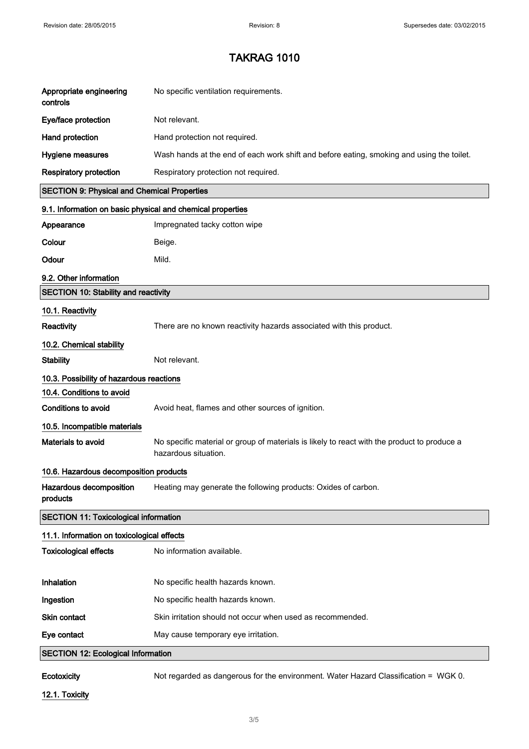# TAKRAG 1010

| | |
|---|---|
| **Appropriate engineering controls** | No specific ventilation requirements. |
| **Eye/face protection** | Not relevant. |
| **Hand protection** | Hand protection not required. |
| **Hygiene measures** | Wash hands at the end of each work shift and before eating, smoking and using the toilet. |
| **Respiratory protection** | Respiratory protection not required. |

## SECTION 9: Physical and Chemical Properties

### 9.1. Information on basic physical and chemical properties

| | |
|---|---|
| **Appearance** | Impregnated tacky cotton wipe |
| **Colour** | Beige. |
| **Odour** | Mild. |

### 9.2. Other information

## SECTION 10: Stability and reactivity

### 10.1. Reactivity

| | |
|---|---|
| **Reactivity** | There are no known reactivity hazards associated with this product. |

### 10.2. Chemical stability

| | |
|---|---|
| **Stability** | Not relevant. |

### 10.3. Possibility of hazardous reactions

### 10.4. Conditions to avoid

| | |
|---|---|
| **Conditions to avoid** | Avoid heat, flames and other sources of ignition. |

### 10.5. Incompatible materials

| | |
|---|---|
| **Materials to avoid** | No specific material or group of materials is likely to react with the product to produce a hazardous situation. |

### 10.6. Hazardous decomposition products

| | |
|---|---|
| **Hazardous decomposition products** | Heating may generate the following products: Oxides of carbon. |

## SECTION 11: Toxicological information

### 11.1. Information on toxicological effects

| | |
|---|---|
| **Toxicological effects** | No information available. |
| **Inhalation** | No specific health hazards known. |
| **Ingestion** | No specific health hazards known. |
| **Skin contact** | Skin irritation should not occur when used as recommended. |
| **Eye contact** | May cause temporary eye irritation. |

## SECTION 12: Ecological Information

| | |
|---|---|
| **Ecotoxicity** | Not regarded as dangerous for the environment. Water Hazard Classification = WGK 0. |

### 12.1. Toxicity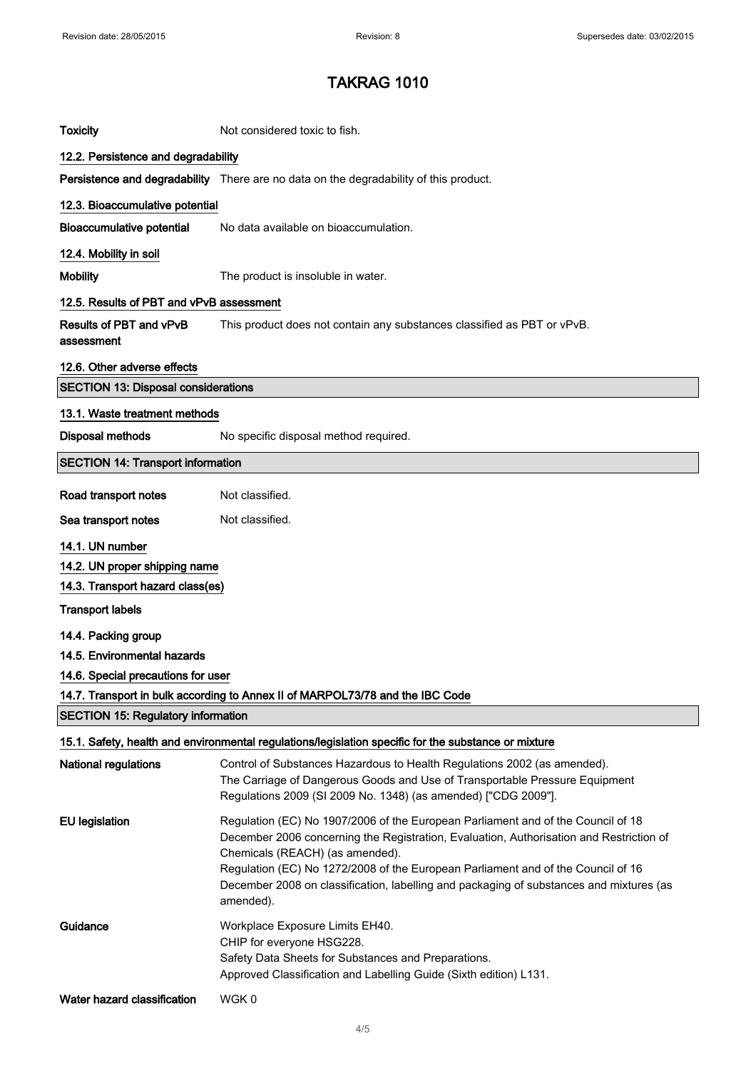# TAKRAG 1010

**Toxicity** Not considered toxic to fish.

## 12.2. Persistence and degradability

**Persistence and degradability** There are no data on the degradability of this product.

## 12.3. Bioaccumulative potential

**Bioaccumulative potential** No data available on bioaccumulation.

## 12.4. Mobility in soil

**Mobility** The product is insoluble in water.

## 12.5. Results of PBT and vPvB assessment

**Results of PBT and vPvB assessment** This product does not contain any substances classified as PBT or vPvB.

## 12.6. Other adverse effects

# SECTION 13: Disposal considerations

## 13.1. Waste treatment methods

**Disposal methods** No specific disposal method required.

# SECTION 14: Transport information

**Road transport notes** Not classified.

**Sea transport notes** Not classified.

## 14.1. UN number

## 14.2. UN proper shipping name

## 14.3. Transport hazard class(es)

**Transport labels**

## 14.4. Packing group

## 14.5. Environmental hazards

## 14.6. Special precautions for user

## 14.7. Transport in bulk according to Annex II of MARPOL73/78 and the IBC Code

# SECTION 15: Regulatory information

## 15.1. Safety, health and environmental regulations/legislation specific for the substance or mixture

**National regulations** Control of Substances Hazardous to Health Regulations 2002 (as amended).
The Carriage of Dangerous Goods and Use of Transportable Pressure Equipment Regulations 2009 (SI 2009 No. 1348) (as amended) ["CDG 2009"].

**EU legislation** Regulation (EC) No 1907/2006 of the European Parliament and of the Council of 18 December 2006 concerning the Registration, Evaluation, Authorisation and Restriction of Chemicals (REACH) (as amended).
Regulation (EC) No 1272/2008 of the European Parliament and of the Council of 16 December 2008 on classification, labelling and packaging of substances and mixtures (as amended).

**Guidance** Workplace Exposure Limits EH40.
CHIP for everyone HSG228.
Safety Data Sheets for Substances and Preparations.
Approved Classification and Labelling Guide (Sixth edition) L131.

**Water hazard classification** WGK 0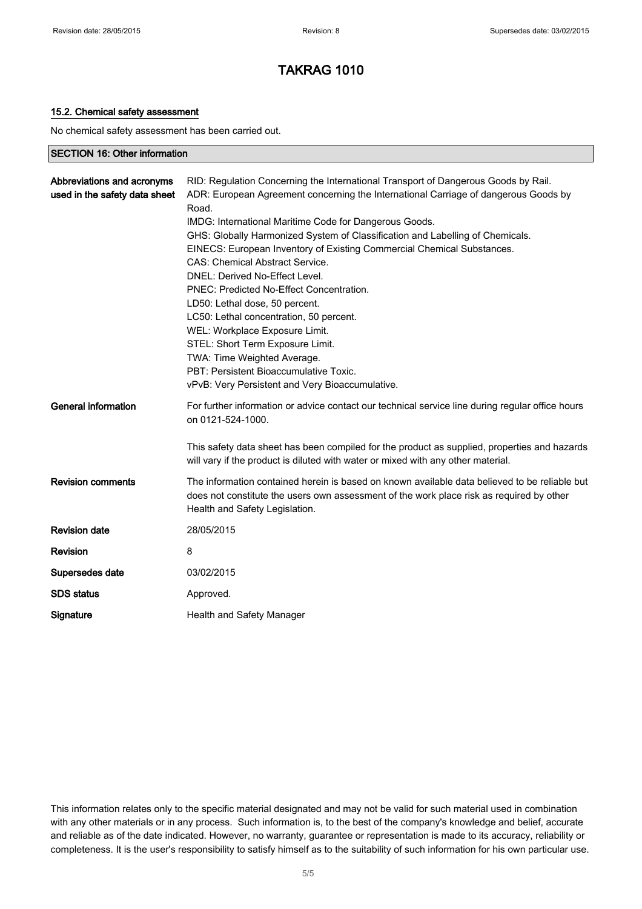# TAKRAG 1010

### 15.2. Chemical safety assessment

No chemical safety assessment has been carried out.

## SECTION 16: Other information

| | |
|---|---|
| **Abbreviations and acronyms used in the safety data sheet** | RID: Regulation Concerning the International Transport of Dangerous Goods by Rail.<br>ADR: European Agreement concerning the International Carriage of dangerous Goods by Road.<br>IMDG: International Maritime Code for Dangerous Goods.<br>GHS: Globally Harmonized System of Classification and Labelling of Chemicals.<br>EINECS: European Inventory of Existing Commercial Chemical Substances.<br>CAS: Chemical Abstract Service.<br>DNEL: Derived No-Effect Level.<br>PNEC: Predicted No-Effect Concentration.<br>LD50: Lethal dose, 50 percent.<br>LC50: Lethal concentration, 50 percent.<br>WEL: Workplace Exposure Limit.<br>STEL: Short Term Exposure Limit.<br>TWA: Time Weighted Average.<br>PBT: Persistent Bioaccumulative Toxic.<br>vPvB: Very Persistent and Very Bioaccumulative. |
| **General information** | For further information or advice contact our technical service line during regular office hours on 0121-524-1000.<br><br>This safety data sheet has been compiled for the product as supplied, properties and hazards will vary if the product is diluted with water or mixed with any other material. |
| **Revision comments** | The information contained herein is based on known available data believed to be reliable but does not constitute the users own assessment of the work place risk as required by other Health and Safety Legislation. |
| **Revision date** | 28/05/2015 |
| **Revision** | 8 |
| **Supersedes date** | 03/02/2015 |
| **SDS status** | Approved. |
| **Signature** | Health and Safety Manager |

This information relates only to the specific material designated and may not be valid for such material used in combination with any other materials or in any process. Such information is, to the best of the company's knowledge and belief, accurate and reliable as of the date indicated. However, no warranty, guarantee or representation is made to its accuracy, reliability or completeness. It is the user's responsibility to satisfy himself as to the suitability of such information for his own particular use.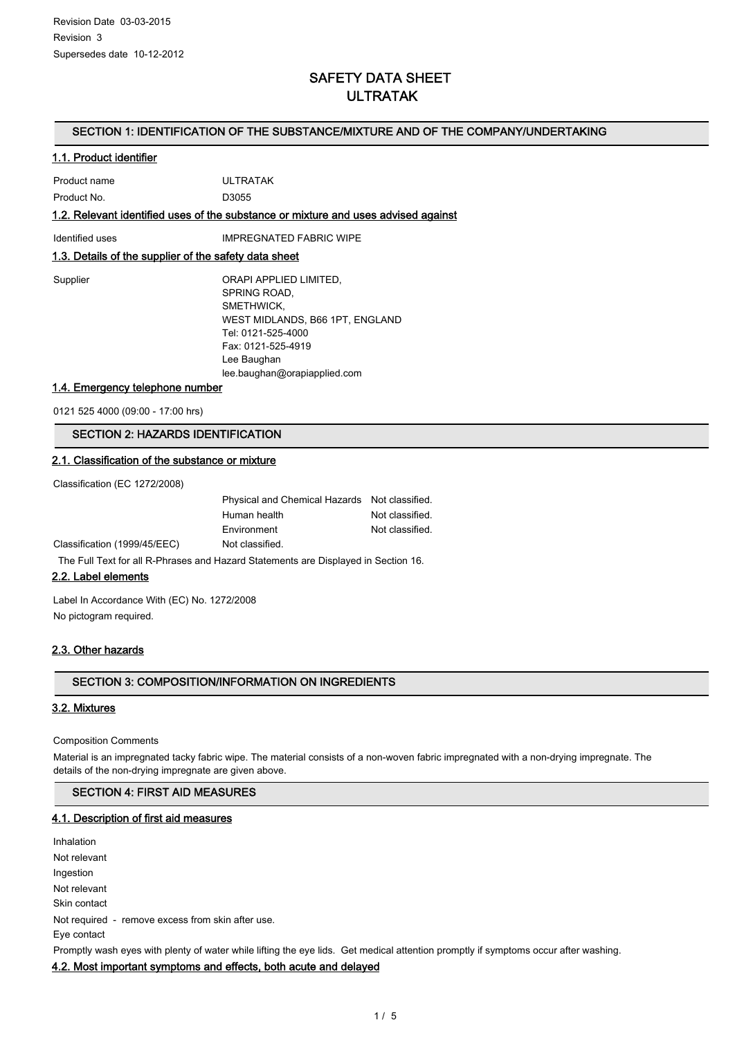Revision Date 03-03-2015
Revision 3
Supersedes date 10-12-2012

# SAFETY DATA SHEET
# ULTRATAK

## SECTION 1: IDENTIFICATION OF THE SUBSTANCE/MIXTURE AND OF THE COMPANY/UNDERTAKING

### 1.1. Product identifier

| | |
|---|---|
| Product name | ULTRATAK |
| Product No. | D3055 |

### 1.2. Relevant identified uses of the substance or mixture and uses advised against

| | |
|---|---|
| Identified uses | IMPREGNATED FABRIC WIPE |

### 1.3. Details of the supplier of the safety data sheet

Supplier

ORAPI APPLIED LIMITED,
SPRING ROAD,
SMETHWICK,
WEST MIDLANDS, B66 1PT, ENGLAND
Tel: 0121-525-4000
Fax: 0121-525-4919
Lee Baughan
lee.baughan@orapiapplied.com

### 1.4. Emergency telephone number

0121 525 4000 (09:00 - 17:00 hrs)

## SECTION 2: HAZARDS IDENTIFICATION

### 2.1. Classification of the substance or mixture

Classification (EC 1272/2008)

| | | |
|---|---|---|
| | Physical and Chemical Hazards | Not classified. |
| | Human health | Not classified. |
| | Environment | Not classified. |
| Classification (1999/45/EEC) | Not classified. | |

The Full Text for all R-Phrases and Hazard Statements are Displayed in Section 16.

### 2.2. Label elements

Label In Accordance With (EC) No. 1272/2008

No pictogram required.

### 2.3. Other hazards

## SECTION 3: COMPOSITION/INFORMATION ON INGREDIENTS

### 3.2. Mixtures

Composition Comments

Material is an impregnated tacky fabric wipe. The material consists of a non-woven fabric impregnated with a non-drying impregnate. The details of the non-drying impregnate are given above.

## SECTION 4: FIRST AID MEASURES

### 4.1. Description of first aid measures

Inhalation

Not relevant

Ingestion

Not relevant

Skin contact

Not required - remove excess from skin after use.

Eye contact

Promptly wash eyes with plenty of water while lifting the eye lids. Get medical attention promptly if symptoms occur after washing.

### 4.2. Most important symptoms and effects, both acute and delayed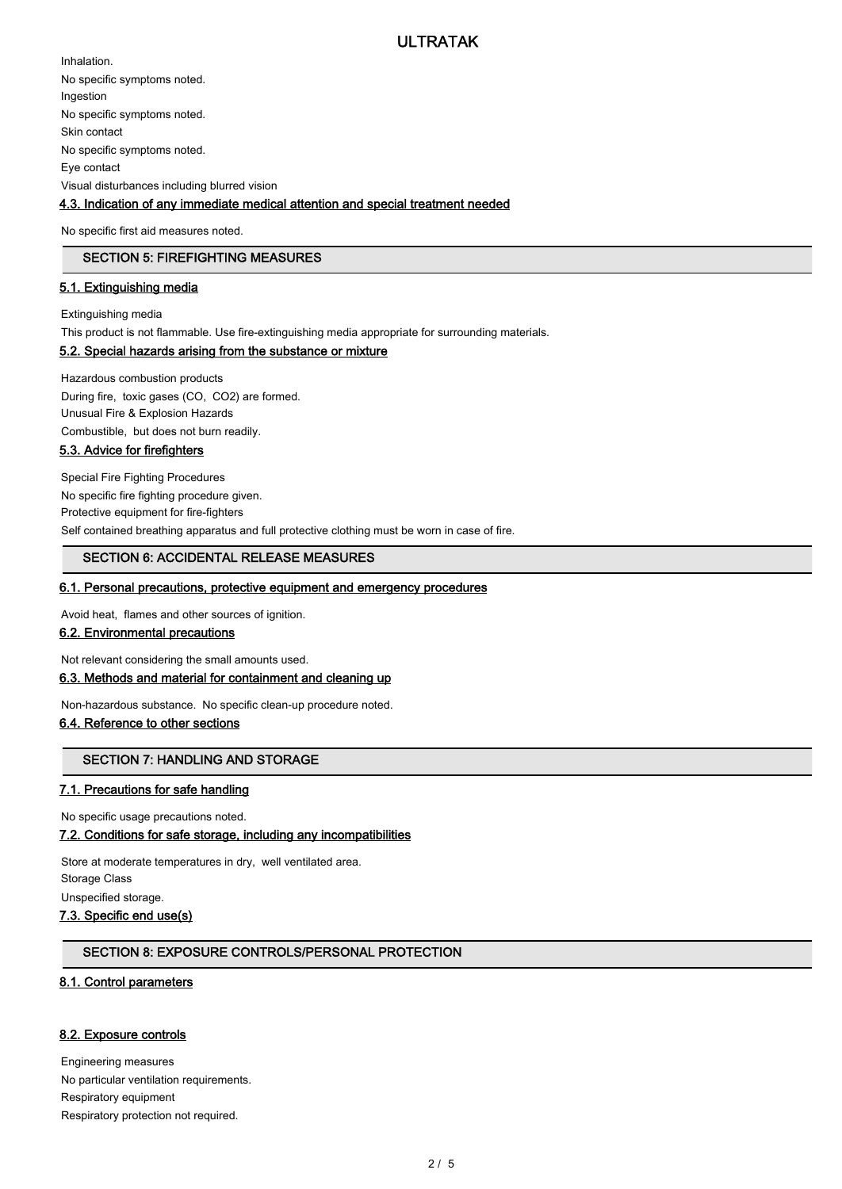Inhalation.

No specific symptoms noted.

Ingestion

No specific symptoms noted.

Skin contact

No specific symptoms noted.

Eye contact

Visual disturbances including blurred vision

### 4.3. Indication of any immediate medical attention and special treatment needed

No specific first aid measures noted.

## SECTION 5: FIREFIGHTING MEASURES

### 5.1. Extinguishing media

Extinguishing media

This product is not flammable. Use fire-extinguishing media appropriate for surrounding materials.

### 5.2. Special hazards arising from the substance or mixture

Hazardous combustion products

During fire, toxic gases (CO, $CO_2$) are formed.

Unusual Fire & Explosion Hazards

Combustible, but does not burn readily.

### 5.3. Advice for firefighters

Special Fire Fighting Procedures

No specific fire fighting procedure given.

Protective equipment for fire-fighters

Self contained breathing apparatus and full protective clothing must be worn in case of fire.

## SECTION 6: ACCIDENTAL RELEASE MEASURES

### 6.1. Personal precautions, protective equipment and emergency procedures

Avoid heat, flames and other sources of ignition.

### 6.2. Environmental precautions

Not relevant considering the small amounts used.

### 6.3. Methods and material for containment and cleaning up

Non-hazardous substance. No specific clean-up procedure noted.

### 6.4. Reference to other sections

## SECTION 7: HANDLING AND STORAGE

### 7.1. Precautions for safe handling

No specific usage precautions noted.

### 7.2. Conditions for safe storage, including any incompatibilities

Store at moderate temperatures in dry, well ventilated area.

Storage Class

Unspecified storage.

### 7.3. Specific end use(s)

## SECTION 8: EXPOSURE CONTROLS/PERSONAL PROTECTION

### 8.1. Control parameters

### 8.2. Exposure controls

Engineering measures

No particular ventilation requirements.

Respiratory equipment

Respiratory protection not required.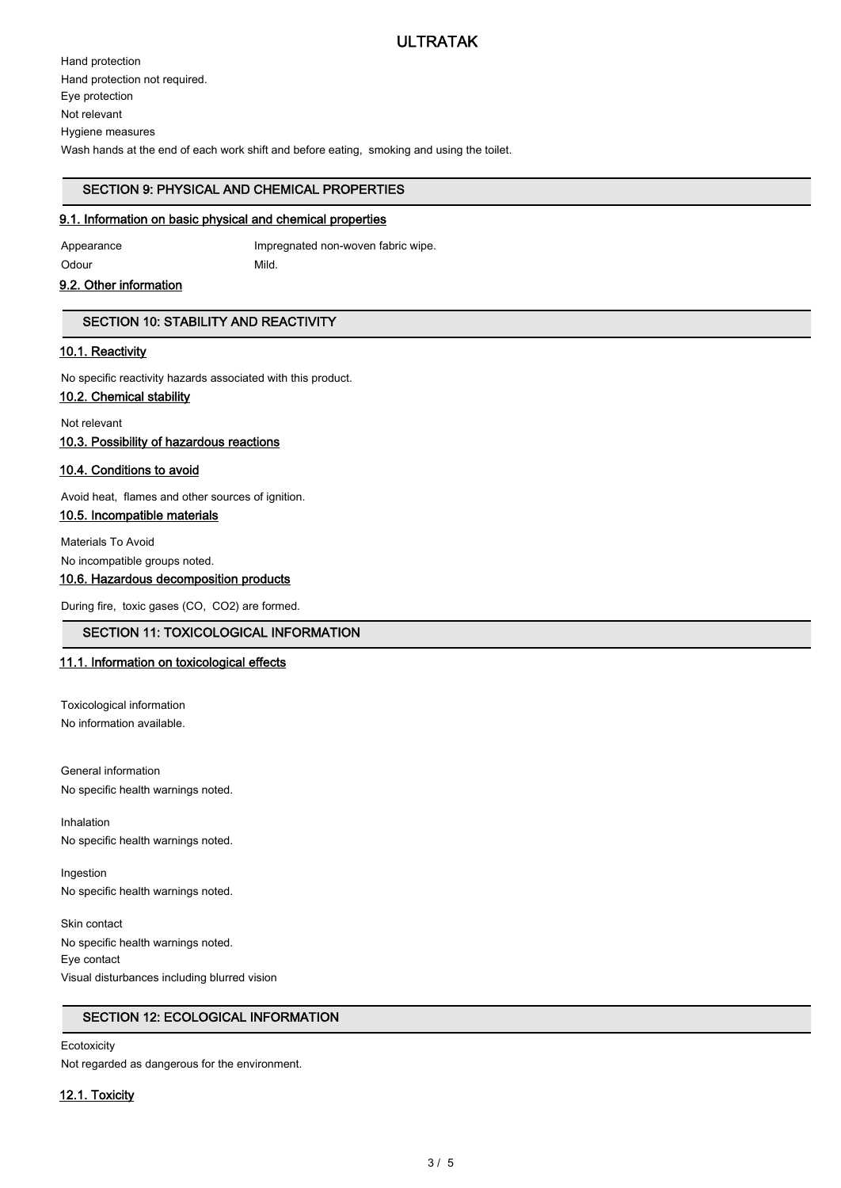Hand protection

Hand protection not required.

Eye protection

Not relevant

Hygiene measures

Wash hands at the end of each work shift and before eating, smoking and using the toilet.

## SECTION 9: PHYSICAL AND CHEMICAL PROPERTIES

### 9.1. Information on basic physical and chemical properties

| | |
|---|---|
| Appearance | Impregnated non-woven fabric wipe. |
| Odour | Mild. |

### 9.2. Other information

## SECTION 10: STABILITY AND REACTIVITY

### 10.1. Reactivity

No specific reactivity hazards associated with this product.

### 10.2. Chemical stability

Not relevant

### 10.3. Possibility of hazardous reactions

### 10.4. Conditions to avoid

Avoid heat, flames and other sources of ignition.

### 10.5. Incompatible materials

Materials To Avoid

No incompatible groups noted.

### 10.6. Hazardous decomposition products

During fire, toxic gases (CO, $CO_2$) are formed.

## SECTION 11: TOXICOLOGICAL INFORMATION

### 11.1. Information on toxicological effects

Toxicological information

No information available.

General information

No specific health warnings noted.

Inhalation

No specific health warnings noted.

Ingestion

No specific health warnings noted.

Skin contact

No specific health warnings noted.

Eye contact

Visual disturbances including blurred vision

## SECTION 12: ECOLOGICAL INFORMATION

Ecotoxicity

Not regarded as dangerous for the environment.

### 12.1. Toxicity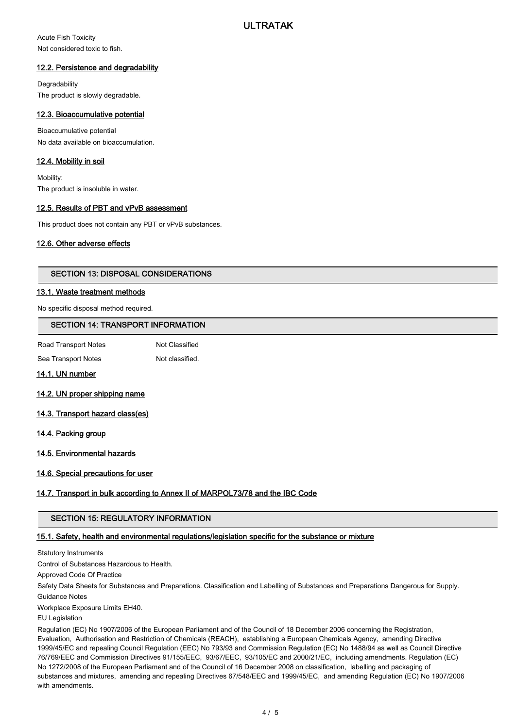Acute Fish Toxicity

Not considered toxic to fish.

### 12.2. Persistence and degradability

Degradability

The product is slowly degradable.

### 12.3. Bioaccumulative potential

Bioaccumulative potential

No data available on bioaccumulation.

### 12.4. Mobility in soil

Mobility:

The product is insoluble in water.

### 12.5. Results of PBT and vPvB assessment

This product does not contain any PBT or vPvB substances.

### 12.6. Other adverse effects

## SECTION 13: DISPOSAL CONSIDERATIONS

### 13.1. Waste treatment methods

No specific disposal method required.

## SECTION 14: TRANSPORT INFORMATION

| | |
|---|---|
| Road Transport Notes | Not Classified |
| Sea Transport Notes | Not classified. |

### 14.1. UN number

### 14.2. UN proper shipping name

### 14.3. Transport hazard class(es)

### 14.4. Packing group

### 14.5. Environmental hazards

### 14.6. Special precautions for user

### 14.7. Transport in bulk according to Annex II of MARPOL73/78 and the IBC Code

## SECTION 15: REGULATORY INFORMATION

### 15.1. Safety, health and environmental regulations/legislation specific for the substance or mixture

Statutory Instruments

Control of Substances Hazardous to Health.

Approved Code Of Practice

Safety Data Sheets for Substances and Preparations. Classification and Labelling of Substances and Preparations Dangerous for Supply.

Guidance Notes

Workplace Exposure Limits EH40.

EU Legislation

Regulation (EC) No 1907/2006 of the European Parliament and of the Council of 18 December 2006 concerning the Registration, Evaluation, Authorisation and Restriction of Chemicals (REACH), establishing a European Chemicals Agency, amending Directive 1999/45/EC and repealing Council Regulation (EEC) No 793/93 and Commission Regulation (EC) No 1488/94 as well as Council Directive 76/769/EEC and Commission Directives 91/155/EEC, 93/67/EEC, 93/105/EC and 2000/21/EC, including amendments. Regulation (EC) No 1272/2008 of the European Parliament and of the Council of 16 December 2008 on classification, labelling and packaging of substances and mixtures, amending and repealing Directives 67/548/EEC and 1999/45/EC, and amending Regulation (EC) No 1907/2006 with amendments.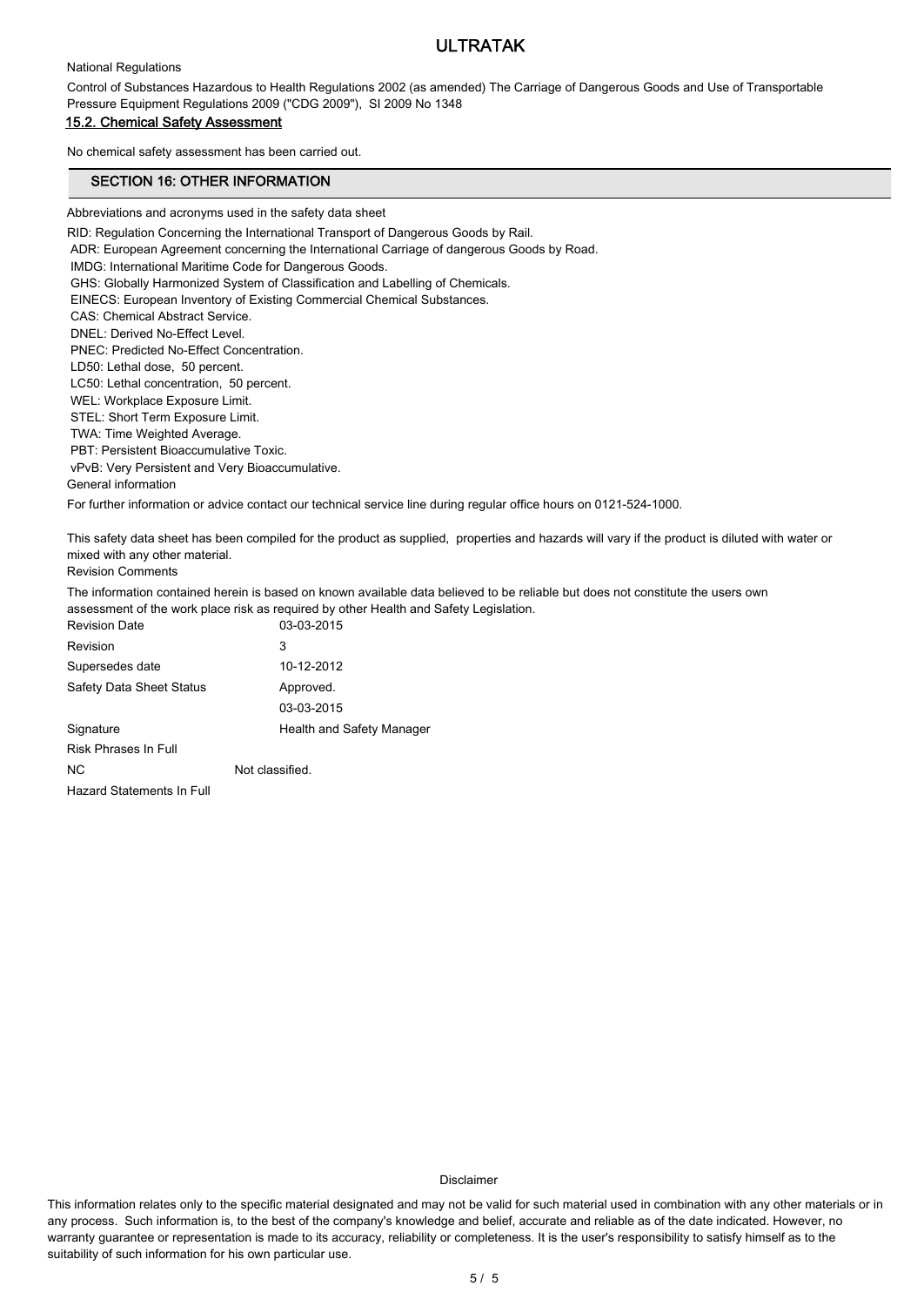National Regulations

Control of Substances Hazardous to Health Regulations 2002 (as amended) The Carriage of Dangerous Goods and Use of Transportable Pressure Equipment Regulations 2009 ("CDG 2009"), SI 2009 No 1348

### 15.2. Chemical Safety Assessment

No chemical safety assessment has been carried out.

## SECTION 16: OTHER INFORMATION

Abbreviations and acronyms used in the safety data sheet

RID: Regulation Concerning the International Transport of Dangerous Goods by Rail.
ADR: European Agreement concerning the International Carriage of dangerous Goods by Road.
IMDG: International Maritime Code for Dangerous Goods.
GHS: Globally Harmonized System of Classification and Labelling of Chemicals.
EINECS: European Inventory of Existing Commercial Chemical Substances.
CAS: Chemical Abstract Service.
DNEL: Derived No-Effect Level.
PNEC: Predicted No-Effect Concentration.
LD50: Lethal dose, 50 percent.
LC50: Lethal concentration, 50 percent.
WEL: Workplace Exposure Limit.
STEL: Short Term Exposure Limit.
TWA: Time Weighted Average.
PBT: Persistent Bioaccumulative Toxic.
vPvB: Very Persistent and Very Bioaccumulative.

General information

For further information or advice contact our technical service line during regular office hours on 0121-524-1000.

This safety data sheet has been compiled for the product as supplied, properties and hazards will vary if the product is diluted with water or mixed with any other material.

Revision Comments

The information contained herein is based on known available data believed to be reliable but does not constitute the users own assessment of the work place risk as required by other Health and Safety Legislation.

| | |
|---|---|
| Revision Date | 03-03-2015 |
| Revision | 3 |
| Supersedes date | 10-12-2012 |
| Safety Data Sheet Status | Approved. |
| | 03-03-2015 |
| Signature | Health and Safety Manager |

Risk Phrases In Full

NC Not classified.

Hazard Statements In Full

Disclaimer

This information relates only to the specific material designated and may not be valid for such material used in combination with any other materials or in any process. Such information is, to the best of the company's knowledge and belief, accurate and reliable as of the date indicated. However, no warranty guarantee or representation is made to its accuracy, reliability or completeness. It is the user's responsibility to satisfy himself as to the suitability of such information for his own particular use.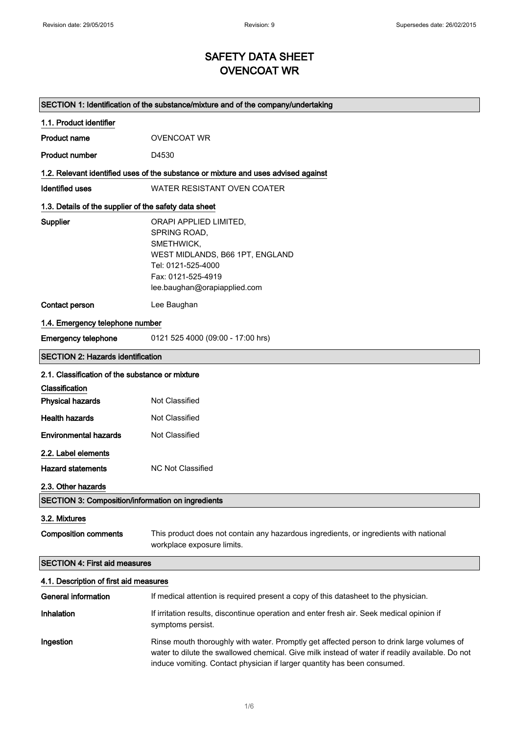# SAFETY DATA SHEET
# OVENCOAT WR

## SECTION 1: Identification of the substance/mixture and of the company/undertaking

### 1.1. Product identifier

| | |
|---|---|
| **Product name** | OVENCOAT WR |
| **Product number** | D4530 |

### 1.2. Relevant identified uses of the substance or mixture and uses advised against

| | |
|---|---|
| **Identified uses** | WATER RESISTANT OVEN COATER |

### 1.3. Details of the supplier of the safety data sheet

**Supplier**

ORAPI APPLIED LIMITED,
SPRING ROAD,
SMETHWICK,
WEST MIDLANDS, B66 1PT, ENGLAND
Tel: 0121-525-4000
Fax: 0121-525-4919
lee.baughan@orapiapplied.com

**Contact person** Lee Baughan

### 1.4. Emergency telephone number

**Emergency telephone** 0121 525 4000 (09:00 - 17:00 hrs)

## SECTION 2: Hazards identification

### 2.1. Classification of the substance or mixture

**Classification**

| | |
|---|---|
| **Physical hazards** | Not Classified |
| **Health hazards** | Not Classified |
| **Environmental hazards** | Not Classified |

### 2.2. Label elements

**Hazard statements** NC Not Classified

### 2.3. Other hazards

## SECTION 3: Composition/information on ingredients

### 3.2. Mixtures

**Composition comments** This product does not contain any hazardous ingredients, or ingredients with national workplace exposure limits.

## SECTION 4: First aid measures

### 4.1. Description of first aid measures

**General information** If medical attention is required present a copy of this datasheet to the physician.

**Inhalation** If irritation results, discontinue operation and enter fresh air. Seek medical opinion if symptoms persist.

**Ingestion** Rinse mouth thoroughly with water. Promptly get affected person to drink large volumes of water to dilute the swallowed chemical. Give milk instead of water if readily available. Do not induce vomiting. Contact physician if larger quantity has been consumed.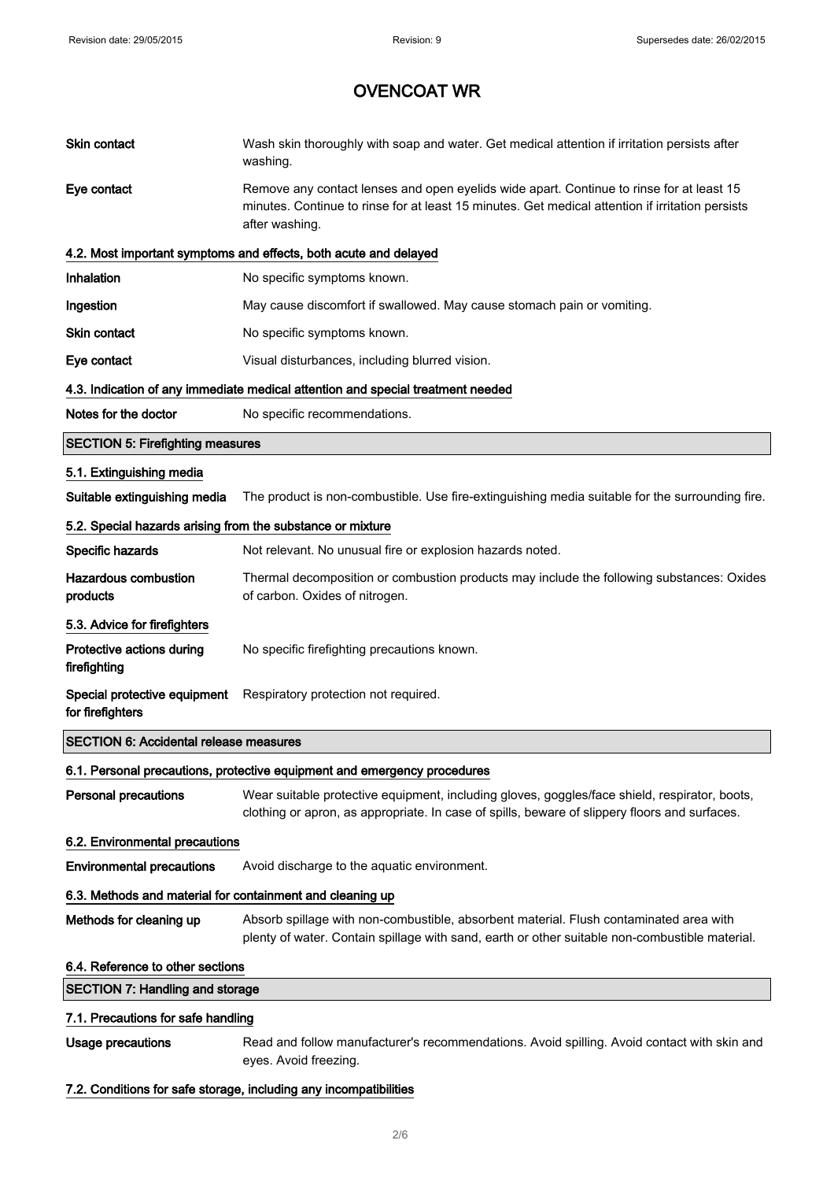# OVENCOAT WR

**Skin contact** Wash skin thoroughly with soap and water. Get medical attention if irritation persists after washing.

**Eye contact** Remove any contact lenses and open eyelids wide apart. Continue to rinse for at least 15 minutes. Continue to rinse for at least 15 minutes. Get medical attention if irritation persists after washing.

### 4.2. Most important symptoms and effects, both acute and delayed

**Inhalation** No specific symptoms known.

**Ingestion** May cause discomfort if swallowed. May cause stomach pain or vomiting.

**Skin contact** No specific symptoms known.

**Eye contact** Visual disturbances, including blurred vision.

### 4.3. Indication of any immediate medical attention and special treatment needed

**Notes for the doctor** No specific recommendations.

## SECTION 5: Firefighting measures

### 5.1. Extinguishing media

**Suitable extinguishing media** The product is non-combustible. Use fire-extinguishing media suitable for the surrounding fire.

### 5.2. Special hazards arising from the substance or mixture

**Specific hazards** Not relevant. No unusual fire or explosion hazards noted.

**Hazardous combustion products** Thermal decomposition or combustion products may include the following substances: Oxides of carbon. Oxides of nitrogen.

### 5.3. Advice for firefighters

**Protective actions during firefighting** No specific firefighting precautions known.

**Special protective equipment for firefighters** Respiratory protection not required.

## SECTION 6: Accidental release measures

### 6.1. Personal precautions, protective equipment and emergency procedures

**Personal precautions** Wear suitable protective equipment, including gloves, goggles/face shield, respirator, boots, clothing or apron, as appropriate. In case of spills, beware of slippery floors and surfaces.

### 6.2. Environmental precautions

**Environmental precautions** Avoid discharge to the aquatic environment.

### 6.3. Methods and material for containment and cleaning up

**Methods for cleaning up** Absorb spillage with non-combustible, absorbent material. Flush contaminated area with plenty of water. Contain spillage with sand, earth or other suitable non-combustible material.

### 6.4. Reference to other sections

## SECTION 7: Handling and storage

### 7.1. Precautions for safe handling

**Usage precautions** Read and follow manufacturer's recommendations. Avoid spilling. Avoid contact with skin and eyes. Avoid freezing.

### 7.2. Conditions for safe storage, including any incompatibilities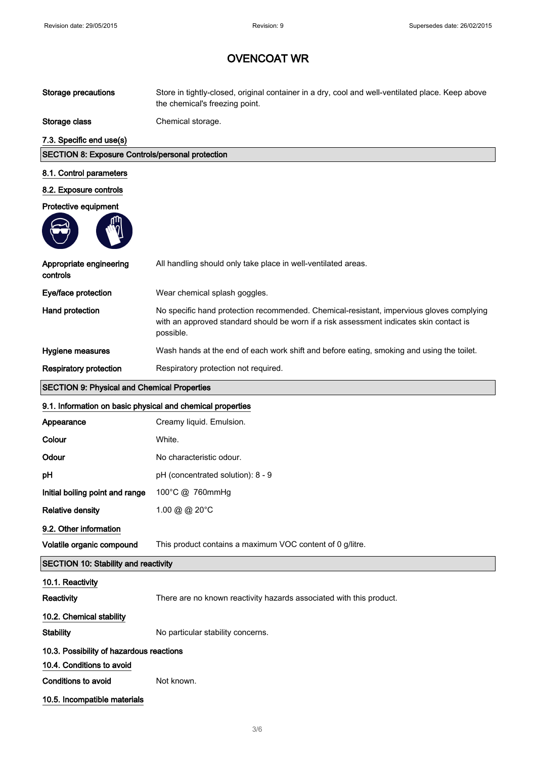# OVENCOAT WR

**Storage precautions** Store in tightly-closed, original container in a dry, cool and well-ventilated place. Keep above the chemical's freezing point.

**Storage class** Chemical storage.

**7.3. Specific end use(s)**

## SECTION 8: Exposure Controls/personal protection

**8.1. Control parameters**

**8.2. Exposure controls**

**Protective equipment**

**Appropriate engineering controls** All handling should only take place in well-ventilated areas.

**Eye/face protection** Wear chemical splash goggles.

**Hand protection** No specific hand protection recommended. Chemical-resistant, impervious gloves complying with an approved standard should be worn if a risk assessment indicates skin contact is possible.

**Hygiene measures** Wash hands at the end of each work shift and before eating, smoking and using the toilet.

**Respiratory protection** Respiratory protection not required.

## SECTION 9: Physical and Chemical Properties

**9.1. Information on basic physical and chemical properties**

**Appearance** Creamy liquid. Emulsion.

**Colour** White.

**Odour** No characteristic odour.

**pH** pH (concentrated solution): 8 - 9

**Initial boiling point and range** 100°C @ 760mmHg

**Relative density** 1.00 @ @ 20°C

**9.2. Other information**

**Volatile organic compound** This product contains a maximum VOC content of 0 g/litre.

## SECTION 10: Stability and reactivity

**10.1. Reactivity**

**Reactivity** There are no known reactivity hazards associated with this product.

**10.2. Chemical stability**

**Stability** No particular stability concerns.

**10.3. Possibility of hazardous reactions**

**10.4. Conditions to avoid**

**Conditions to avoid** Not known.

**10.5. Incompatible materials**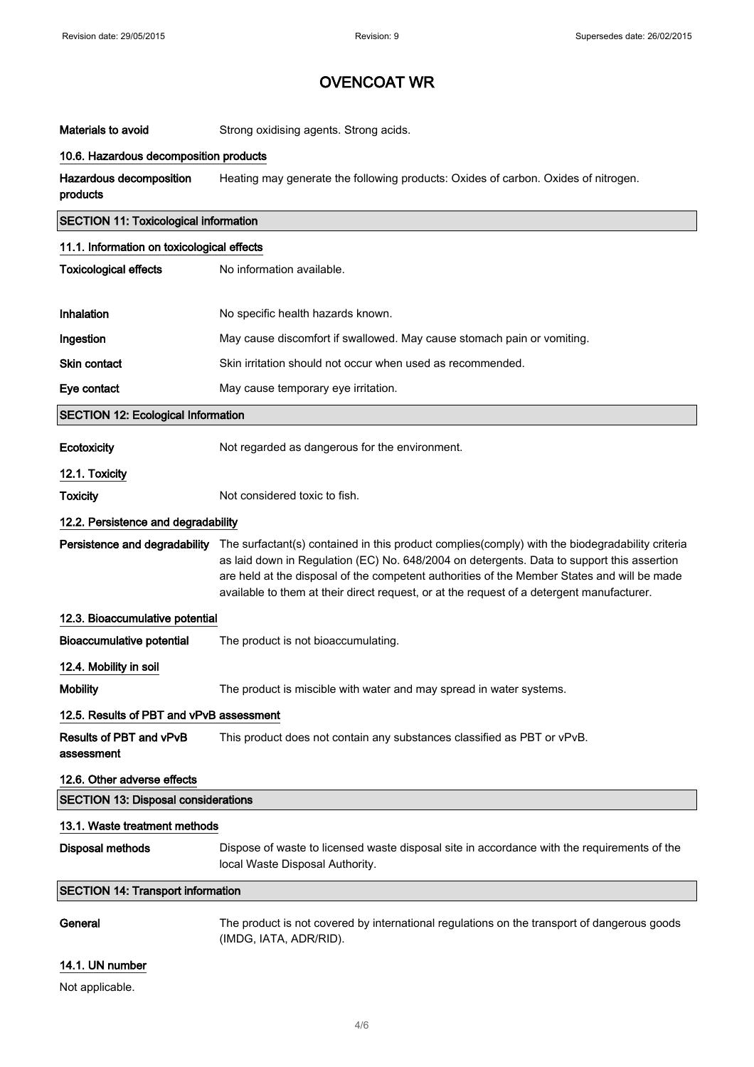# OVENCOAT WR

**Materials to avoid** Strong oxidising agents. Strong acids.

### 10.6. Hazardous decomposition products

**Hazardous decomposition products** Heating may generate the following products: Oxides of carbon. Oxides of nitrogen.

## SECTION 11: Toxicological information

### 11.1. Information on toxicological effects

**Toxicological effects** No information available.

**Inhalation** No specific health hazards known.

**Ingestion** May cause discomfort if swallowed. May cause stomach pain or vomiting.

**Skin contact** Skin irritation should not occur when used as recommended.

**Eye contact** May cause temporary eye irritation.

## SECTION 12: Ecological Information

**Ecotoxicity** Not regarded as dangerous for the environment.

### 12.1. Toxicity

**Toxicity** Not considered toxic to fish.

### 12.2. Persistence and degradability

**Persistence and degradability** The surfactant(s) contained in this product complies(comply) with the biodegradability criteria as laid down in Regulation (EC) No. 648/2004 on detergents. Data to support this assertion are held at the disposal of the competent authorities of the Member States and will be made available to them at their direct request, or at the request of a detergent manufacturer.

### 12.3. Bioaccumulative potential

**Bioaccumulative potential** The product is not bioaccumulating.

### 12.4. Mobility in soil

**Mobility** The product is miscible with water and may spread in water systems.

### 12.5. Results of PBT and vPvB assessment

**Results of PBT and vPvB assessment** This product does not contain any substances classified as PBT or vPvB.

### 12.6. Other adverse effects

## SECTION 13: Disposal considerations

### 13.1. Waste treatment methods

**Disposal methods** Dispose of waste to licensed waste disposal site in accordance with the requirements of the local Waste Disposal Authority.

## SECTION 14: Transport information

**General** The product is not covered by international regulations on the transport of dangerous goods (IMDG, IATA, ADR/RID).

### 14.1. UN number

Not applicable.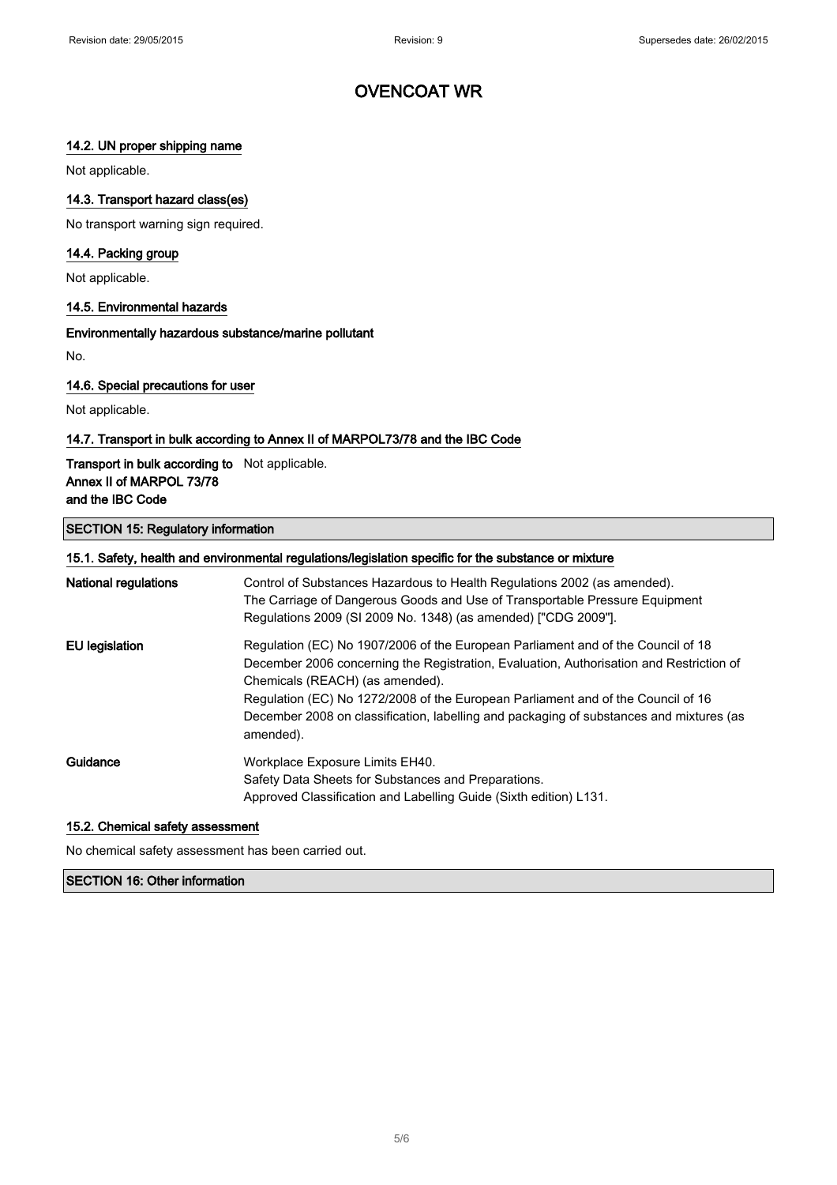### 14.2. UN proper shipping name

Not applicable.

### 14.3. Transport hazard class(es)

No transport warning sign required.

### 14.4. Packing group

Not applicable.

### 14.5. Environmental hazards

**Environmentally hazardous substance/marine pollutant**

No.

### 14.6. Special precautions for user

Not applicable.

### 14.7. Transport in bulk according to Annex II of MARPOL73/78 and the IBC Code

| | |
|---|---|
| **Transport in bulk according to Annex II of MARPOL 73/78 and the IBC Code** | Not applicable. |

## SECTION 15: Regulatory information

### 15.1. Safety, health and environmental regulations/legislation specific for the substance or mixture

| | |
|---|---|
| **National regulations** | Control of Substances Hazardous to Health Regulations 2002 (as amended). The Carriage of Dangerous Goods and Use of Transportable Pressure Equipment Regulations 2009 (SI 2009 No. 1348) (as amended) ["CDG 2009"]. |
| **EU legislation** | Regulation (EC) No 1907/2006 of the European Parliament and of the Council of 18 December 2006 concerning the Registration, Evaluation, Authorisation and Restriction of Chemicals (REACH) (as amended). Regulation (EC) No 1272/2008 of the European Parliament and of the Council of 16 December 2008 on classification, labelling and packaging of substances and mixtures (as amended). |
| **Guidance** | Workplace Exposure Limits EH40. Safety Data Sheets for Substances and Preparations. Approved Classification and Labelling Guide (Sixth edition) L131. |

### 15.2. Chemical safety assessment

No chemical safety assessment has been carried out.

## SECTION 16: Other information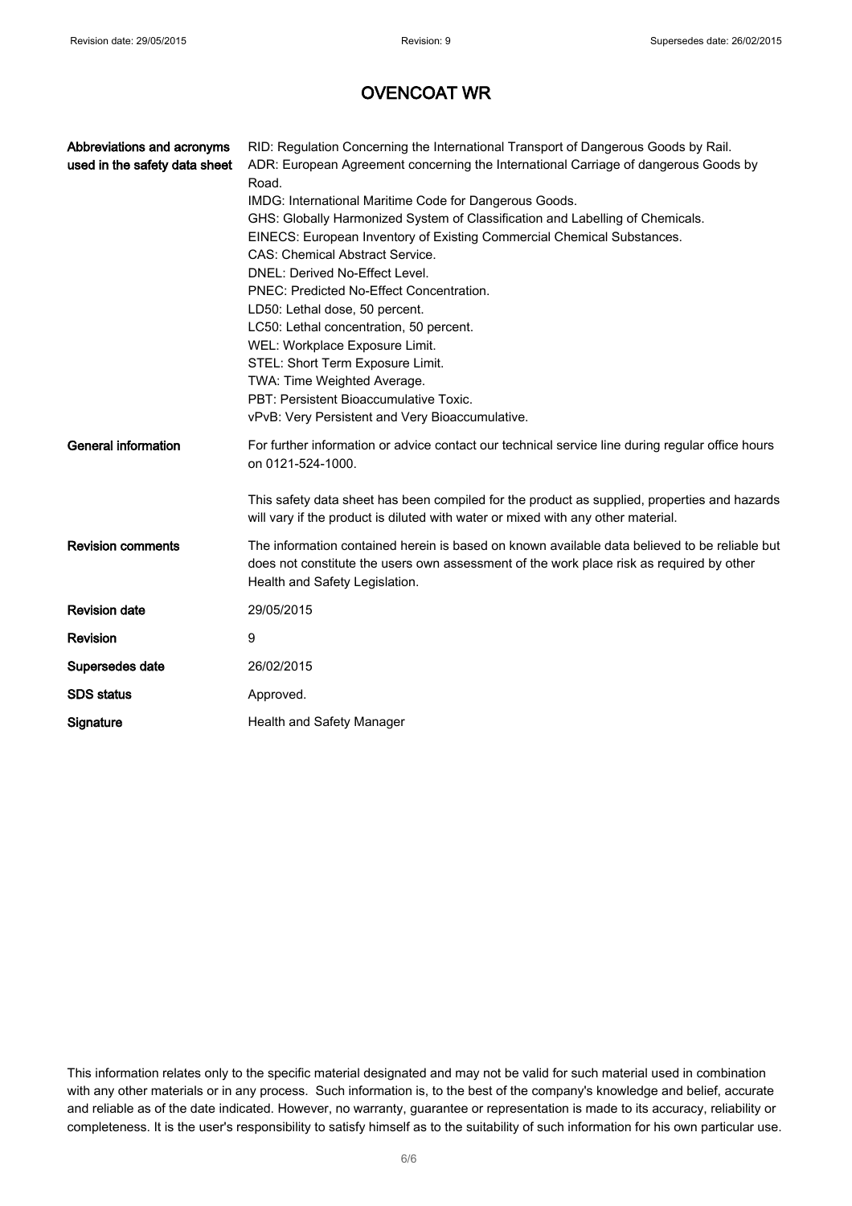# OVENCOAT WR

| | |
|---|---|
| **Abbreviations and acronyms used in the safety data sheet** | RID: Regulation Concerning the International Transport of Dangerous Goods by Rail.<br>ADR: European Agreement concerning the International Carriage of dangerous Goods by Road.<br>IMDG: International Maritime Code for Dangerous Goods.<br>GHS: Globally Harmonized System of Classification and Labelling of Chemicals.<br>EINECS: European Inventory of Existing Commercial Chemical Substances.<br>CAS: Chemical Abstract Service.<br>DNEL: Derived No-Effect Level.<br>PNEC: Predicted No-Effect Concentration.<br>LD50: Lethal dose, 50 percent.<br>LC50: Lethal concentration, 50 percent.<br>WEL: Workplace Exposure Limit.<br>STEL: Short Term Exposure Limit.<br>TWA: Time Weighted Average.<br>PBT: Persistent Bioaccumulative Toxic.<br>vPvB: Very Persistent and Very Bioaccumulative. |
| **General information** | For further information or advice contact our technical service line during regular office hours on 0121-524-1000.<br><br>This safety data sheet has been compiled for the product as supplied, properties and hazards will vary if the product is diluted with water or mixed with any other material. |
| **Revision comments** | The information contained herein is based on known available data believed to be reliable but does not constitute the users own assessment of the work place risk as required by other Health and Safety Legislation. |
| **Revision date** | 29/05/2015 |
| **Revision** | 9 |
| **Supersedes date** | 26/02/2015 |
| **SDS status** | Approved. |
| **Signature** | Health and Safety Manager |

This information relates only to the specific material designated and may not be valid for such material used in combination with any other materials or in any process. Such information is, to the best of the company's knowledge and belief, accurate and reliable as of the date indicated. However, no warranty, guarantee or representation is made to its accuracy, reliability or completeness. It is the user's responsibility to satisfy himself as to the suitability of such information for his own particular use.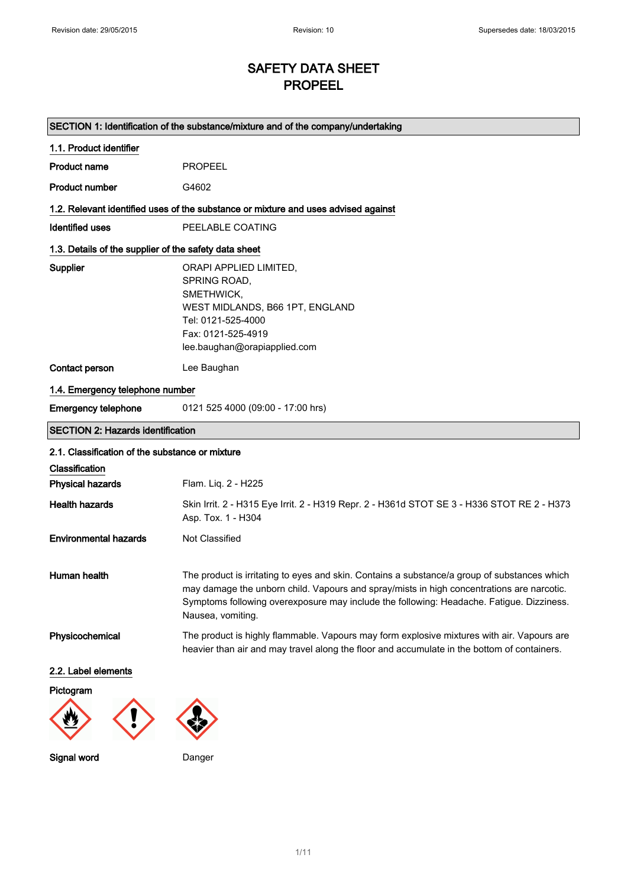Revision date: 29/05/2015 Revision: 10 Supersedes date: 18/03/2015

# SAFETY DATA SHEET
# PROPEEL

## SECTION 1: Identification of the substance/mixture and of the company/undertaking

### 1.1. Product identifier

**Product name** PROPEEL

**Product number** G4602

### 1.2. Relevant identified uses of the substance or mixture and uses advised against

**Identified uses** PEELABLE COATING

### 1.3. Details of the supplier of the safety data sheet

**Supplier** ORAPI APPLIED LIMITED,
SPRING ROAD,
SMETHWICK,
WEST MIDLANDS, B66 1PT, ENGLAND
Tel: 0121-525-4000
Fax: 0121-525-4919
lee.baughan@orapiapplied.com

**Contact person** Lee Baughan

### 1.4. Emergency telephone number

**Emergency telephone** 0121 525 4000 (09:00 - 17:00 hrs)

## SECTION 2: Hazards identification

### 2.1. Classification of the substance or mixture

**Classification**

**Physical hazards** Flam. Liq. 2 - H225

**Health hazards** Skin Irrit. 2 - H315 Eye Irrit. 2 - H319 Repr. 2 - H361d STOT SE 3 - H336 STOT RE 2 - H373 Asp. Tox. 1 - H304

**Environmental hazards** Not Classified

**Human health** The product is irritating to eyes and skin. Contains a substance/a group of substances which may damage the unborn child. Vapours and spray/mists in high concentrations are narcotic. Symptoms following overexposure may include the following: Headache. Fatigue. Dizziness. Nausea, vomiting.

**Physicochemical** The product is highly flammable. Vapours may form explosive mixtures with air. Vapours are heavier than air and may travel along the floor and accumulate in the bottom of containers.

### 2.2. Label elements

**Pictogram**

**Signal word** Danger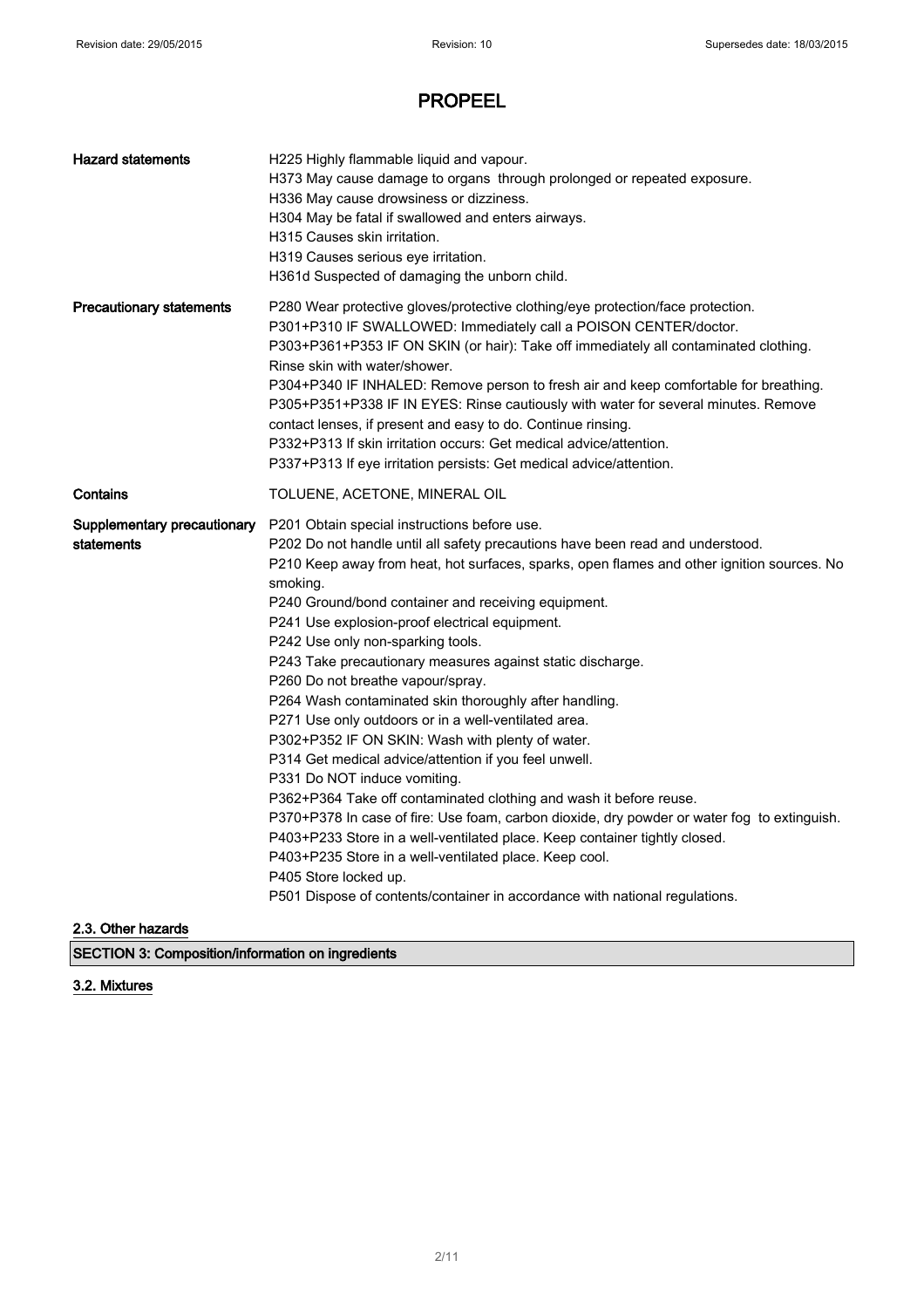# PROPEEL

| | |
|---|---|
| **Hazard statements** | H225 Highly flammable liquid and vapour.<br>H373 May cause damage to organs through prolonged or repeated exposure.<br>H336 May cause drowsiness or dizziness.<br>H304 May be fatal if swallowed and enters airways.<br>H315 Causes skin irritation.<br>H319 Causes serious eye irritation.<br>H361d Suspected of damaging the unborn child. |
| **Precautionary statements** | P280 Wear protective gloves/protective clothing/eye protection/face protection.<br>P301+P310 IF SWALLOWED: Immediately call a POISON CENTER/doctor.<br>P303+P361+P353 IF ON SKIN (or hair): Take off immediately all contaminated clothing. Rinse skin with water/shower.<br>P304+P340 IF INHALED: Remove person to fresh air and keep comfortable for breathing.<br>P305+P351+P338 IF IN EYES: Rinse cautiously with water for several minutes. Remove contact lenses, if present and easy to do. Continue rinsing.<br>P332+P313 If skin irritation occurs: Get medical advice/attention.<br>P337+P313 If eye irritation persists: Get medical advice/attention. |
| **Contains** | TOLUENE, ACETONE, MINERAL OIL |
| **Supplementary precautionary statements** | P201 Obtain special instructions before use.<br>P202 Do not handle until all safety precautions have been read and understood.<br>P210 Keep away from heat, hot surfaces, sparks, open flames and other ignition sources. No smoking.<br>P240 Ground/bond container and receiving equipment.<br>P241 Use explosion-proof electrical equipment.<br>P242 Use only non-sparking tools.<br>P243 Take precautionary measures against static discharge.<br>P260 Do not breathe vapour/spray.<br>P264 Wash contaminated skin thoroughly after handling.<br>P271 Use only outdoors or in a well-ventilated area.<br>P302+P352 IF ON SKIN: Wash with plenty of water.<br>P314 Get medical advice/attention if you feel unwell.<br>P331 Do NOT induce vomiting.<br>P362+P364 Take off contaminated clothing and wash it before reuse.<br>P370+P378 In case of fire: Use foam, carbon dioxide, dry powder or water fog to extinguish.<br>P403+P233 Store in a well-ventilated place. Keep container tightly closed.<br>P403+P235 Store in a well-ventilated place. Keep cool.<br>P405 Store locked up.<br>P501 Dispose of contents/container in accordance with national regulations. |

### 2.3. Other hazards

## SECTION 3: Composition/information on ingredients

### 3.2. Mixtures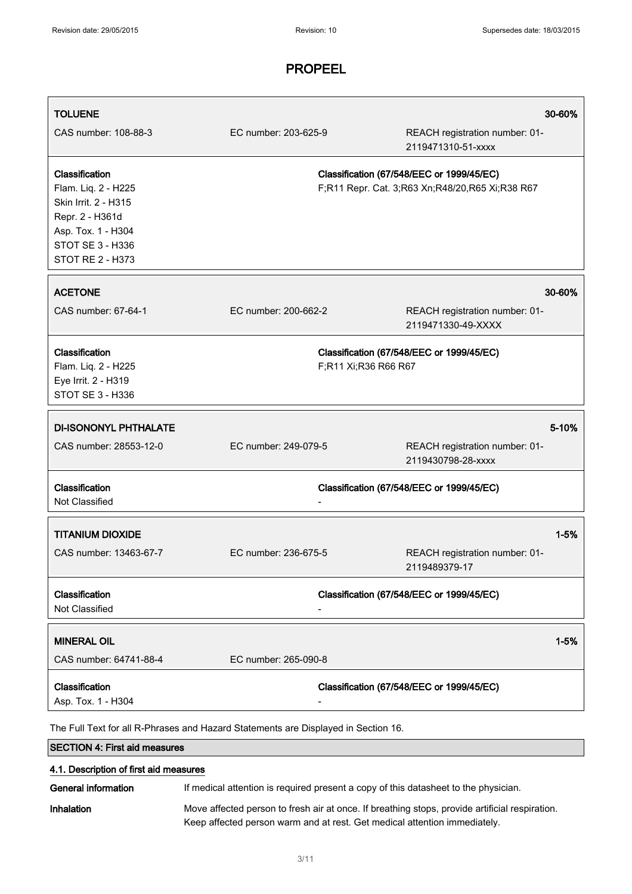| **TOLUENE** | | **30-60%** |
|---|---|---|
| CAS number: 108-88-3 | EC number: 203-625-9 | REACH registration number: 01-2119471310-51-xxxx |
| **Classification**<br>Flam. Liq. 2 - H225<br>Skin Irrit. 2 - H315<br>Repr. 2 - H361d<br>Asp. Tox. 1 - H304<br>STOT SE 3 - H336<br>STOT RE 2 - H373 | **Classification (67/548/EEC or 1999/45/EC)**<br>F;R11 Repr. Cat. 3;R63 Xn;R48/20,R65 Xi;R38 R67 | |

| **ACETONE** | | **30-60%** |
|---|---|---|
| CAS number: 67-64-1 | EC number: 200-662-2 | REACH registration number: 01-2119471330-49-XXXX |
| **Classification**<br>Flam. Liq. 2 - H225<br>Eye Irrit. 2 - H319<br>STOT SE 3 - H336 | **Classification (67/548/EEC or 1999/45/EC)**<br>F;R11 Xi;R36 R66 R67 | |

| **DI-ISONONYL PHTHALATE** | | **5-10%** |
|---|---|---|
| CAS number: 28553-12-0 | EC number: 249-079-5 | REACH registration number: 01-2119430798-28-xxxx |
| **Classification**<br>Not Classified | **Classification (67/548/EEC or 1999/45/EC)**<br>- | |

| **TITANIUM DIOXIDE** | | **1-5%** |
|---|---|---|
| CAS number: 13463-67-7 | EC number: 236-675-5 | REACH registration number: 01-2119489379-17 |
| **Classification**<br>Not Classified | **Classification (67/548/EEC or 1999/45/EC)**<br>- | |

| **MINERAL OIL** | | **1-5%** |
|---|---|---|
| CAS number: 64741-88-4 | EC number: 265-090-8 | |
| **Classification**<br>Asp. Tox. 1 - H304 | **Classification (67/548/EEC or 1999/45/EC)**<br>- | |

The Full Text for all R-Phrases and Hazard Statements are Displayed in Section 16.

## SECTION 4: First aid measures

### 4.1. Description of first aid measures

**General information** If medical attention is required present a copy of this datasheet to the physician.

**Inhalation** Move affected person to fresh air at once. If breathing stops, provide artificial respiration. Keep affected person warm and at rest. Get medical attention immediately.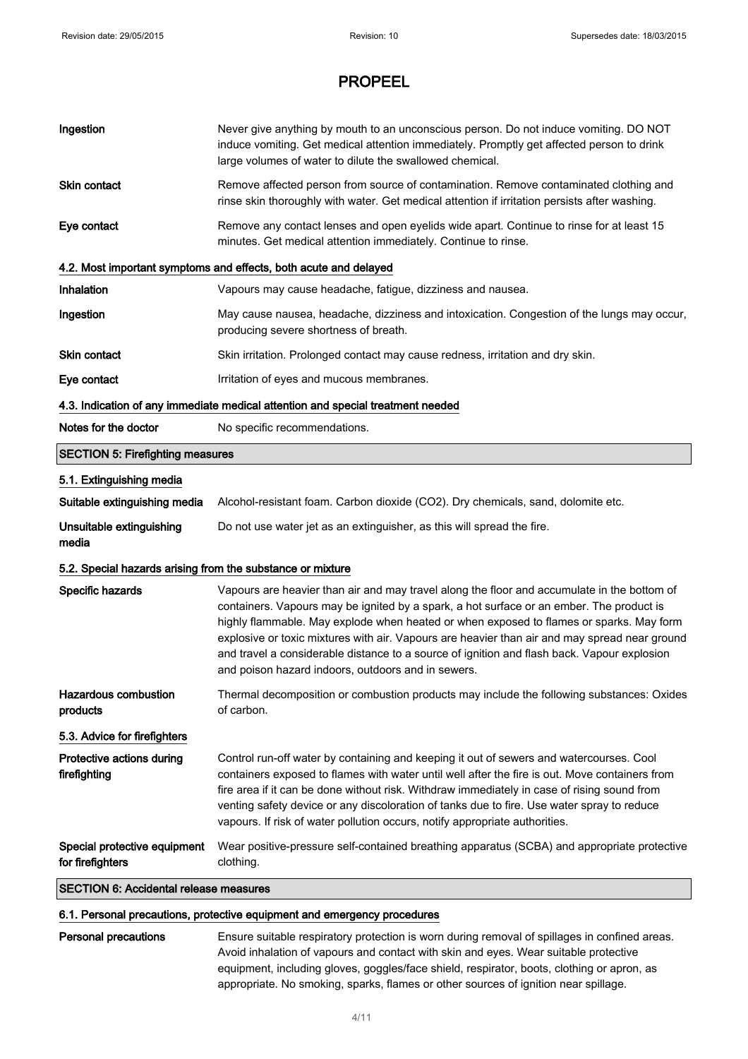# PROPEEL

| | |
|---|---|
| **Ingestion** | Never give anything by mouth to an unconscious person. Do not induce vomiting. DO NOT induce vomiting. Get medical attention immediately. Promptly get affected person to drink large volumes of water to dilute the swallowed chemical. |
| **Skin contact** | Remove affected person from source of contamination. Remove contaminated clothing and rinse skin thoroughly with water. Get medical attention if irritation persists after washing. |
| **Eye contact** | Remove any contact lenses and open eyelids wide apart. Continue to rinse for at least 15 minutes. Get medical attention immediately. Continue to rinse. |

### 4.2. Most important symptoms and effects, both acute and delayed

| | |
|---|---|
| **Inhalation** | Vapours may cause headache, fatigue, dizziness and nausea. |
| **Ingestion** | May cause nausea, headache, dizziness and intoxication. Congestion of the lungs may occur, producing severe shortness of breath. |
| **Skin contact** | Skin irritation. Prolonged contact may cause redness, irritation and dry skin. |
| **Eye contact** | Irritation of eyes and mucous membranes. |

### 4.3. Indication of any immediate medical attention and special treatment needed

| | |
|---|---|
| **Notes for the doctor** | No specific recommendations. |

## SECTION 5: Firefighting measures

### 5.1. Extinguishing media

| | |
|---|---|
| **Suitable extinguishing media** | Alcohol-resistant foam. Carbon dioxide ($CO_2$). Dry chemicals, sand, dolomite etc. |
| **Unsuitable extinguishing media** | Do not use water jet as an extinguisher, as this will spread the fire. |

### 5.2. Special hazards arising from the substance or mixture

| | |
|---|---|
| **Specific hazards** | Vapours are heavier than air and may travel along the floor and accumulate in the bottom of containers. Vapours may be ignited by a spark, a hot surface or an ember. The product is highly flammable. May explode when heated or when exposed to flames or sparks. May form explosive or toxic mixtures with air. Vapours are heavier than air and may spread near ground and travel a considerable distance to a source of ignition and flash back. Vapour explosion and poison hazard indoors, outdoors and in sewers. |
| **Hazardous combustion products** | Thermal decomposition or combustion products may include the following substances: Oxides of carbon. |

### 5.3. Advice for firefighters

| | |
|---|---|
| **Protective actions during firefighting** | Control run-off water by containing and keeping it out of sewers and watercourses. Cool containers exposed to flames with water until well after the fire is out. Move containers from fire area if it can be done without risk. Withdraw immediately in case of rising sound from venting safety device or any discoloration of tanks due to fire. Use water spray to reduce vapours. If risk of water pollution occurs, notify appropriate authorities. |
| **Special protective equipment for firefighters** | Wear positive-pressure self-contained breathing apparatus (SCBA) and appropriate protective clothing. |

## SECTION 6: Accidental release measures

### 6.1. Personal precautions, protective equipment and emergency procedures

| | |
|---|---|
| **Personal precautions** | Ensure suitable respiratory protection is worn during removal of spillages in confined areas. Avoid inhalation of vapours and contact with skin and eyes. Wear suitable protective equipment, including gloves, goggles/face shield, respirator, boots, clothing or apron, as appropriate. No smoking, sparks, flames or other sources of ignition near spillage. |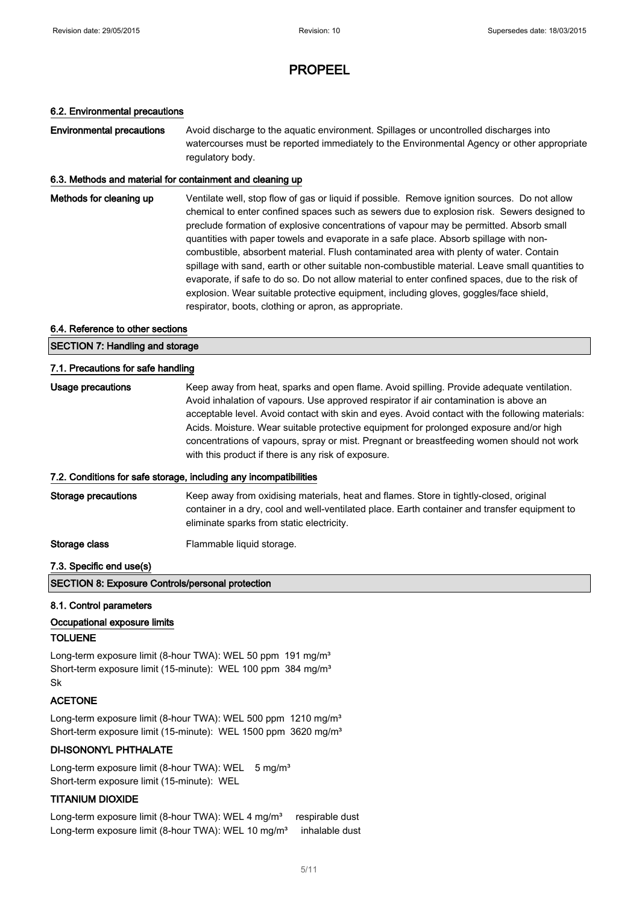# PROPEEL

### 6.2. Environmental precautions

**Environmental precautions** Avoid discharge to the aquatic environment. Spillages or uncontrolled discharges into watercourses must be reported immediately to the Environmental Agency or other appropriate regulatory body.

### 6.3. Methods and material for containment and cleaning up

**Methods for cleaning up** Ventilate well, stop flow of gas or liquid if possible. Remove ignition sources. Do not allow chemical to enter confined spaces such as sewers due to explosion risk. Sewers designed to preclude formation of explosive concentrations of vapour may be permitted. Absorb small quantities with paper towels and evaporate in a safe place. Absorb spillage with non-combustible, absorbent material. Flush contaminated area with plenty of water. Contain spillage with sand, earth or other suitable non-combustible material. Leave small quantities to evaporate, if safe to do so. Do not allow material to enter confined spaces, due to the risk of explosion. Wear suitable protective equipment, including gloves, goggles/face shield, respirator, boots, clothing or apron, as appropriate.

### 6.4. Reference to other sections

## SECTION 7: Handling and storage

### 7.1. Precautions for safe handling

**Usage precautions** Keep away from heat, sparks and open flame. Avoid spilling. Provide adequate ventilation. Avoid inhalation of vapours. Use approved respirator if air contamination is above an acceptable level. Avoid contact with skin and eyes. Avoid contact with the following materials: Acids. Moisture. Wear suitable protective equipment for prolonged exposure and/or high concentrations of vapours, spray or mist. Pregnant or breastfeeding women should not work with this product if there is any risk of exposure.

### 7.2. Conditions for safe storage, including any incompatibilities

**Storage precautions** Keep away from oxidising materials, heat and flames. Store in tightly-closed, original container in a dry, cool and well-ventilated place. Earth container and transfer equipment to eliminate sparks from static electricity.

**Storage class** Flammable liquid storage.

### 7.3. Specific end use(s)

## SECTION 8: Exposure Controls/personal protection

### 8.1. Control parameters

**Occupational exposure limits**

**TOLUENE**

Long-term exposure limit (8-hour TWA): WEL 50 ppm 191 mg/m³
Short-term exposure limit (15-minute): WEL 100 ppm 384 mg/m³
Sk

**ACETONE**

Long-term exposure limit (8-hour TWA): WEL 500 ppm 1210 mg/m³
Short-term exposure limit (15-minute): WEL 1500 ppm 3620 mg/m³

**DI-ISONONYL PHTHALATE**

Long-term exposure limit (8-hour TWA): WEL 5 mg/m³
Short-term exposure limit (15-minute): WEL

**TITANIUM DIOXIDE**

Long-term exposure limit (8-hour TWA): WEL 4 mg/m³ respirable dust
Long-term exposure limit (8-hour TWA): WEL 10 mg/m³ inhalable dust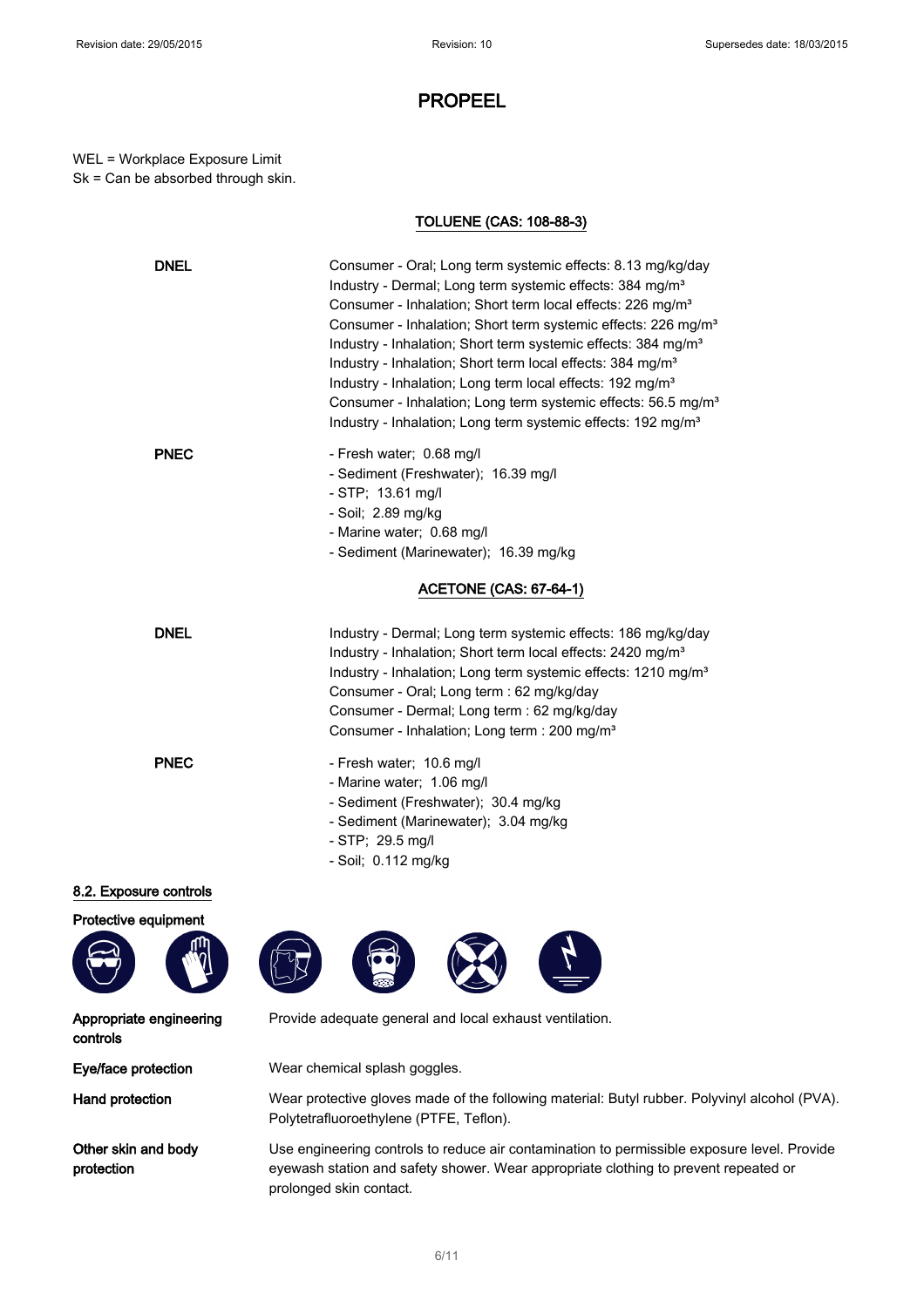# PROPEEL

WEL = Workplace Exposure Limit
Sk = Can be absorbed through skin.

### TOLUENE (CAS: 108-88-3)

**DNEL**

Consumer - Oral; Long term systemic effects: 8.13 mg/kg/day
Industry - Dermal; Long term systemic effects: 384 mg/m³
Consumer - Inhalation; Short term local effects: 226 mg/m³
Consumer - Inhalation; Short term systemic effects: 226 mg/m³
Industry - Inhalation; Short term systemic effects: 384 mg/m³
Industry - Inhalation; Short term local effects: 384 mg/m³
Industry - Inhalation; Long term local effects: 192 mg/m³
Consumer - Inhalation; Long term systemic effects: 56.5 mg/m³
Industry - Inhalation; Long term systemic effects: 192 mg/m³

**PNEC**

- Fresh water; 0.68 mg/l
- Sediment (Freshwater); 16.39 mg/l
- STP; 13.61 mg/l
- Soil; 2.89 mg/kg
- Marine water; 0.68 mg/l
- Sediment (Marinewater); 16.39 mg/kg

### ACETONE (CAS: 67-64-1)

**DNEL**

Industry - Dermal; Long term systemic effects: 186 mg/kg/day
Industry - Inhalation; Short term local effects: 2420 mg/m³
Industry - Inhalation; Long term systemic effects: 1210 mg/m³
Consumer - Oral; Long term : 62 mg/kg/day
Consumer - Dermal; Long term : 62 mg/kg/day
Consumer - Inhalation; Long term : 200 mg/m³

**PNEC**

- Fresh water; 10.6 mg/l
- Marine water; 1.06 mg/l
- Sediment (Freshwater); 30.4 mg/kg
- Sediment (Marinewater); 3.04 mg/kg
- STP; 29.5 mg/l
- Soil; 0.112 mg/kg

## 8.2. Exposure controls

**Protective equipment**

**Appropriate engineering controls**
Provide adequate general and local exhaust ventilation.

**Eye/face protection**
Wear chemical splash goggles.

**Hand protection**
Wear protective gloves made of the following material: Butyl rubber. Polyvinyl alcohol (PVA). Polytetrafluoroethylene (PTFE, Teflon).

**Other skin and body protection**
Use engineering controls to reduce air contamination to permissible exposure level. Provide eyewash station and safety shower. Wear appropriate clothing to prevent repeated or prolonged skin contact.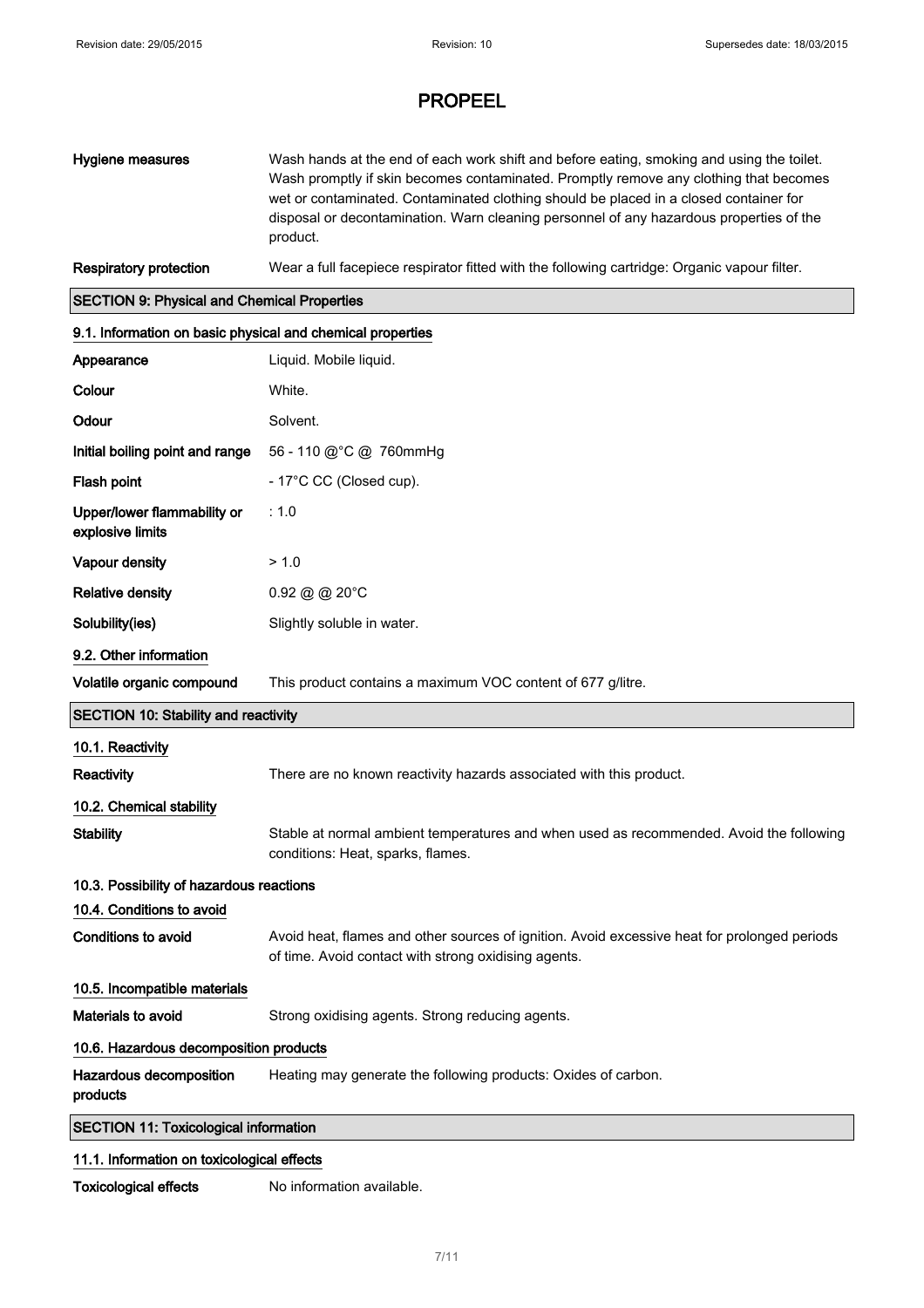| | |
|---|---|
| **Hygiene measures** | Wash hands at the end of each work shift and before eating, smoking and using the toilet. Wash promptly if skin becomes contaminated. Promptly remove any clothing that becomes wet or contaminated. Contaminated clothing should be placed in a closed container for disposal or decontamination. Warn cleaning personnel of any hazardous properties of the product. |
| **Respiratory protection** | Wear a full facepiece respirator fitted with the following cartridge: Organic vapour filter. |

## SECTION 9: Physical and Chemical Properties

### 9.1. Information on basic physical and chemical properties

| | |
|---|---|
| **Appearance** | Liquid. Mobile liquid. |
| **Colour** | White. |
| **Odour** | Solvent. |
| **Initial boiling point and range** | 56 - 110 @°C @ 760mmHg |
| **Flash point** | - 17°C CC (Closed cup). |
| **Upper/lower flammability or explosive limits** | : 1.0 |
| **Vapour density** | > 1.0 |
| **Relative density** | 0.92 @ @ 20°C |
| **Solubility(ies)** | Slightly soluble in water. |

### 9.2. Other information

| | |
|---|---|
| **Volatile organic compound** | This product contains a maximum VOC content of 677 g/litre. |

## SECTION 10: Stability and reactivity

### 10.1. Reactivity

| | |
|---|---|
| **Reactivity** | There are no known reactivity hazards associated with this product. |

### 10.2. Chemical stability

| | |
|---|---|
| **Stability** | Stable at normal ambient temperatures and when used as recommended. Avoid the following conditions: Heat, sparks, flames. |

### 10.3. Possibility of hazardous reactions

### 10.4. Conditions to avoid

| | |
|---|---|
| **Conditions to avoid** | Avoid heat, flames and other sources of ignition. Avoid excessive heat for prolonged periods of time. Avoid contact with strong oxidising agents. |

### 10.5. Incompatible materials

| | |
|---|---|
| **Materials to avoid** | Strong oxidising agents. Strong reducing agents. |

### 10.6. Hazardous decomposition products

| | |
|---|---|
| **Hazardous decomposition products** | Heating may generate the following products: Oxides of carbon. |

## SECTION 11: Toxicological information

### 11.1. Information on toxicological effects

| | |
|---|---|
| **Toxicological effects** | No information available. |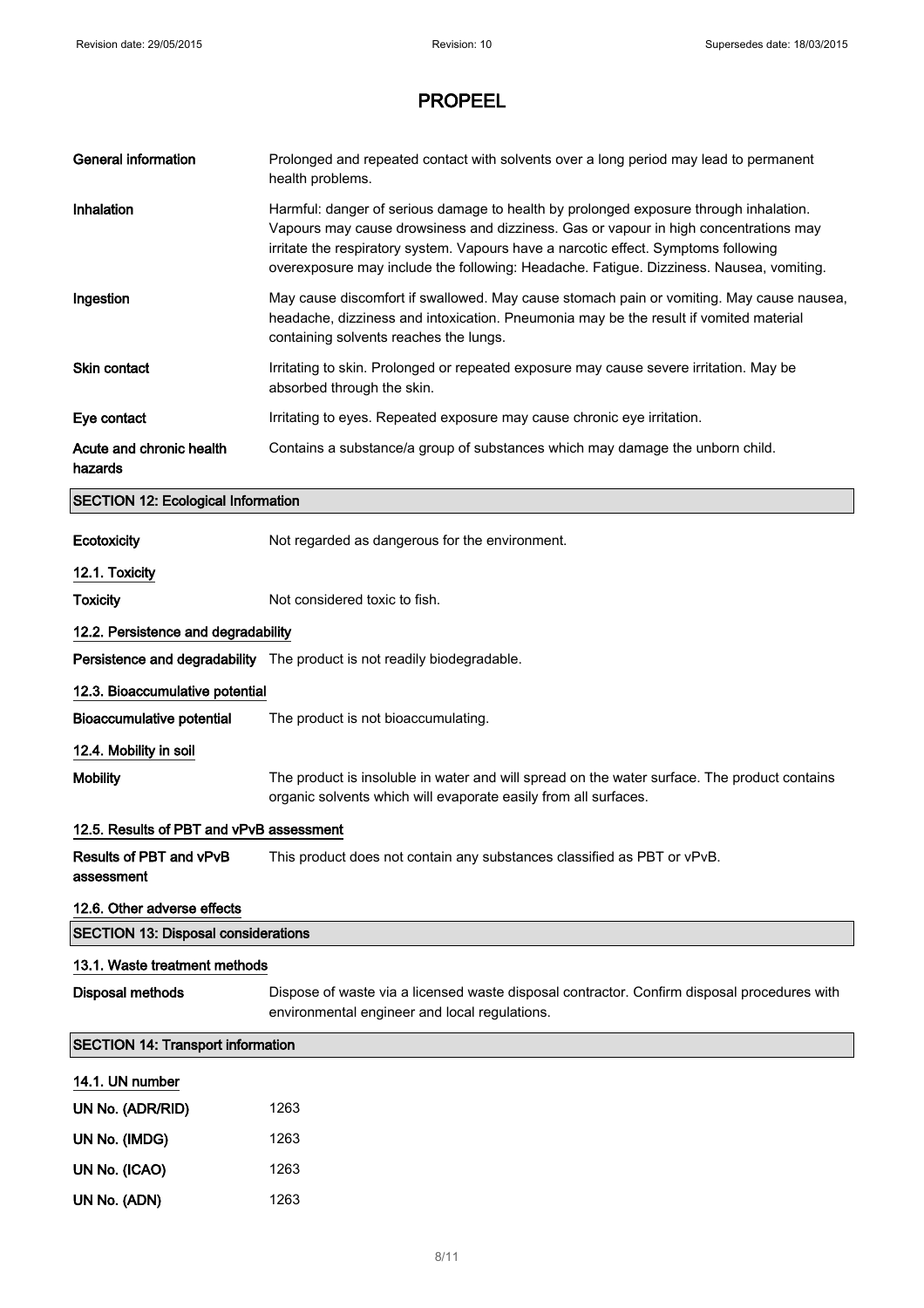# PROPEEL

**General information**
Prolonged and repeated contact with solvents over a long period may lead to permanent health problems.

**Inhalation**
Harmful: danger of serious damage to health by prolonged exposure through inhalation. Vapours may cause drowsiness and dizziness. Gas or vapour in high concentrations may irritate the respiratory system. Vapours have a narcotic effect. Symptoms following overexposure may include the following: Headache. Fatigue. Dizziness. Nausea, vomiting.

**Ingestion**
May cause discomfort if swallowed. May cause stomach pain or vomiting. May cause nausea, headache, dizziness and intoxication. Pneumonia may be the result if vomited material containing solvents reaches the lungs.

**Skin contact**
Irritating to skin. Prolonged or repeated exposure may cause severe irritation. May be absorbed through the skin.

**Eye contact**
Irritating to eyes. Repeated exposure may cause chronic eye irritation.

**Acute and chronic health hazards**
Contains a substance/a group of substances which may damage the unborn child.

## SECTION 12: Ecological Information

**Ecotoxicity**
Not regarded as dangerous for the environment.

### 12.1. Toxicity

**Toxicity**
Not considered toxic to fish.

### 12.2. Persistence and degradability

**Persistence and degradability**
The product is not readily biodegradable.

### 12.3. Bioaccumulative potential

**Bioaccumulative potential**
The product is not bioaccumulating.

### 12.4. Mobility in soil

**Mobility**
The product is insoluble in water and will spread on the water surface. The product contains organic solvents which will evaporate easily from all surfaces.

### 12.5. Results of PBT and vPvB assessment

**Results of PBT and vPvB assessment**
This product does not contain any substances classified as PBT or vPvB.

### 12.6. Other adverse effects

## SECTION 13: Disposal considerations

### 13.1. Waste treatment methods

**Disposal methods**
Dispose of waste via a licensed waste disposal contractor. Confirm disposal procedures with environmental engineer and local regulations.

## SECTION 14: Transport information

### 14.1. UN number

**UN No. (ADR/RID)** 1263

**UN No. (IMDG)** 1263

**UN No. (ICAO)** 1263

**UN No. (ADN)** 1263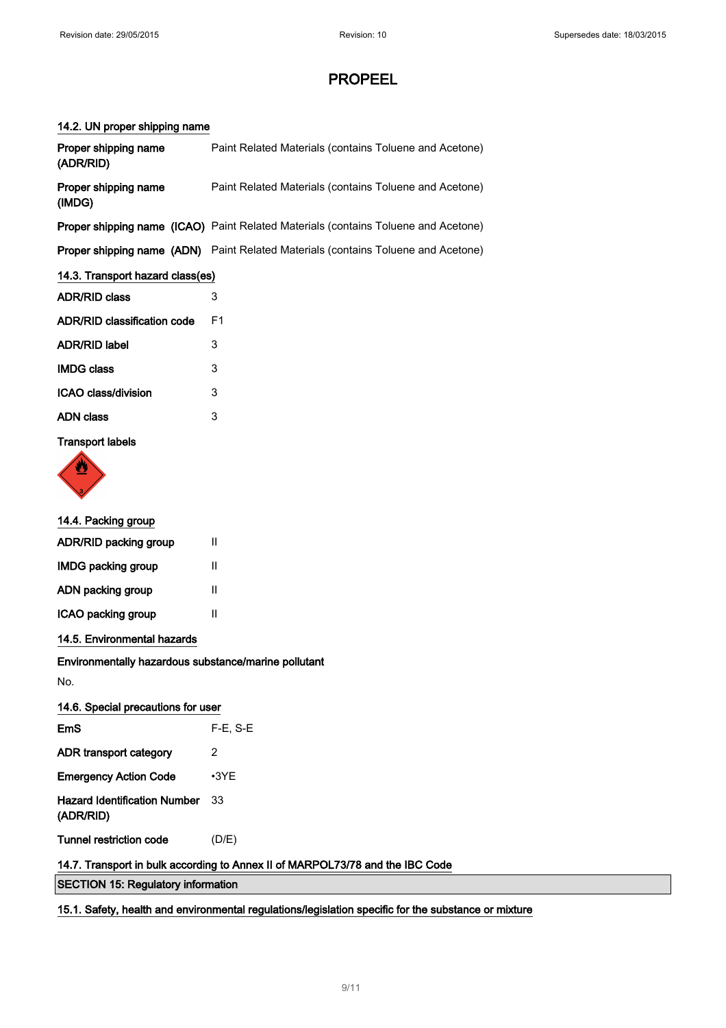# PROPEEL

### 14.2. UN proper shipping name

| | |
|---|---|
| **Proper shipping name (ADR/RID)** | Paint Related Materials (contains Toluene and Acetone) |
| **Proper shipping name (IMDG)** | Paint Related Materials (contains Toluene and Acetone) |
| **Proper shipping name (ICAO)** | Paint Related Materials (contains Toluene and Acetone) |
| **Proper shipping name (ADN)** | Paint Related Materials (contains Toluene and Acetone) |

### 14.3. Transport hazard class(es)

| | |
|---|---|
| **ADR/RID class** | 3 |
| **ADR/RID classification code** | F1 |
| **ADR/RID label** | 3 |
| **IMDG class** | 3 |
| **ICAO class/division** | 3 |
| **ADN class** | 3 |

**Transport labels**

### 14.4. Packing group

| | |
|---|---|
| **ADR/RID packing group** | II |
| **IMDG packing group** | II |
| **ADN packing group** | II |
| **ICAO packing group** | II |

### 14.5. Environmental hazards

**Environmentally hazardous substance/marine pollutant**

No.

### 14.6. Special precautions for user

| | |
|---|---|
| **EmS** | F-E, S-E |
| **ADR transport category** | 2 |
| **Emergency Action Code** | •3YE |
| **Hazard Identification Number (ADR/RID)** | 33 |
| **Tunnel restriction code** | (D/E) |

### 14.7. Transport in bulk according to Annex II of MARPOL73/78 and the IBC Code

## SECTION 15: Regulatory information

### 15.1. Safety, health and environmental regulations/legislation specific for the substance or mixture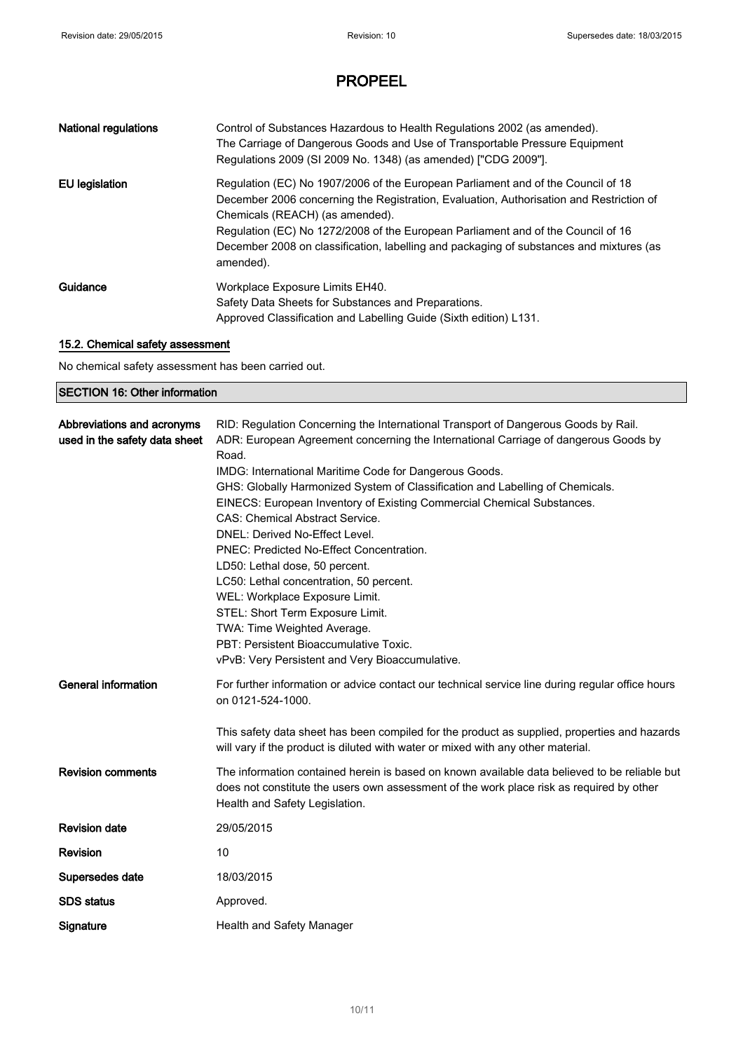# PROPEEL

| | |
|---|---|
| **National regulations** | Control of Substances Hazardous to Health Regulations 2002 (as amended). The Carriage of Dangerous Goods and Use of Transportable Pressure Equipment Regulations 2009 (SI 2009 No. 1348) (as amended) ["CDG 2009"]. |
| **EU legislation** | Regulation (EC) No 1907/2006 of the European Parliament and of the Council of 18 December 2006 concerning the Registration, Evaluation, Authorisation and Restriction of Chemicals (REACH) (as amended). Regulation (EC) No 1272/2008 of the European Parliament and of the Council of 16 December 2008 on classification, labelling and packaging of substances and mixtures (as amended). |
| **Guidance** | Workplace Exposure Limits EH40. Safety Data Sheets for Substances and Preparations. Approved Classification and Labelling Guide (Sixth edition) L131. |

### 15.2. Chemical safety assessment

No chemical safety assessment has been carried out.

## SECTION 16: Other information

| | |
|---|---|
| **Abbreviations and acronyms used in the safety data sheet** | RID: Regulation Concerning the International Transport of Dangerous Goods by Rail.<br>ADR: European Agreement concerning the International Carriage of dangerous Goods by Road.<br>IMDG: International Maritime Code for Dangerous Goods.<br>GHS: Globally Harmonized System of Classification and Labelling of Chemicals.<br>EINECS: European Inventory of Existing Commercial Chemical Substances.<br>CAS: Chemical Abstract Service.<br>DNEL: Derived No-Effect Level.<br>PNEC: Predicted No-Effect Concentration.<br>LD50: Lethal dose, 50 percent.<br>LC50: Lethal concentration, 50 percent.<br>WEL: Workplace Exposure Limit.<br>STEL: Short Term Exposure Limit.<br>TWA: Time Weighted Average.<br>PBT: Persistent Bioaccumulative Toxic.<br>vPvB: Very Persistent and Very Bioaccumulative. |
| **General information** | For further information or advice contact our technical service line during regular office hours on 0121-524-1000.<br><br>This safety data sheet has been compiled for the product as supplied, properties and hazards will vary if the product is diluted with water or mixed with any other material. |
| **Revision comments** | The information contained herein is based on known available data believed to be reliable but does not constitute the users own assessment of the work place risk as required by other Health and Safety Legislation. |
| **Revision date** | 29/05/2015 |
| **Revision** | 10 |
| **Supersedes date** | 18/03/2015 |
| **SDS status** | Approved. |
| **Signature** | Health and Safety Manager |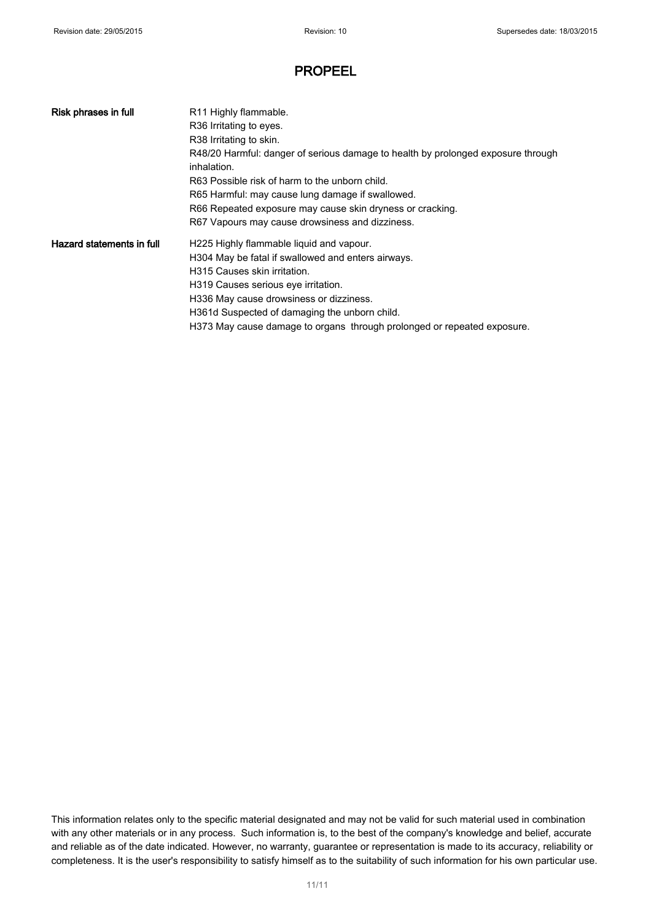# PROPEEL

| | |
|---|---|
| **Risk phrases in full** | R11 Highly flammable.<br>R36 Irritating to eyes.<br>R38 Irritating to skin.<br>R48/20 Harmful: danger of serious damage to health by prolonged exposure through inhalation.<br>R63 Possible risk of harm to the unborn child.<br>R65 Harmful: may cause lung damage if swallowed.<br>R66 Repeated exposure may cause skin dryness or cracking.<br>R67 Vapours may cause drowsiness and dizziness. |
| **Hazard statements in full** | H225 Highly flammable liquid and vapour.<br>H304 May be fatal if swallowed and enters airways.<br>H315 Causes skin irritation.<br>H319 Causes serious eye irritation.<br>H336 May cause drowsiness or dizziness.<br>H361d Suspected of damaging the unborn child.<br>H373 May cause damage to organs through prolonged or repeated exposure. |

This information relates only to the specific material designated and may not be valid for such material used in combination with any other materials or in any process. Such information is, to the best of the company's knowledge and belief, accurate and reliable as of the date indicated. However, no warranty, guarantee or representation is made to its accuracy, reliability or completeness. It is the user's responsibility to satisfy himself as to the suitability of such information for his own particular use.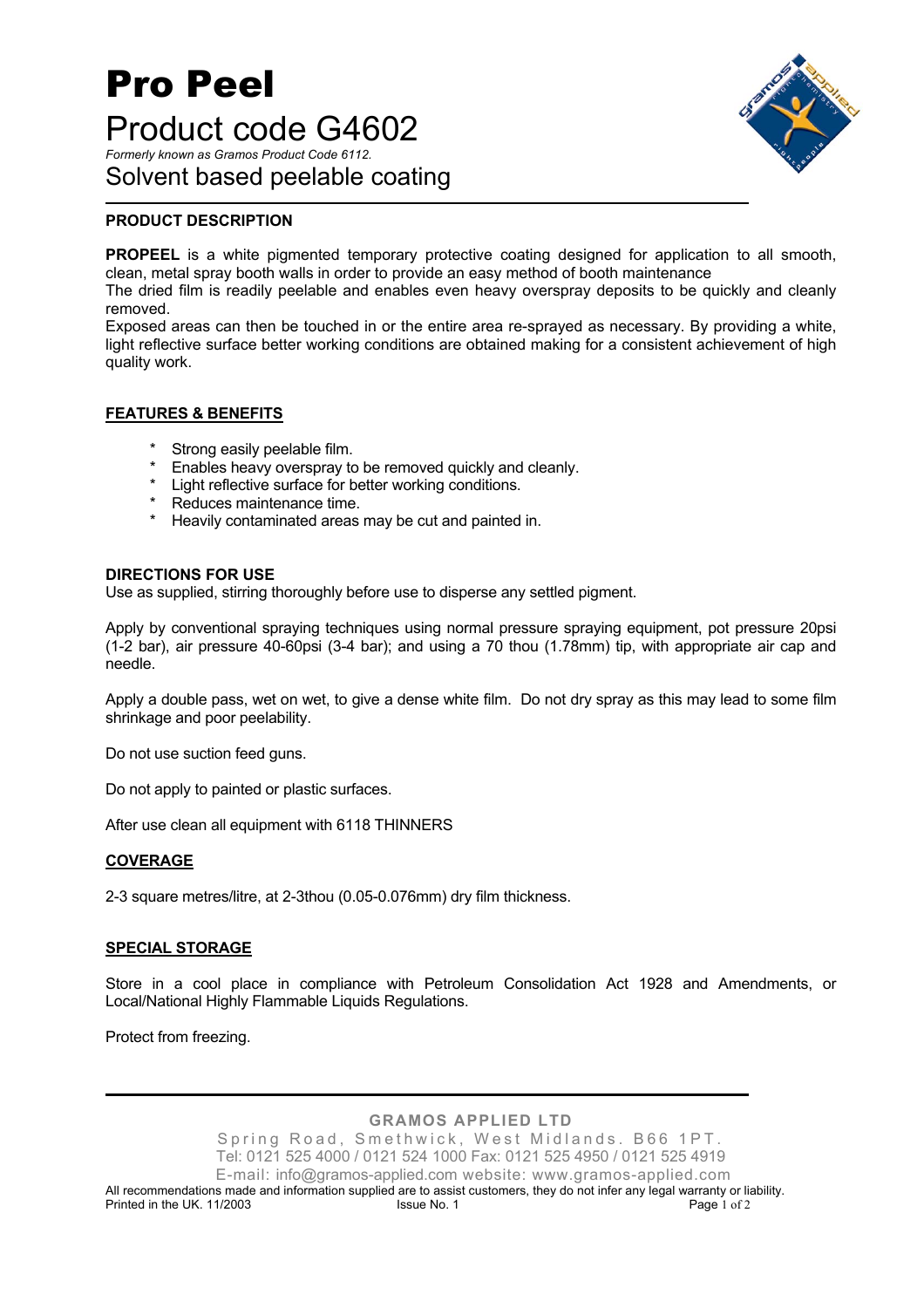// Pro Peel

# Pro Peel

## Product code G4602

*Formerly known as Gramos Product Code 6112.*

## Solvent based peelable coating

### PRODUCT DESCRIPTION

**PROPEEL** is a white pigmented temporary protective coating designed for application to all smooth, clean, metal spray booth walls in order to provide an easy method of booth maintenance
The dried film is readily peelable and enables even heavy overspray deposits to be quickly and cleanly removed.
Exposed areas can then be touched in or the entire area re-sprayed as necessary. By providing a white, light reflective surface better working conditions are obtained making for a consistent achievement of high quality work.

### FEATURES & BENEFITS

* Strong easily peelable film.
* Enables heavy overspray to be removed quickly and cleanly.
* Light reflective surface for better working conditions.
* Reduces maintenance time.
* Heavily contaminated areas may be cut and painted in.

### DIRECTIONS FOR USE

Use as supplied, stirring thoroughly before use to disperse any settled pigment.

Apply by conventional spraying techniques using normal pressure spraying equipment, pot pressure 20psi (1-2 bar), air pressure 40-60psi (3-4 bar); and using a 70 thou (1.78mm) tip, with appropriate air cap and needle.

Apply a double pass, wet on wet, to give a dense white film. Do not dry spray as this may lead to some film shrinkage and poor peelability.

Do not use suction feed guns.

Do not apply to painted or plastic surfaces.

After use clean all equipment with 6118 THINNERS

### COVERAGE

2-3 square metres/litre, at 2-3thou (0.05-0.076mm) dry film thickness.

### SPECIAL STORAGE

Store in a cool place in compliance with Petroleum Consolidation Act 1928 and Amendments, or Local/National Highly Flammable Liquids Regulations.

Protect from freezing.

**GRAMOS APPLIED LTD**
Spring Road, Smethwick, West Midlands. B66 1PT.
Tel: 0121 525 4000 / 0121 524 1000 Fax: 0121 525 4950 / 0121 525 4919
E-mail: info@gramos-applied.com website: www.gramos-applied.com
All recommendations made and information supplied are to assist customers, they do not infer any legal warranty or liability.
Printed in the UK. 11/2003 Issue No. 1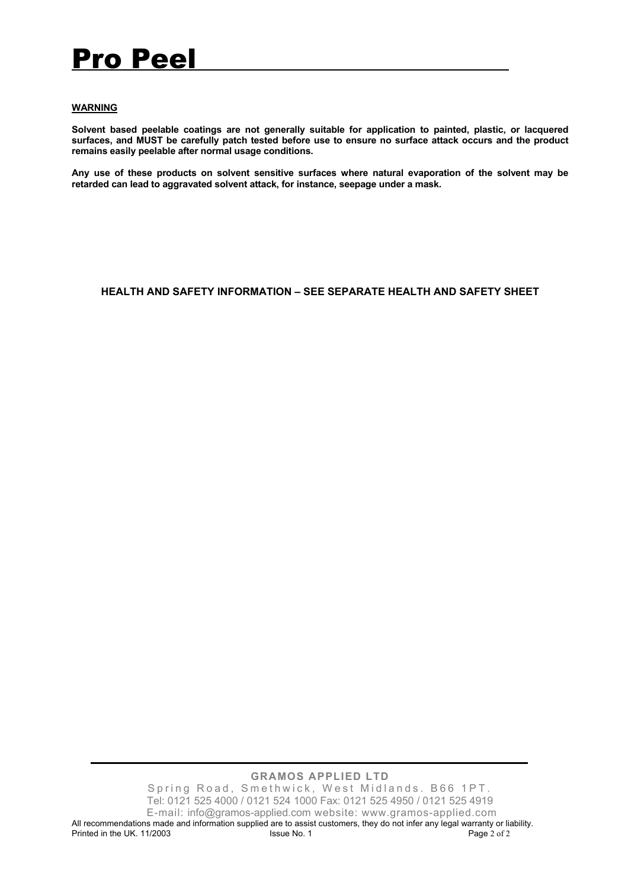# Pro Peel

**WARNING**

**Solvent based peelable coatings are not generally suitable for application to painted, plastic, or lacquered surfaces, and MUST be carefully patch tested before use to ensure no surface attack occurs and the product remains easily peelable after normal usage conditions.**

**Any use of these products on solvent sensitive surfaces where natural evaporation of the solvent may be retarded can lead to aggravated solvent attack, for instance, seepage under a mask.**

**HEALTH AND SAFETY INFORMATION – SEE SEPARATE HEALTH AND SAFETY SHEET**

**GRAMOS APPLIED LTD**

Spring Road, Smethwick, West Midlands. B66 1PT.
Tel: 0121 525 4000 / 0121 524 1000 Fax: 0121 525 4950 / 0121 525 4919
E-mail: info@gramos-applied.com website: www.gramos-applied.com

All recommendations made and information supplied are to assist customers, they do not infer any legal warranty or liability.
Printed in the UK. 11/2003 Issue No. 1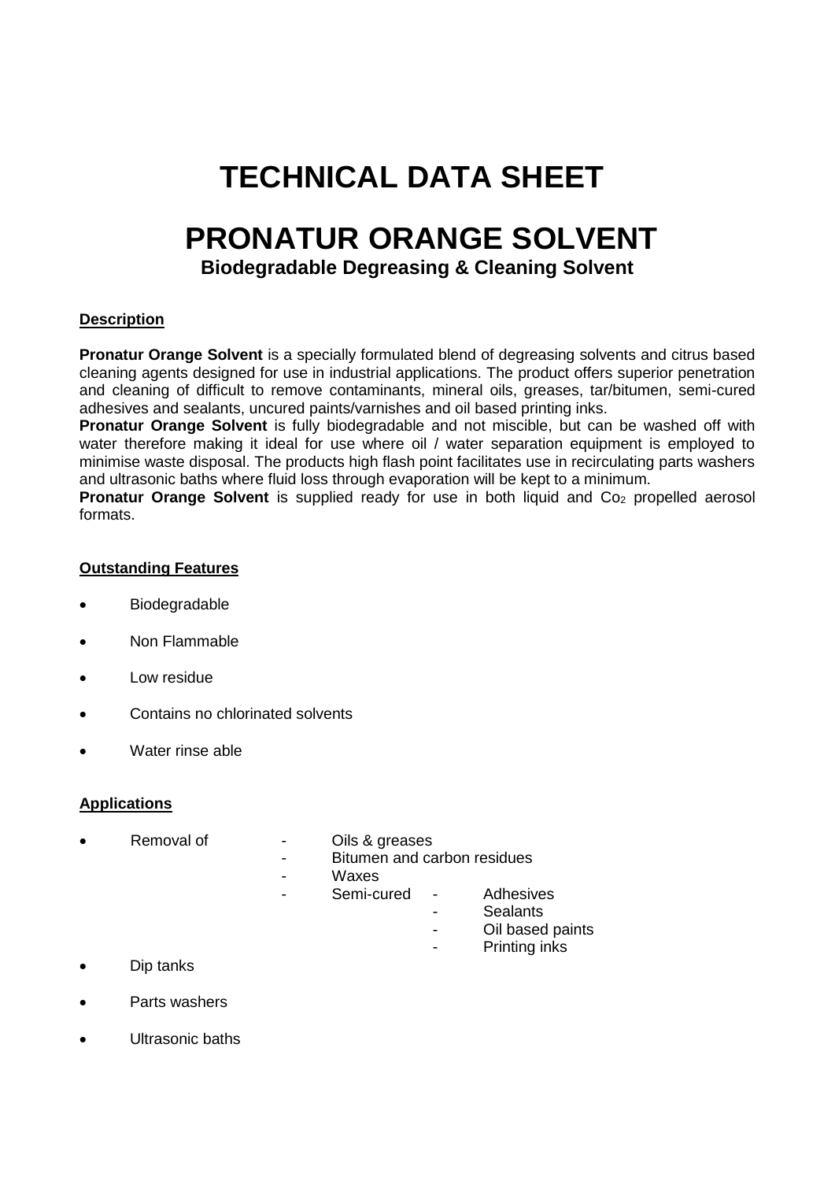# TECHNICAL DATA SHEET

# PRONATUR ORANGE SOLVENT

### Biodegradable Degreasing & Cleaning Solvent

**Description**

**Pronatur Orange Solvent** is a specially formulated blend of degreasing solvents and citrus based cleaning agents designed for use in industrial applications. The product offers superior penetration and cleaning of difficult to remove contaminants, mineral oils, greases, tar/bitumen, semi-cured adhesives and sealants, uncured paints/varnishes and oil based printing inks.

**Pronatur Orange Solvent** is fully biodegradable and not miscible, but can be washed off with water therefore making it ideal for use where oil / water separation equipment is employed to minimise waste disposal. The products high flash point facilitates use in recirculating parts washers and ultrasonic baths where fluid loss through evaporation will be kept to a minimum.

**Pronatur Orange Solvent** is supplied ready for use in both liquid and $Co_2$ propelled aerosol formats.

**Outstanding Features**

- Biodegradable
- Non Flammable
- Low residue
- Contains no chlorinated solvents
- Water rinse able

**Applications**

- Removal of
  - Oils & greases
  - Bitumen and carbon residues
  - Waxes
  - Semi-cured
    - Adhesives
    - Sealants
    - Oil based paints
    - Printing inks
- Dip tanks
- Parts washers
- Ultrasonic baths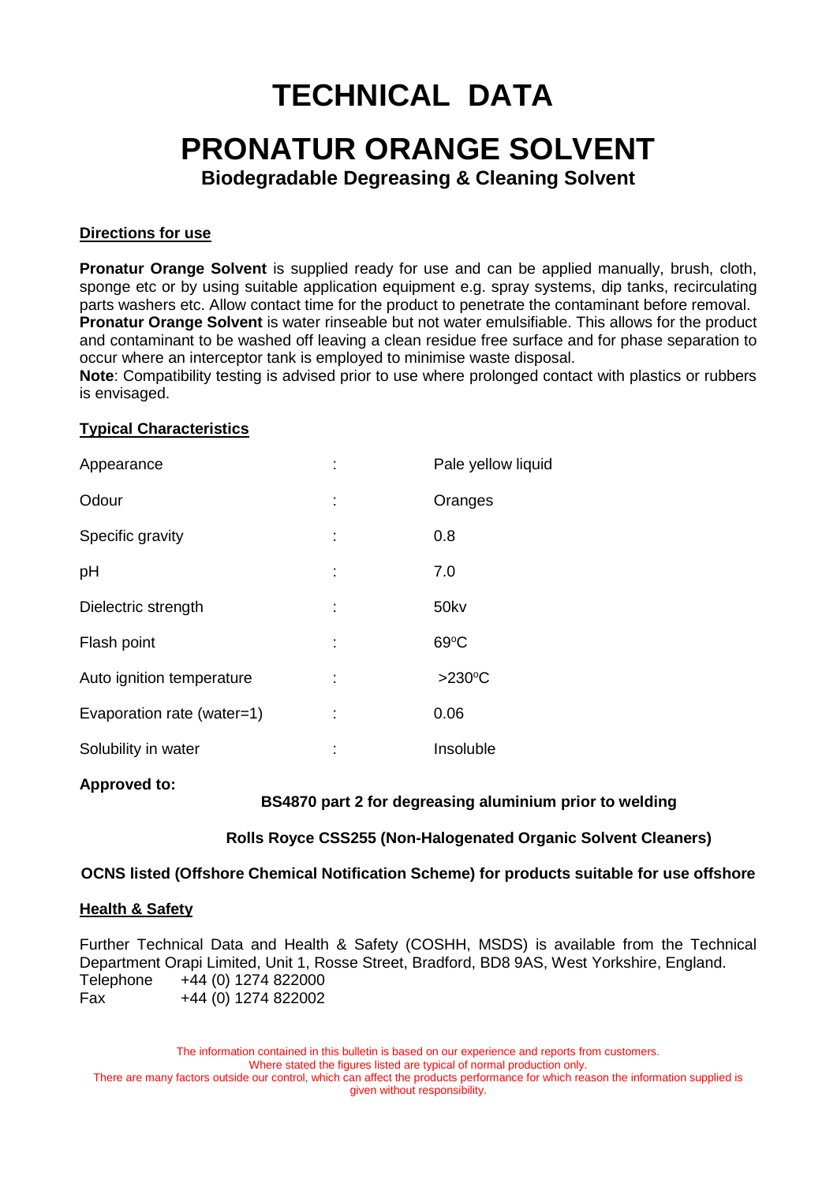# TECHNICAL DATA

# PRONATUR ORANGE SOLVENT

### Biodegradable Degreasing & Cleaning Solvent

**Directions for use**

**Pronatur Orange Solvent** is supplied ready for use and can be applied manually, brush, cloth, sponge etc or by using suitable application equipment e.g. spray systems, dip tanks, recirculating parts washers etc. Allow contact time for the product to penetrate the contaminant before removal.
**Pronatur Orange Solvent** is water rinseable but not water emulsifiable. This allows for the product and contaminant to be washed off leaving a clean residue free surface and for phase separation to occur where an interceptor tank is employed to minimise waste disposal.
**Note**: Compatibility testing is advised prior to use where prolonged contact with plastics or rubbers is envisaged.

**Typical Characteristics**

| | | |
|---|---|---|
| Appearance | : | Pale yellow liquid |
| Odour | : | Oranges |
| Specific gravity | : | 0.8 |
| pH | : | 7.0 |
| Dielectric strength | : | 50kv |
| Flash point | : | 69ºC |
| Auto ignition temperature | : | >230ºC |
| Evaporation rate (water=1) | : | 0.06 |
| Solubility in water | : | Insoluble |

**Approved to:**

**BS4870 part 2 for degreasing aluminium prior to welding**

**Rolls Royce CSS255 (Non-Halogenated Organic Solvent Cleaners)**

**OCNS listed (Offshore Chemical Notification Scheme) for products suitable for use offshore**

**Health & Safety**

Further Technical Data and Health & Safety (COSHH, MSDS) is available from the Technical Department Orapi Limited, Unit 1, Rosse Street, Bradford, BD8 9AS, West Yorkshire, England.
Telephone +44 (0) 1274 822000
Fax +44 (0) 1274 822002

The information contained in this bulletin is based on our experience and reports from customers.
Where stated the figures listed are typical of normal production only.
There are many factors outside our control, which can affect the products performance for which reason the information supplied is given without responsibility.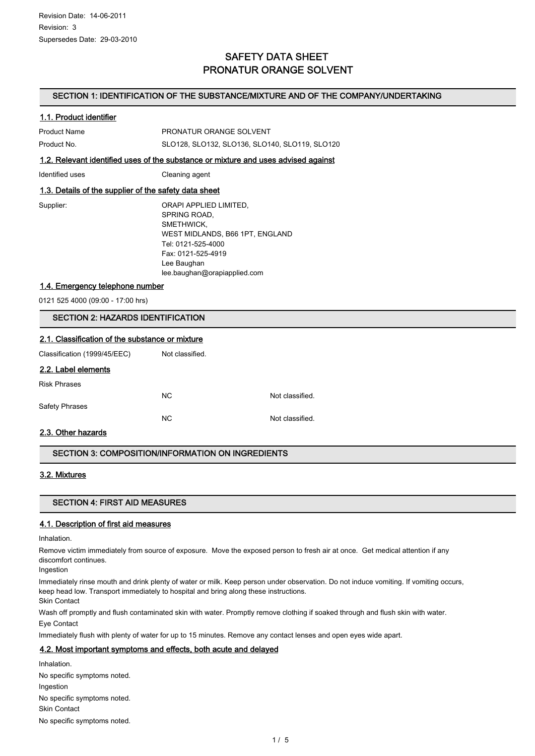Revision Date: 14-06-2011
Revision: 3
Supersedes Date: 29-03-2010

# SAFETY DATA SHEET
# PRONATUR ORANGE SOLVENT

## SECTION 1: IDENTIFICATION OF THE SUBSTANCE/MIXTURE AND OF THE COMPANY/UNDERTAKING

### 1.1. Product identifier

| | |
|---|---|
| Product Name | PRONATUR ORANGE SOLVENT |
| Product No. | SLO128, SLO132, SLO136, SLO140, SLO119, SLO120 |

### 1.2. Relevant identified uses of the substance or mixture and uses advised against

| | |
|---|---|
| Identified uses | Cleaning agent |

### 1.3. Details of the supplier of the safety data sheet

Supplier:

ORAPI APPLIED LIMITED,
SPRING ROAD,
SMETHWICK,
WEST MIDLANDS, B66 1PT, ENGLAND
Tel: 0121-525-4000
Fax: 0121-525-4919
Lee Baughan
lee.baughan@orapiapplied.com

### 1.4. Emergency telephone number

0121 525 4000 (09:00 - 17:00 hrs)

## SECTION 2: HAZARDS IDENTIFICATION

### 2.1. Classification of the substance or mixture

| | |
|---|---|
| Classification (1999/45/EEC) | Not classified. |

### 2.2. Label elements

| | | |
|---|---|---|
| Risk Phrases | | |
| | NC | Not classified. |
| Safety Phrases | | |
| | NC | Not classified. |

### 2.3. Other hazards

## SECTION 3: COMPOSITION/INFORMATION ON INGREDIENTS

### 3.2. Mixtures

## SECTION 4: FIRST AID MEASURES

### 4.1. Description of first aid measures

Inhalation.

Remove victim immediately from source of exposure. Move the exposed person to fresh air at once. Get medical attention if any discomfort continues.

Ingestion

Immediately rinse mouth and drink plenty of water or milk. Keep person under observation. Do not induce vomiting. If vomiting occurs, keep head low. Transport immediately to hospital and bring along these instructions.

Skin Contact

Wash off promptly and flush contaminated skin with water. Promptly remove clothing if soaked through and flush skin with water.

Eye Contact

Immediately flush with plenty of water for up to 15 minutes. Remove any contact lenses and open eyes wide apart.

### 4.2. Most important symptoms and effects, both acute and delayed

Inhalation.

No specific symptoms noted.

Ingestion

No specific symptoms noted.

Skin Contact

No specific symptoms noted.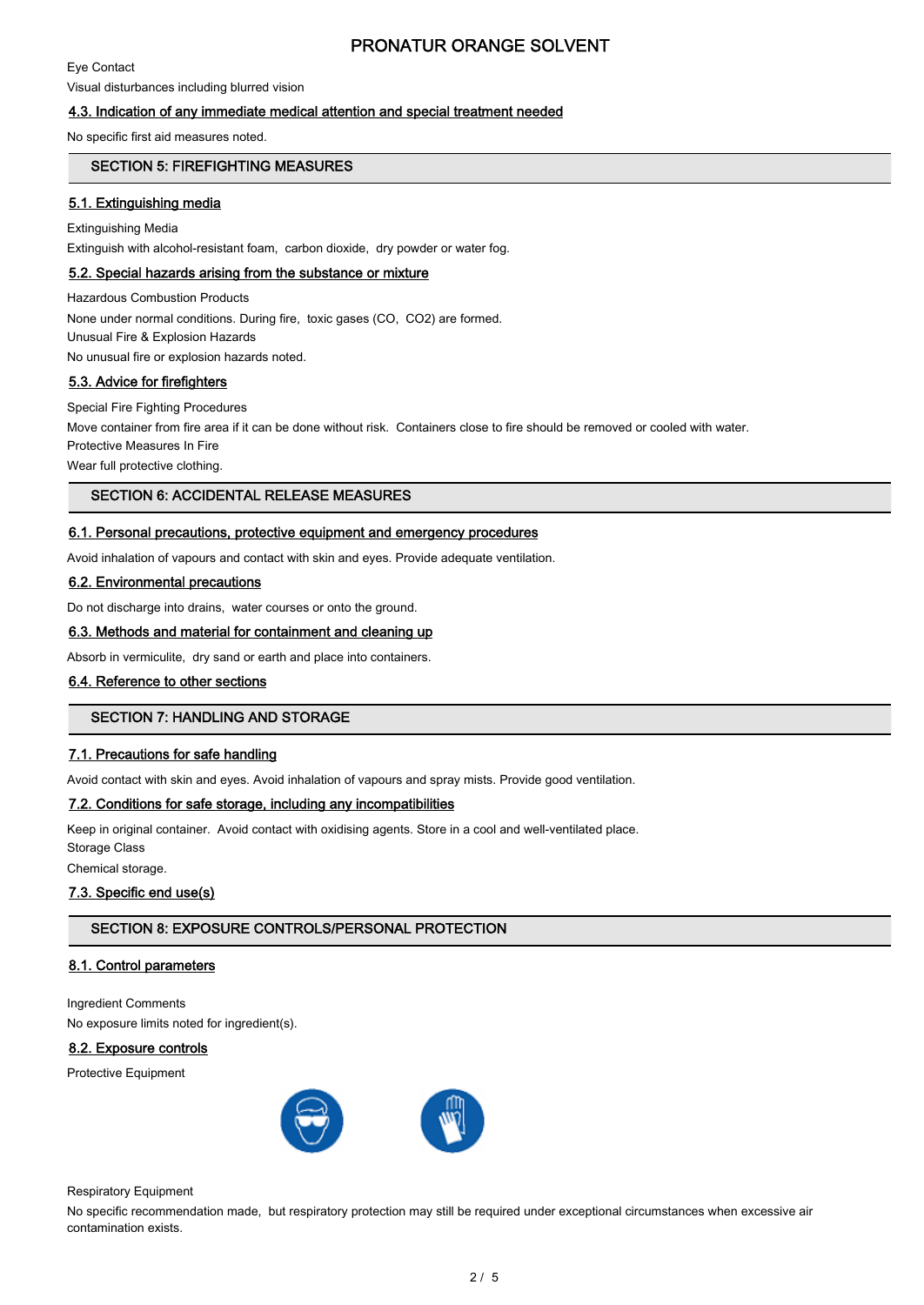Eye Contact

Visual disturbances including blurred vision

### 4.3. Indication of any immediate medical attention and special treatment needed

No specific first aid measures noted.

## SECTION 5: FIREFIGHTING MEASURES

### 5.1. Extinguishing media

Extinguishing Media

Extinguish with alcohol-resistant foam, carbon dioxide, dry powder or water fog.

### 5.2. Special hazards arising from the substance or mixture

Hazardous Combustion Products

None under normal conditions. During fire, toxic gases (CO, $CO_2$) are formed.

Unusual Fire & Explosion Hazards

No unusual fire or explosion hazards noted.

### 5.3. Advice for firefighters

Special Fire Fighting Procedures

Move container from fire area if it can be done without risk. Containers close to fire should be removed or cooled with water.

Protective Measures In Fire

Wear full protective clothing.

## SECTION 6: ACCIDENTAL RELEASE MEASURES

### 6.1. Personal precautions, protective equipment and emergency procedures

Avoid inhalation of vapours and contact with skin and eyes. Provide adequate ventilation.

### 6.2. Environmental precautions

Do not discharge into drains, water courses or onto the ground.

### 6.3. Methods and material for containment and cleaning up

Absorb in vermiculite, dry sand or earth and place into containers.

### 6.4. Reference to other sections

## SECTION 7: HANDLING AND STORAGE

### 7.1. Precautions for safe handling

Avoid contact with skin and eyes. Avoid inhalation of vapours and spray mists. Provide good ventilation.

### 7.2. Conditions for safe storage, including any incompatibilities

Keep in original container. Avoid contact with oxidising agents. Store in a cool and well-ventilated place.

Storage Class

Chemical storage.

### 7.3. Specific end use(s)

## SECTION 8: EXPOSURE CONTROLS/PERSONAL PROTECTION

### 8.1. Control parameters

Ingredient Comments

No exposure limits noted for ingredient(s).

### 8.2. Exposure controls

Protective Equipment

Respiratory Equipment

No specific recommendation made, but respiratory protection may still be required under exceptional circumstances when excessive air contamination exists.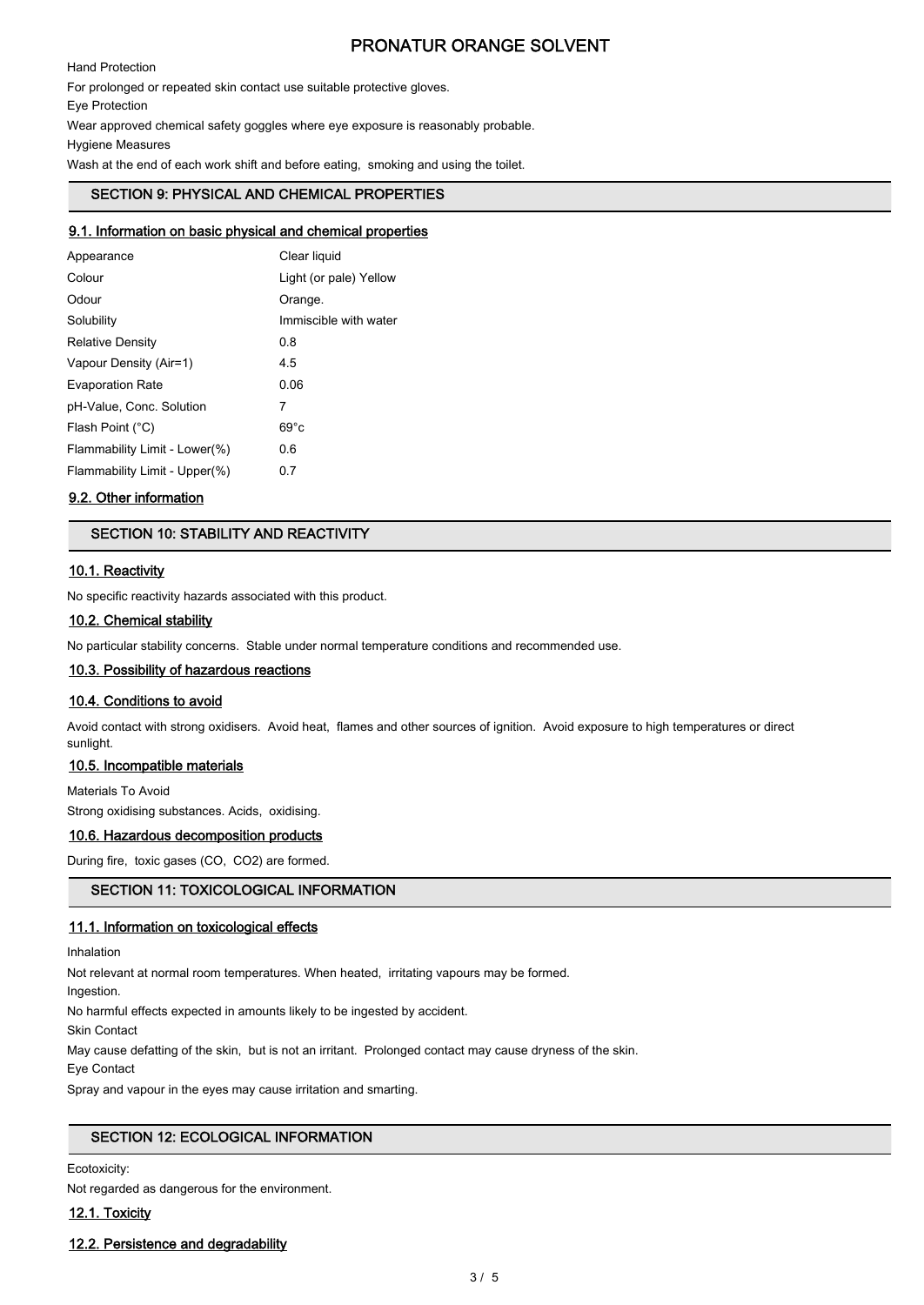Hand Protection

For prolonged or repeated skin contact use suitable protective gloves.

Eye Protection

Wear approved chemical safety goggles where eye exposure is reasonably probable.

Hygiene Measures

Wash at the end of each work shift and before eating, smoking and using the toilet.

## SECTION 9: PHYSICAL AND CHEMICAL PROPERTIES

### 9.1. Information on basic physical and chemical properties

| | |
|---|---|
| Appearance | Clear liquid |
| Colour | Light (or pale) Yellow |
| Odour | Orange. |
| Solubility | Immiscible with water |
| Relative Density | 0.8 |
| Vapour Density (Air=1) | 4.5 |
| Evaporation Rate | 0.06 |
| pH-Value, Conc. Solution | 7 |
| Flash Point (°C) | 69°c |
| Flammability Limit - Lower(%) | 0.6 |
| Flammability Limit - Upper(%) | 0.7 |

### 9.2. Other information

## SECTION 10: STABILITY AND REACTIVITY

### 10.1. Reactivity

No specific reactivity hazards associated with this product.

### 10.2. Chemical stability

No particular stability concerns. Stable under normal temperature conditions and recommended use.

### 10.3. Possibility of hazardous reactions

### 10.4. Conditions to avoid

Avoid contact with strong oxidisers. Avoid heat, flames and other sources of ignition. Avoid exposure to high temperatures or direct sunlight.

### 10.5. Incompatible materials

Materials To Avoid

Strong oxidising substances. Acids, oxidising.

### 10.6. Hazardous decomposition products

During fire, toxic gases (CO, $CO_2$) are formed.

## SECTION 11: TOXICOLOGICAL INFORMATION

### 11.1. Information on toxicological effects

Inhalation

Not relevant at normal room temperatures. When heated, irritating vapours may be formed.

Ingestion.

No harmful effects expected in amounts likely to be ingested by accident.

Skin Contact

May cause defatting of the skin, but is not an irritant. Prolonged contact may cause dryness of the skin.

Eye Contact

Spray and vapour in the eyes may cause irritation and smarting.

## SECTION 12: ECOLOGICAL INFORMATION

Ecotoxicity:

Not regarded as dangerous for the environment.

### 12.1. Toxicity

### 12.2. Persistence and degradability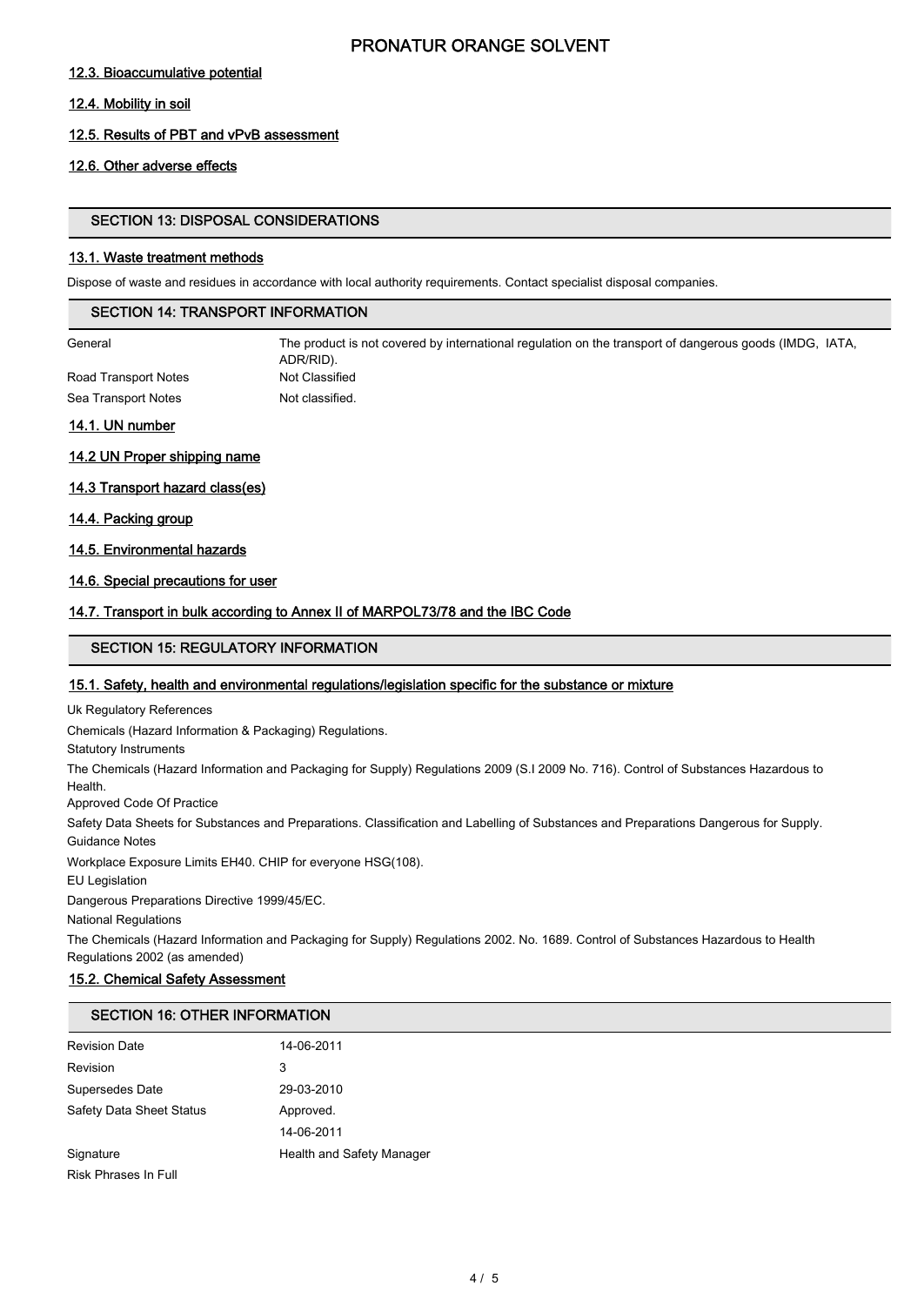### 12.3. Bioaccumulative potential

### 12.4. Mobility in soil

### 12.5. Results of PBT and vPvB assessment

### 12.6. Other adverse effects

## SECTION 13: DISPOSAL CONSIDERATIONS

### 13.1. Waste treatment methods

Dispose of waste and residues in accordance with local authority requirements. Contact specialist disposal companies.

## SECTION 14: TRANSPORT INFORMATION

| | |
|---|---|
| General | The product is not covered by international regulation on the transport of dangerous goods (IMDG, IATA, ADR/RID). |
| Road Transport Notes | Not Classified |
| Sea Transport Notes | Not classified. |

### 14.1. UN number

### 14.2 UN Proper shipping name

### 14.3 Transport hazard class(es)

### 14.4. Packing group

### 14.5. Environmental hazards

### 14.6. Special precautions for user

### 14.7. Transport in bulk according to Annex II of MARPOL73/78 and the IBC Code

## SECTION 15: REGULATORY INFORMATION

### 15.1. Safety, health and environmental regulations/legislation specific for the substance or mixture

Uk Regulatory References

Chemicals (Hazard Information & Packaging) Regulations.

Statutory Instruments

The Chemicals (Hazard Information and Packaging for Supply) Regulations 2009 (S.I 2009 No. 716). Control of Substances Hazardous to Health.

Approved Code Of Practice

Safety Data Sheets for Substances and Preparations. Classification and Labelling of Substances and Preparations Dangerous for Supply.

Guidance Notes

Workplace Exposure Limits EH40. CHIP for everyone HSG(108).

EU Legislation

Dangerous Preparations Directive 1999/45/EC.

National Regulations

The Chemicals (Hazard Information and Packaging for Supply) Regulations 2002. No. 1689. Control of Substances Hazardous to Health Regulations 2002 (as amended)

### 15.2. Chemical Safety Assessment

## SECTION 16: OTHER INFORMATION

| | |
|---|---|
| Revision Date | 14-06-2011 |
| Revision | 3 |
| Supersedes Date | 29-03-2010 |
| Safety Data Sheet Status | Approved. |
| | 14-06-2011 |
| Signature | Health and Safety Manager |
| Risk Phrases In Full | |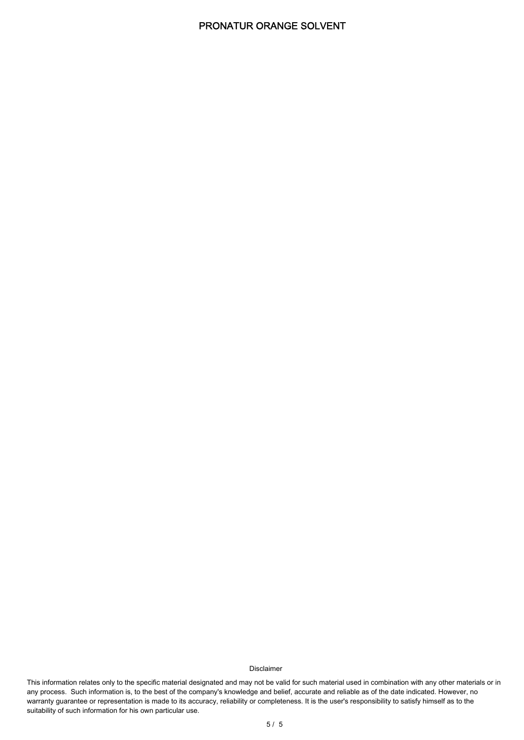Disclaimer

This information relates only to the specific material designated and may not be valid for such material used in combination with any other materials or in any process. Such information is, to the best of the company's knowledge and belief, accurate and reliable as of the date indicated. However, no warranty guarantee or representation is made to its accuracy, reliability or completeness. It is the user's responsibility to satisfy himself as to the suitability of such information for his own particular use.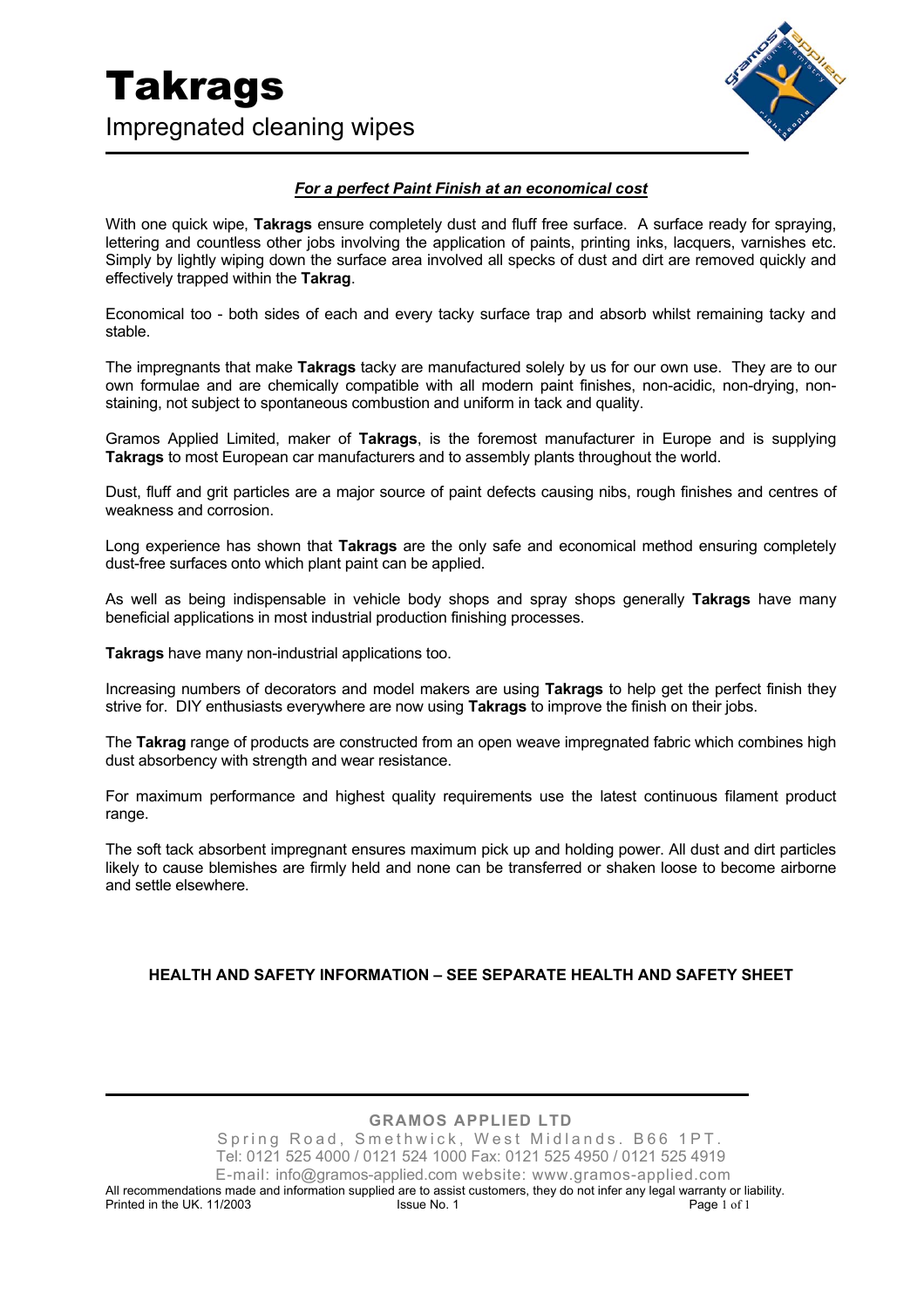# Takrags

Impregnated cleaning wipes

***For a perfect Paint Finish at an economical cost***

With one quick wipe, **Takrags** ensure completely dust and fluff free surface. A surface ready for spraying, lettering and countless other jobs involving the application of paints, printing inks, lacquers, varnishes etc. Simply by lightly wiping down the surface area involved all specks of dust and dirt are removed quickly and effectively trapped within the **Takrag**.

Economical too - both sides of each and every tacky surface trap and absorb whilst remaining tacky and stable.

The impregnants that make **Takrags** tacky are manufactured solely by us for our own use. They are to our own formulae and are chemically compatible with all modern paint finishes, non-acidic, non-drying, non-staining, not subject to spontaneous combustion and uniform in tack and quality.

Gramos Applied Limited, maker of **Takrags**, is the foremost manufacturer in Europe and is supplying **Takrags** to most European car manufacturers and to assembly plants throughout the world.

Dust, fluff and grit particles are a major source of paint defects causing nibs, rough finishes and centres of weakness and corrosion.

Long experience has shown that **Takrags** are the only safe and economical method ensuring completely dust-free surfaces onto which plant paint can be applied.

As well as being indispensable in vehicle body shops and spray shops generally **Takrags** have many beneficial applications in most industrial production finishing processes.

**Takrags** have many non-industrial applications too.

Increasing numbers of decorators and model makers are using **Takrags** to help get the perfect finish they strive for. DIY enthusiasts everywhere are now using **Takrags** to improve the finish on their jobs.

The **Takrag** range of products are constructed from an open weave impregnated fabric which combines high dust absorbency with strength and wear resistance.

For maximum performance and highest quality requirements use the latest continuous filament product range.

The soft tack absorbent impregnant ensures maximum pick up and holding power. All dust and dirt particles likely to cause blemishes are firmly held and none can be transferred or shaken loose to become airborne and settle elsewhere.

**HEALTH AND SAFETY INFORMATION – SEE SEPARATE HEALTH AND SAFETY SHEET**

**GRAMOS APPLIED LTD**

Spring Road, Smethwick, West Midlands. B66 1PT.

Tel: 0121 525 4000 / 0121 524 1000 Fax: 0121 525 4950 / 0121 525 4919

E-mail: info@gramos-applied.com website: www.gramos-applied.com

All recommendations made and information supplied are to assist customers, they do not infer any legal warranty or liability.

Printed in the UK. 11/2003 Issue No. 1